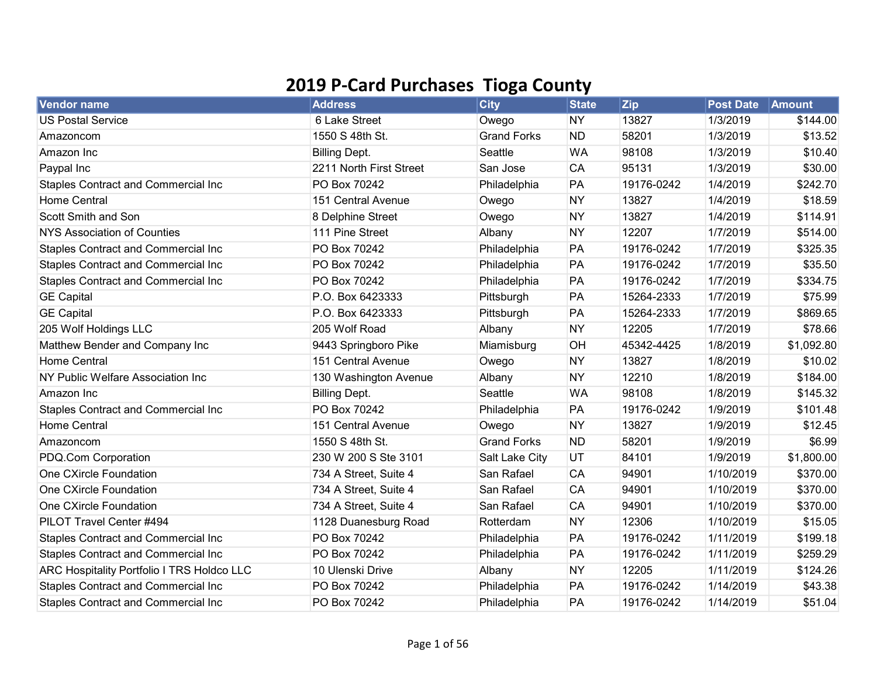# 2019 P-Card Purchases Tioga County

| Vendor name | Address | City | State | Zip | Post Date | Amount |
|---|---|---|---|---|---|---|
| US Postal Service | 6 Lake Street | Owego | NY | 13827 | 1/3/2019 | $144.00 |
| Amazoncom | 1550 S 48th St. | Grand Forks | ND | 58201 | 1/3/2019 | $13.52 |
| Amazon Inc | Billing Dept. | Seattle | WA | 98108 | 1/3/2019 | $10.40 |
| Paypal Inc | 2211 North First Street | San Jose | CA | 95131 | 1/3/2019 | $30.00 |
| Staples Contract and Commercial Inc | PO Box 70242 | Philadelphia | PA | 19176-0242 | 1/4/2019 | $242.70 |
| Home Central | 151 Central Avenue | Owego | NY | 13827 | 1/4/2019 | $18.59 |
| Scott Smith and Son | 8 Delphine Street | Owego | NY | 13827 | 1/4/2019 | $114.91 |
| NYS Association of Counties | 111 Pine Street | Albany | NY | 12207 | 1/7/2019 | $514.00 |
| Staples Contract and Commercial Inc | PO Box 70242 | Philadelphia | PA | 19176-0242 | 1/7/2019 | $325.35 |
| Staples Contract and Commercial Inc | PO Box 70242 | Philadelphia | PA | 19176-0242 | 1/7/2019 | $35.50 |
| Staples Contract and Commercial Inc | PO Box 70242 | Philadelphia | PA | 19176-0242 | 1/7/2019 | $334.75 |
| GE Capital | P.O. Box 6423333 | Pittsburgh | PA | 15264-2333 | 1/7/2019 | $75.99 |
| GE Capital | P.O. Box 6423333 | Pittsburgh | PA | 15264-2333 | 1/7/2019 | $869.65 |
| 205 Wolf Holdings LLC | 205 Wolf Road | Albany | NY | 12205 | 1/7/2019 | $78.66 |
| Matthew Bender and Company Inc | 9443 Springboro Pike | Miamisburg | OH | 45342-4425 | 1/8/2019 | $1,092.80 |
| Home Central | 151 Central Avenue | Owego | NY | 13827 | 1/8/2019 | $10.02 |
| NY Public Welfare Association Inc | 130 Washington Avenue | Albany | NY | 12210 | 1/8/2019 | $184.00 |
| Amazon Inc | Billing Dept. | Seattle | WA | 98108 | 1/8/2019 | $145.32 |
| Staples Contract and Commercial Inc | PO Box 70242 | Philadelphia | PA | 19176-0242 | 1/9/2019 | $101.48 |
| Home Central | 151 Central Avenue | Owego | NY | 13827 | 1/9/2019 | $12.45 |
| Amazoncom | 1550 S 48th St. | Grand Forks | ND | 58201 | 1/9/2019 | $6.99 |
| PDQ.Com Corporation | 230 W 200 S Ste 3101 | Salt Lake City | UT | 84101 | 1/9/2019 | $1,800.00 |
| One CXircle Foundation | 734 A Street, Suite 4 | San Rafael | CA | 94901 | 1/10/2019 | $370.00 |
| One CXircle Foundation | 734 A Street, Suite 4 | San Rafael | CA | 94901 | 1/10/2019 | $370.00 |
| One CXircle Foundation | 734 A Street, Suite 4 | San Rafael | CA | 94901 | 1/10/2019 | $370.00 |
| PILOT Travel Center #494 | 1128 Duanesburg Road | Rotterdam | NY | 12306 | 1/10/2019 | $15.05 |
| Staples Contract and Commercial Inc | PO Box 70242 | Philadelphia | PA | 19176-0242 | 1/11/2019 | $199.18 |
| Staples Contract and Commercial Inc | PO Box 70242 | Philadelphia | PA | 19176-0242 | 1/11/2019 | $259.29 |
| ARC Hospitality Portfolio I TRS Holdco LLC | 10 Ulenski Drive | Albany | NY | 12205 | 1/11/2019 | $124.26 |
| Staples Contract and Commercial Inc | PO Box 70242 | Philadelphia | PA | 19176-0242 | 1/14/2019 | $43.38 |
| Staples Contract and Commercial Inc | PO Box 70242 | Philadelphia | PA | 19176-0242 | 1/14/2019 | $51.04 |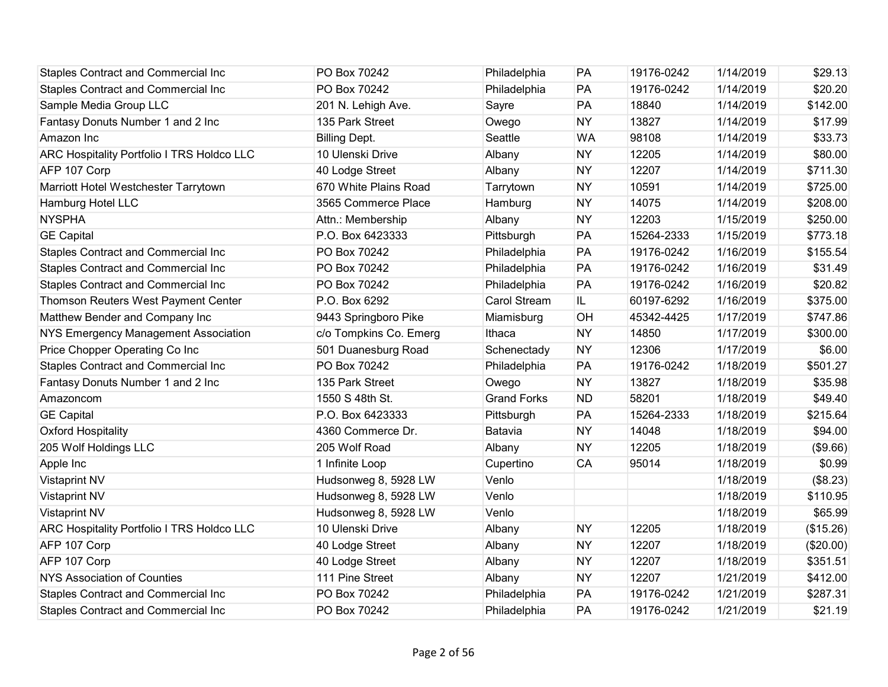| | | | | | | |
|---|---|---|---|---|---|---|
| Staples Contract and Commercial Inc | PO Box 70242 | Philadelphia | PA | 19176-0242 | 1/14/2019 | $29.13 |
| Staples Contract and Commercial Inc | PO Box 70242 | Philadelphia | PA | 19176-0242 | 1/14/2019 | $20.20 |
| Sample Media Group LLC | 201 N. Lehigh Ave. | Sayre | PA | 18840 | 1/14/2019 | $142.00 |
| Fantasy Donuts Number 1 and 2 Inc | 135 Park Street | Owego | NY | 13827 | 1/14/2019 | $17.99 |
| Amazon Inc | Billing Dept. | Seattle | WA | 98108 | 1/14/2019 | $33.73 |
| ARC Hospitality Portfolio I TRS Holdco LLC | 10 Ulenski Drive | Albany | NY | 12205 | 1/14/2019 | $80.00 |
| AFP 107 Corp | 40 Lodge Street | Albany | NY | 12207 | 1/14/2019 | $711.30 |
| Marriott Hotel Westchester Tarrytown | 670 White Plains Road | Tarrytown | NY | 10591 | 1/14/2019 | $725.00 |
| Hamburg Hotel LLC | 3565 Commerce Place | Hamburg | NY | 14075 | 1/14/2019 | $208.00 |
| NYSPHA | Attn.: Membership | Albany | NY | 12203 | 1/15/2019 | $250.00 |
| GE Capital | P.O. Box 6423333 | Pittsburgh | PA | 15264-2333 | 1/15/2019 | $773.18 |
| Staples Contract and Commercial Inc | PO Box 70242 | Philadelphia | PA | 19176-0242 | 1/16/2019 | $155.54 |
| Staples Contract and Commercial Inc | PO Box 70242 | Philadelphia | PA | 19176-0242 | 1/16/2019 | $31.49 |
| Staples Contract and Commercial Inc | PO Box 70242 | Philadelphia | PA | 19176-0242 | 1/16/2019 | $20.82 |
| Thomson Reuters West Payment Center | P.O. Box 6292 | Carol Stream | IL | 60197-6292 | 1/16/2019 | $375.00 |
| Matthew Bender and Company Inc | 9443 Springboro Pike | Miamisburg | OH | 45342-4425 | 1/17/2019 | $747.86 |
| NYS Emergency Management Association | c/o Tompkins Co. Emerg | Ithaca | NY | 14850 | 1/17/2019 | $300.00 |
| Price Chopper Operating Co Inc | 501 Duanesburg Road | Schenectady | NY | 12306 | 1/17/2019 | $6.00 |
| Staples Contract and Commercial Inc | PO Box 70242 | Philadelphia | PA | 19176-0242 | 1/18/2019 | $501.27 |
| Fantasy Donuts Number 1 and 2 Inc | 135 Park Street | Owego | NY | 13827 | 1/18/2019 | $35.98 |
| Amazoncom | 1550 S 48th St. | Grand Forks | ND | 58201 | 1/18/2019 | $49.40 |
| GE Capital | P.O. Box 6423333 | Pittsburgh | PA | 15264-2333 | 1/18/2019 | $215.64 |
| Oxford Hospitality | 4360 Commerce Dr. | Batavia | NY | 14048 | 1/18/2019 | $94.00 |
| 205 Wolf Holdings LLC | 205 Wolf Road | Albany | NY | 12205 | 1/18/2019 | ($9.66) |
| Apple Inc | 1 Infinite Loop | Cupertino | CA | 95014 | 1/18/2019 | $0.99 |
| Vistaprint NV | Hudsonweg 8, 5928 LW | Venlo | | | 1/18/2019 | ($8.23) |
| Vistaprint NV | Hudsonweg 8, 5928 LW | Venlo | | | 1/18/2019 | $110.95 |
| Vistaprint NV | Hudsonweg 8, 5928 LW | Venlo | | | 1/18/2019 | $65.99 |
| ARC Hospitality Portfolio I TRS Holdco LLC | 10 Ulenski Drive | Albany | NY | 12205 | 1/18/2019 | ($15.26) |
| AFP 107 Corp | 40 Lodge Street | Albany | NY | 12207 | 1/18/2019 | ($20.00) |
| AFP 107 Corp | 40 Lodge Street | Albany | NY | 12207 | 1/18/2019 | $351.51 |
| NYS Association of Counties | 111 Pine Street | Albany | NY | 12207 | 1/21/2019 | $412.00 |
| Staples Contract and Commercial Inc | PO Box 70242 | Philadelphia | PA | 19176-0242 | 1/21/2019 | $287.31 |
| Staples Contract and Commercial Inc | PO Box 70242 | Philadelphia | PA | 19176-0242 | 1/21/2019 | $21.19 |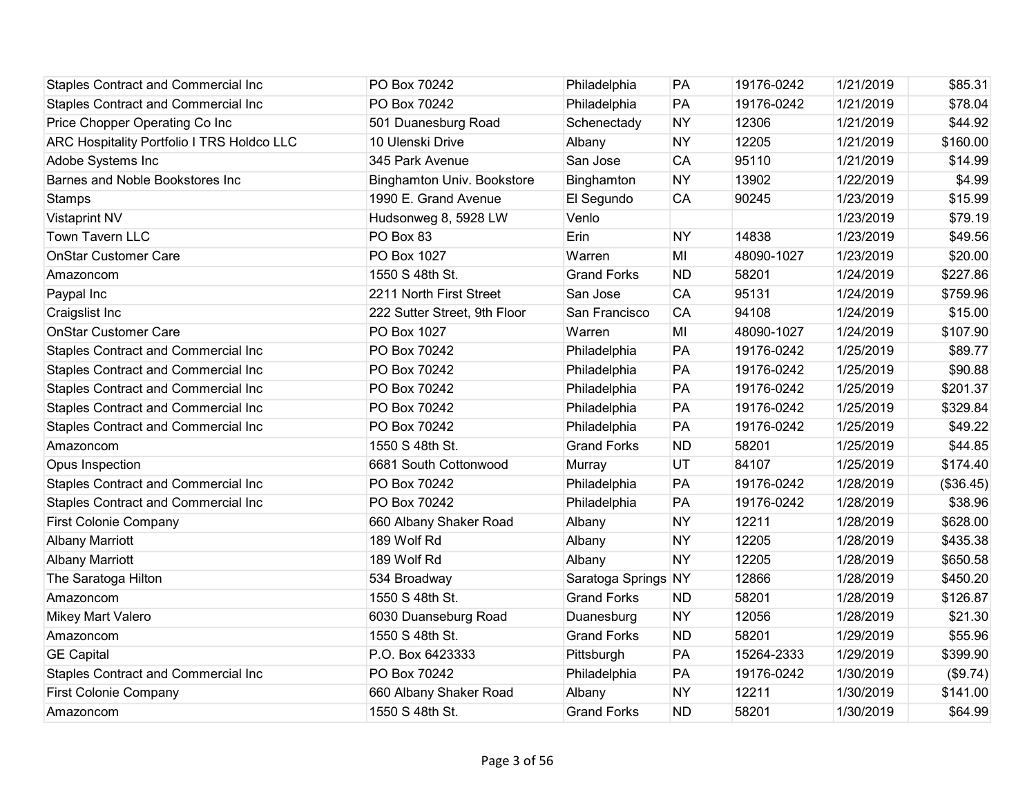| | | | | | | |
|---|---|---|---|---|---|---|
| Staples Contract and Commercial Inc | PO Box 70242 | Philadelphia | PA | 19176-0242 | 1/21/2019 | $85.31 |
| Staples Contract and Commercial Inc | PO Box 70242 | Philadelphia | PA | 19176-0242 | 1/21/2019 | $78.04 |
| Price Chopper Operating Co Inc | 501 Duanesburg Road | Schenectady | NY | 12306 | 1/21/2019 | $44.92 |
| ARC Hospitality Portfolio I TRS Holdco LLC | 10 Ulenski Drive | Albany | NY | 12205 | 1/21/2019 | $160.00 |
| Adobe Systems Inc | 345 Park Avenue | San Jose | CA | 95110 | 1/21/2019 | $14.99 |
| Barnes and Noble Bookstores Inc | Binghamton Univ. Bookstore | Binghamton | NY | 13902 | 1/22/2019 | $4.99 |
| Stamps | 1990 E. Grand Avenue | El Segundo | CA | 90245 | 1/23/2019 | $15.99 |
| Vistaprint NV | Hudsonweg 8, 5928 LW | Venlo | | | 1/23/2019 | $79.19 |
| Town Tavern LLC | PO Box 83 | Erin | NY | 14838 | 1/23/2019 | $49.56 |
| OnStar Customer Care | PO Box 1027 | Warren | MI | 48090-1027 | 1/23/2019 | $20.00 |
| Amazoncom | 1550 S 48th St. | Grand Forks | ND | 58201 | 1/24/2019 | $227.86 |
| Paypal Inc | 2211 North First Street | San Jose | CA | 95131 | 1/24/2019 | $759.96 |
| Craigslist Inc | 222 Sutter Street, 9th Floor | San Francisco | CA | 94108 | 1/24/2019 | $15.00 |
| OnStar Customer Care | PO Box 1027 | Warren | MI | 48090-1027 | 1/24/2019 | $107.90 |
| Staples Contract and Commercial Inc | PO Box 70242 | Philadelphia | PA | 19176-0242 | 1/25/2019 | $89.77 |
| Staples Contract and Commercial Inc | PO Box 70242 | Philadelphia | PA | 19176-0242 | 1/25/2019 | $90.88 |
| Staples Contract and Commercial Inc | PO Box 70242 | Philadelphia | PA | 19176-0242 | 1/25/2019 | $201.37 |
| Staples Contract and Commercial Inc | PO Box 70242 | Philadelphia | PA | 19176-0242 | 1/25/2019 | $329.84 |
| Staples Contract and Commercial Inc | PO Box 70242 | Philadelphia | PA | 19176-0242 | 1/25/2019 | $49.22 |
| Amazoncom | 1550 S 48th St. | Grand Forks | ND | 58201 | 1/25/2019 | $44.85 |
| Opus Inspection | 6681 South Cottonwood | Murray | UT | 84107 | 1/25/2019 | $174.40 |
| Staples Contract and Commercial Inc | PO Box 70242 | Philadelphia | PA | 19176-0242 | 1/28/2019 | ($36.45) |
| Staples Contract and Commercial Inc | PO Box 70242 | Philadelphia | PA | 19176-0242 | 1/28/2019 | $38.96 |
| First Colonie Company | 660 Albany Shaker Road | Albany | NY | 12211 | 1/28/2019 | $628.00 |
| Albany Marriott | 189 Wolf Rd | Albany | NY | 12205 | 1/28/2019 | $435.38 |
| Albany Marriott | 189 Wolf Rd | Albany | NY | 12205 | 1/28/2019 | $650.58 |
| The Saratoga Hilton | 534 Broadway | Saratoga Springs | NY | 12866 | 1/28/2019 | $450.20 |
| Amazoncom | 1550 S 48th St. | Grand Forks | ND | 58201 | 1/28/2019 | $126.87 |
| Mikey Mart Valero | 6030 Duanseburg Road | Duanesburg | NY | 12056 | 1/28/2019 | $21.30 |
| Amazoncom | 1550 S 48th St. | Grand Forks | ND | 58201 | 1/29/2019 | $55.96 |
| GE Capital | P.O. Box 6423333 | Pittsburgh | PA | 15264-2333 | 1/29/2019 | $399.90 |
| Staples Contract and Commercial Inc | PO Box 70242 | Philadelphia | PA | 19176-0242 | 1/30/2019 | ($9.74) |
| First Colonie Company | 660 Albany Shaker Road | Albany | NY | 12211 | 1/30/2019 | $141.00 |
| Amazoncom | 1550 S 48th St. | Grand Forks | ND | 58201 | 1/30/2019 | $64.99 |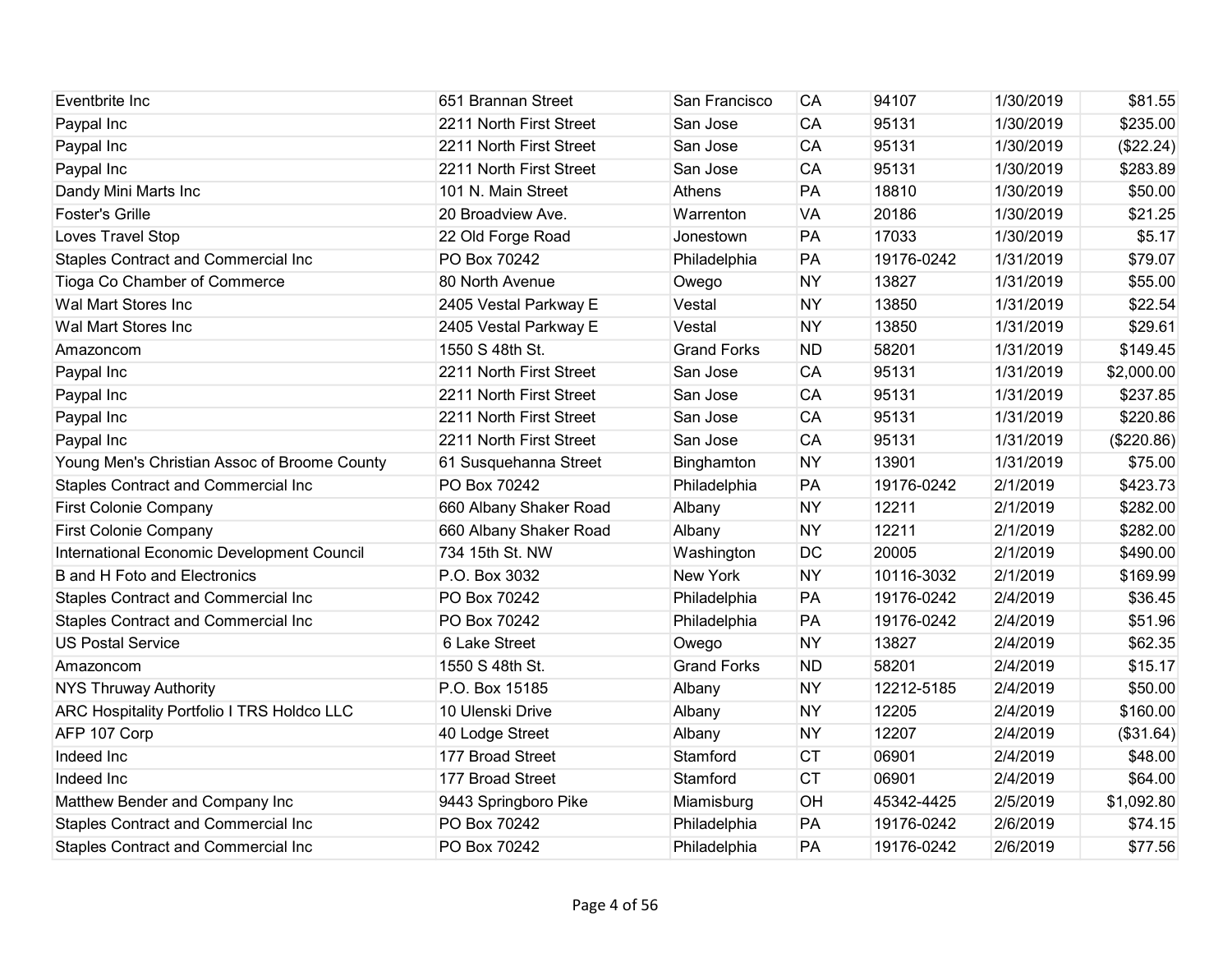| | | | | | | |
|---|---|---|---|---|---|---|
| Eventbrite Inc | 651 Brannan Street | San Francisco | CA | 94107 | 1/30/2019 | $81.55 |
| Paypal Inc | 2211 North First Street | San Jose | CA | 95131 | 1/30/2019 | $235.00 |
| Paypal Inc | 2211 North First Street | San Jose | CA | 95131 | 1/30/2019 | ($22.24) |
| Paypal Inc | 2211 North First Street | San Jose | CA | 95131 | 1/30/2019 | $283.89 |
| Dandy Mini Marts Inc | 101 N. Main Street | Athens | PA | 18810 | 1/30/2019 | $50.00 |
| Foster's Grille | 20 Broadview Ave. | Warrenton | VA | 20186 | 1/30/2019 | $21.25 |
| Loves Travel Stop | 22 Old Forge Road | Jonestown | PA | 17033 | 1/30/2019 | $5.17 |
| Staples Contract and Commercial Inc | PO Box 70242 | Philadelphia | PA | 19176-0242 | 1/31/2019 | $79.07 |
| Tioga Co Chamber of Commerce | 80 North Avenue | Owego | NY | 13827 | 1/31/2019 | $55.00 |
| Wal Mart Stores Inc | 2405 Vestal Parkway E | Vestal | NY | 13850 | 1/31/2019 | $22.54 |
| Wal Mart Stores Inc | 2405 Vestal Parkway E | Vestal | NY | 13850 | 1/31/2019 | $29.61 |
| Amazoncom | 1550 S 48th St. | Grand Forks | ND | 58201 | 1/31/2019 | $149.45 |
| Paypal Inc | 2211 North First Street | San Jose | CA | 95131 | 1/31/2019 | $2,000.00 |
| Paypal Inc | 2211 North First Street | San Jose | CA | 95131 | 1/31/2019 | $237.85 |
| Paypal Inc | 2211 North First Street | San Jose | CA | 95131 | 1/31/2019 | $220.86 |
| Paypal Inc | 2211 North First Street | San Jose | CA | 95131 | 1/31/2019 | ($220.86) |
| Young Men's Christian Assoc of Broome County | 61 Susquehanna Street | Binghamton | NY | 13901 | 1/31/2019 | $75.00 |
| Staples Contract and Commercial Inc | PO Box 70242 | Philadelphia | PA | 19176-0242 | 2/1/2019 | $423.73 |
| First Colonie Company | 660 Albany Shaker Road | Albany | NY | 12211 | 2/1/2019 | $282.00 |
| First Colonie Company | 660 Albany Shaker Road | Albany | NY | 12211 | 2/1/2019 | $282.00 |
| International Economic Development Council | 734 15th St. NW | Washington | DC | 20005 | 2/1/2019 | $490.00 |
| B and H Foto and Electronics | P.O. Box 3032 | New York | NY | 10116-3032 | 2/1/2019 | $169.99 |
| Staples Contract and Commercial Inc | PO Box 70242 | Philadelphia | PA | 19176-0242 | 2/4/2019 | $36.45 |
| Staples Contract and Commercial Inc | PO Box 70242 | Philadelphia | PA | 19176-0242 | 2/4/2019 | $51.96 |
| US Postal Service | 6 Lake Street | Owego | NY | 13827 | 2/4/2019 | $62.35 |
| Amazoncom | 1550 S 48th St. | Grand Forks | ND | 58201 | 2/4/2019 | $15.17 |
| NYS Thruway Authority | P.O. Box 15185 | Albany | NY | 12212-5185 | 2/4/2019 | $50.00 |
| ARC Hospitality Portfolio I TRS Holdco LLC | 10 Ulenski Drive | Albany | NY | 12205 | 2/4/2019 | $160.00 |
| AFP 107 Corp | 40 Lodge Street | Albany | NY | 12207 | 2/4/2019 | ($31.64) |
| Indeed Inc | 177 Broad Street | Stamford | CT | 06901 | 2/4/2019 | $48.00 |
| Indeed Inc | 177 Broad Street | Stamford | CT | 06901 | 2/4/2019 | $64.00 |
| Matthew Bender and Company Inc | 9443 Springboro Pike | Miamisburg | OH | 45342-4425 | 2/5/2019 | $1,092.80 |
| Staples Contract and Commercial Inc | PO Box 70242 | Philadelphia | PA | 19176-0242 | 2/6/2019 | $74.15 |
| Staples Contract and Commercial Inc | PO Box 70242 | Philadelphia | PA | 19176-0242 | 2/6/2019 | $77.56 |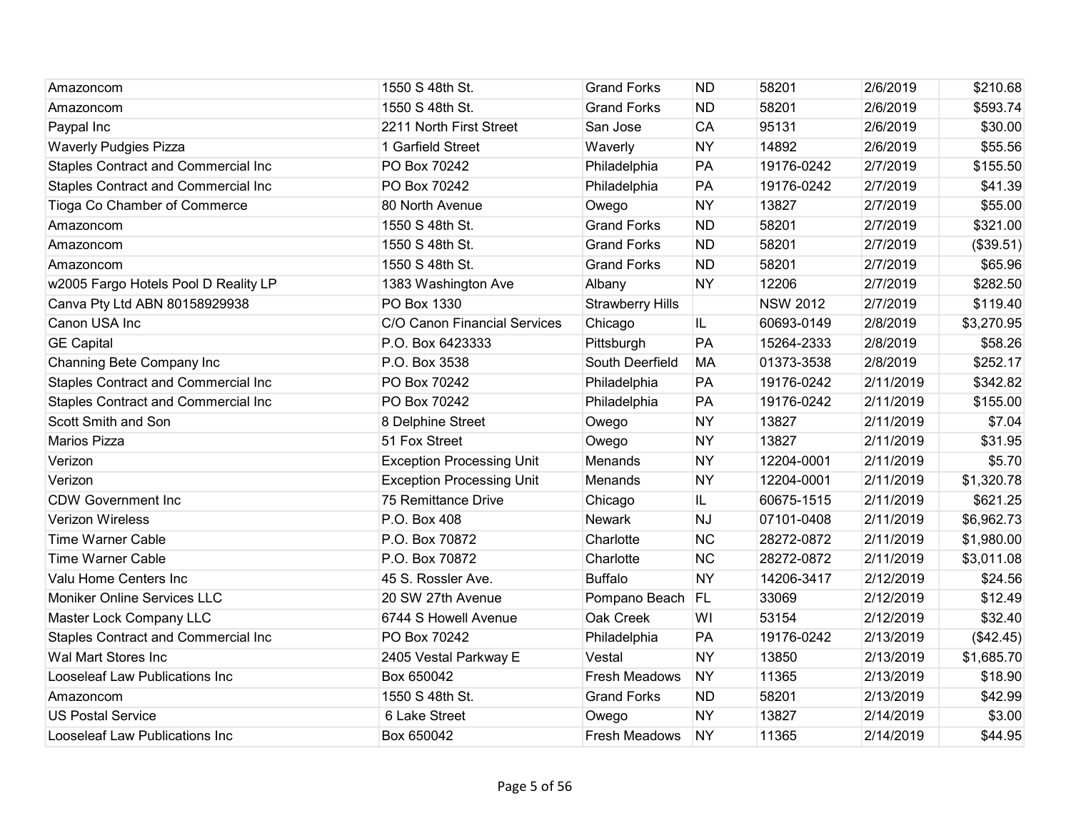| | | | | | | |
|---|---|---|---|---|---|---|
| Amazoncom | 1550 S 48th St. | Grand Forks | ND | 58201 | 2/6/2019 | $210.68 |
| Amazoncom | 1550 S 48th St. | Grand Forks | ND | 58201 | 2/6/2019 | $593.74 |
| Paypal Inc | 2211 North First Street | San Jose | CA | 95131 | 2/6/2019 | $30.00 |
| Waverly Pudgies Pizza | 1 Garfield Street | Waverly | NY | 14892 | 2/6/2019 | $55.56 |
| Staples Contract and Commercial Inc | PO Box 70242 | Philadelphia | PA | 19176-0242 | 2/7/2019 | $155.50 |
| Staples Contract and Commercial Inc | PO Box 70242 | Philadelphia | PA | 19176-0242 | 2/7/2019 | $41.39 |
| Tioga Co Chamber of Commerce | 80 North Avenue | Owego | NY | 13827 | 2/7/2019 | $55.00 |
| Amazoncom | 1550 S 48th St. | Grand Forks | ND | 58201 | 2/7/2019 | $321.00 |
| Amazoncom | 1550 S 48th St. | Grand Forks | ND | 58201 | 2/7/2019 | ($39.51) |
| Amazoncom | 1550 S 48th St. | Grand Forks | ND | 58201 | 2/7/2019 | $65.96 |
| w2005 Fargo Hotels Pool D Reality LP | 1383 Washington Ave | Albany | NY | 12206 | 2/7/2019 | $282.50 |
| Canva Pty Ltd ABN 80158929938 | PO Box 1330 | Strawberry Hills | | NSW 2012 | 2/7/2019 | $119.40 |
| Canon USA Inc | C/O Canon Financial Services | Chicago | IL | 60693-0149 | 2/8/2019 | $3,270.95 |
| GE Capital | P.O. Box 6423333 | Pittsburgh | PA | 15264-2333 | 2/8/2019 | $58.26 |
| Channing Bete Company Inc | P.O. Box 3538 | South Deerfield | MA | 01373-3538 | 2/8/2019 | $252.17 |
| Staples Contract and Commercial Inc | PO Box 70242 | Philadelphia | PA | 19176-0242 | 2/11/2019 | $342.82 |
| Staples Contract and Commercial Inc | PO Box 70242 | Philadelphia | PA | 19176-0242 | 2/11/2019 | $155.00 |
| Scott Smith and Son | 8 Delphine Street | Owego | NY | 13827 | 2/11/2019 | $7.04 |
| Marios Pizza | 51 Fox Street | Owego | NY | 13827 | 2/11/2019 | $31.95 |
| Verizon | Exception Processing Unit | Menands | NY | 12204-0001 | 2/11/2019 | $5.70 |
| Verizon | Exception Processing Unit | Menands | NY | 12204-0001 | 2/11/2019 | $1,320.78 |
| CDW Government Inc | 75 Remittance Drive | Chicago | IL | 60675-1515 | 2/11/2019 | $621.25 |
| Verizon Wireless | P.O. Box 408 | Newark | NJ | 07101-0408 | 2/11/2019 | $6,962.73 |
| Time Warner Cable | P.O. Box 70872 | Charlotte | NC | 28272-0872 | 2/11/2019 | $1,980.00 |
| Time Warner Cable | P.O. Box 70872 | Charlotte | NC | 28272-0872 | 2/11/2019 | $3,011.08 |
| Valu Home Centers Inc | 45 S. Rossler Ave. | Buffalo | NY | 14206-3417 | 2/12/2019 | $24.56 |
| Moniker Online Services LLC | 20 SW 27th Avenue | Pompano Beach | FL | 33069 | 2/12/2019 | $12.49 |
| Master Lock Company LLC | 6744 S Howell Avenue | Oak Creek | WI | 53154 | 2/12/2019 | $32.40 |
| Staples Contract and Commercial Inc | PO Box 70242 | Philadelphia | PA | 19176-0242 | 2/13/2019 | ($42.45) |
| Wal Mart Stores Inc | 2405 Vestal Parkway E | Vestal | NY | 13850 | 2/13/2019 | $1,685.70 |
| Looseleaf Law Publications Inc | Box 650042 | Fresh Meadows | NY | 11365 | 2/13/2019 | $18.90 |
| Amazoncom | 1550 S 48th St. | Grand Forks | ND | 58201 | 2/13/2019 | $42.99 |
| US Postal Service | 6 Lake Street | Owego | NY | 13827 | 2/14/2019 | $3.00 |
| Looseleaf Law Publications Inc | Box 650042 | Fresh Meadows | NY | 11365 | 2/14/2019 | $44.95 |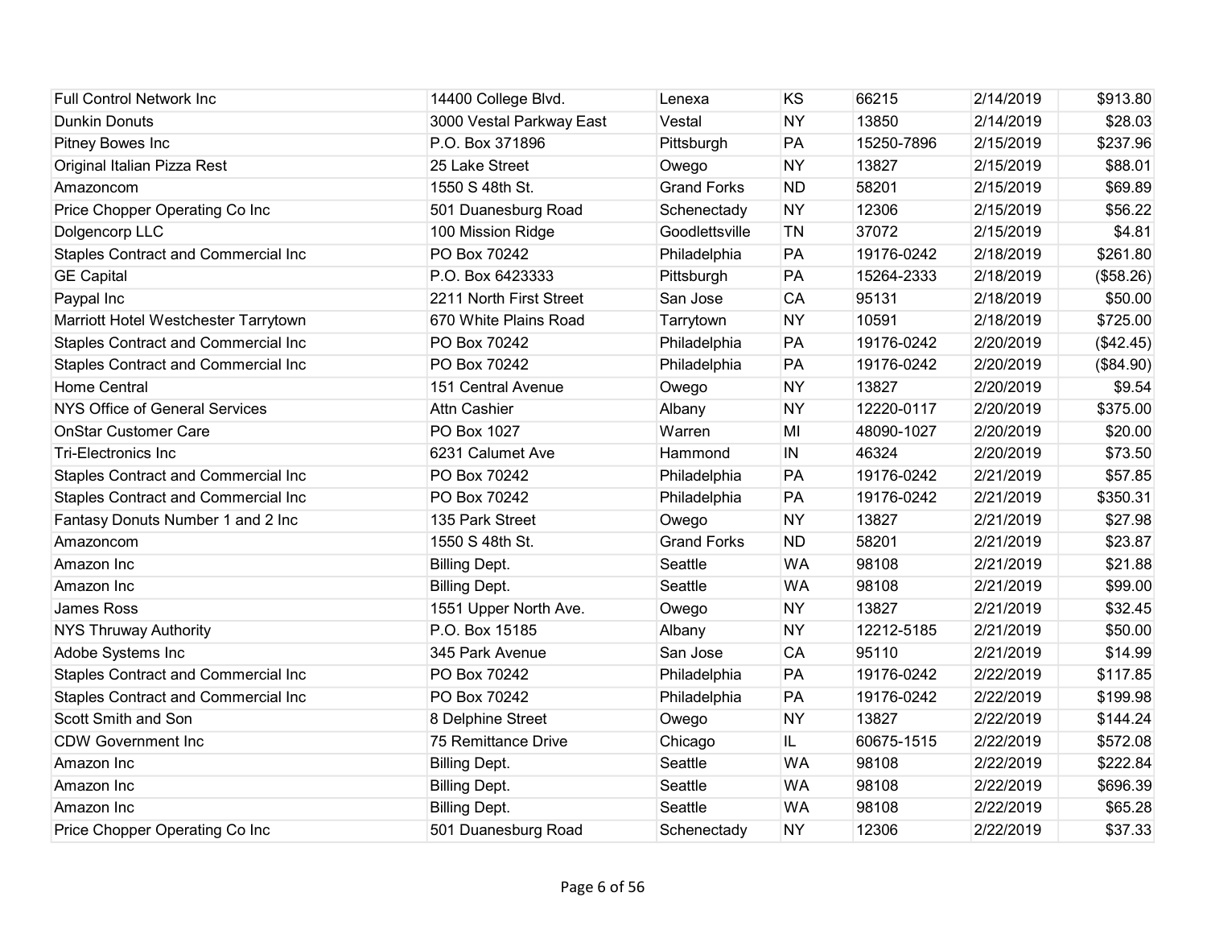| | | | | | | |
|---|---|---|---|---|---|---|
| Full Control Network Inc | 14400 College Blvd. | Lenexa | KS | 66215 | 2/14/2019 | $913.80 |
| Dunkin Donuts | 3000 Vestal Parkway East | Vestal | NY | 13850 | 2/14/2019 | $28.03 |
| Pitney Bowes Inc | P.O. Box 371896 | Pittsburgh | PA | 15250-7896 | 2/15/2019 | $237.96 |
| Original Italian Pizza Rest | 25 Lake Street | Owego | NY | 13827 | 2/15/2019 | $88.01 |
| Amazoncom | 1550 S 48th St. | Grand Forks | ND | 58201 | 2/15/2019 | $69.89 |
| Price Chopper Operating Co Inc | 501 Duanesburg Road | Schenectady | NY | 12306 | 2/15/2019 | $56.22 |
| Dolgencorp LLC | 100 Mission Ridge | Goodlettsville | TN | 37072 | 2/15/2019 | $4.81 |
| Staples Contract and Commercial Inc | PO Box 70242 | Philadelphia | PA | 19176-0242 | 2/18/2019 | $261.80 |
| GE Capital | P.O. Box 6423333 | Pittsburgh | PA | 15264-2333 | 2/18/2019 | ($58.26) |
| Paypal Inc | 2211 North First Street | San Jose | CA | 95131 | 2/18/2019 | $50.00 |
| Marriott Hotel Westchester Tarrytown | 670 White Plains Road | Tarrytown | NY | 10591 | 2/18/2019 | $725.00 |
| Staples Contract and Commercial Inc | PO Box 70242 | Philadelphia | PA | 19176-0242 | 2/20/2019 | ($42.45) |
| Staples Contract and Commercial Inc | PO Box 70242 | Philadelphia | PA | 19176-0242 | 2/20/2019 | ($84.90) |
| Home Central | 151 Central Avenue | Owego | NY | 13827 | 2/20/2019 | $9.54 |
| NYS Office of General Services | Attn Cashier | Albany | NY | 12220-0117 | 2/20/2019 | $375.00 |
| OnStar Customer Care | PO Box 1027 | Warren | MI | 48090-1027 | 2/20/2019 | $20.00 |
| Tri-Electronics Inc | 6231 Calumet Ave | Hammond | IN | 46324 | 2/20/2019 | $73.50 |
| Staples Contract and Commercial Inc | PO Box 70242 | Philadelphia | PA | 19176-0242 | 2/21/2019 | $57.85 |
| Staples Contract and Commercial Inc | PO Box 70242 | Philadelphia | PA | 19176-0242 | 2/21/2019 | $350.31 |
| Fantasy Donuts Number 1 and 2 Inc | 135 Park Street | Owego | NY | 13827 | 2/21/2019 | $27.98 |
| Amazoncom | 1550 S 48th St. | Grand Forks | ND | 58201 | 2/21/2019 | $23.87 |
| Amazon Inc | Billing Dept. | Seattle | WA | 98108 | 2/21/2019 | $21.88 |
| Amazon Inc | Billing Dept. | Seattle | WA | 98108 | 2/21/2019 | $99.00 |
| James Ross | 1551 Upper North Ave. | Owego | NY | 13827 | 2/21/2019 | $32.45 |
| NYS Thruway Authority | P.O. Box 15185 | Albany | NY | 12212-5185 | 2/21/2019 | $50.00 |
| Adobe Systems Inc | 345 Park Avenue | San Jose | CA | 95110 | 2/21/2019 | $14.99 |
| Staples Contract and Commercial Inc | PO Box 70242 | Philadelphia | PA | 19176-0242 | 2/22/2019 | $117.85 |
| Staples Contract and Commercial Inc | PO Box 70242 | Philadelphia | PA | 19176-0242 | 2/22/2019 | $199.98 |
| Scott Smith and Son | 8 Delphine Street | Owego | NY | 13827 | 2/22/2019 | $144.24 |
| CDW Government Inc | 75 Remittance Drive | Chicago | IL | 60675-1515 | 2/22/2019 | $572.08 |
| Amazon Inc | Billing Dept. | Seattle | WA | 98108 | 2/22/2019 | $222.84 |
| Amazon Inc | Billing Dept. | Seattle | WA | 98108 | 2/22/2019 | $696.39 |
| Amazon Inc | Billing Dept. | Seattle | WA | 98108 | 2/22/2019 | $65.28 |
| Price Chopper Operating Co Inc | 501 Duanesburg Road | Schenectady | NY | 12306 | 2/22/2019 | $37.33 |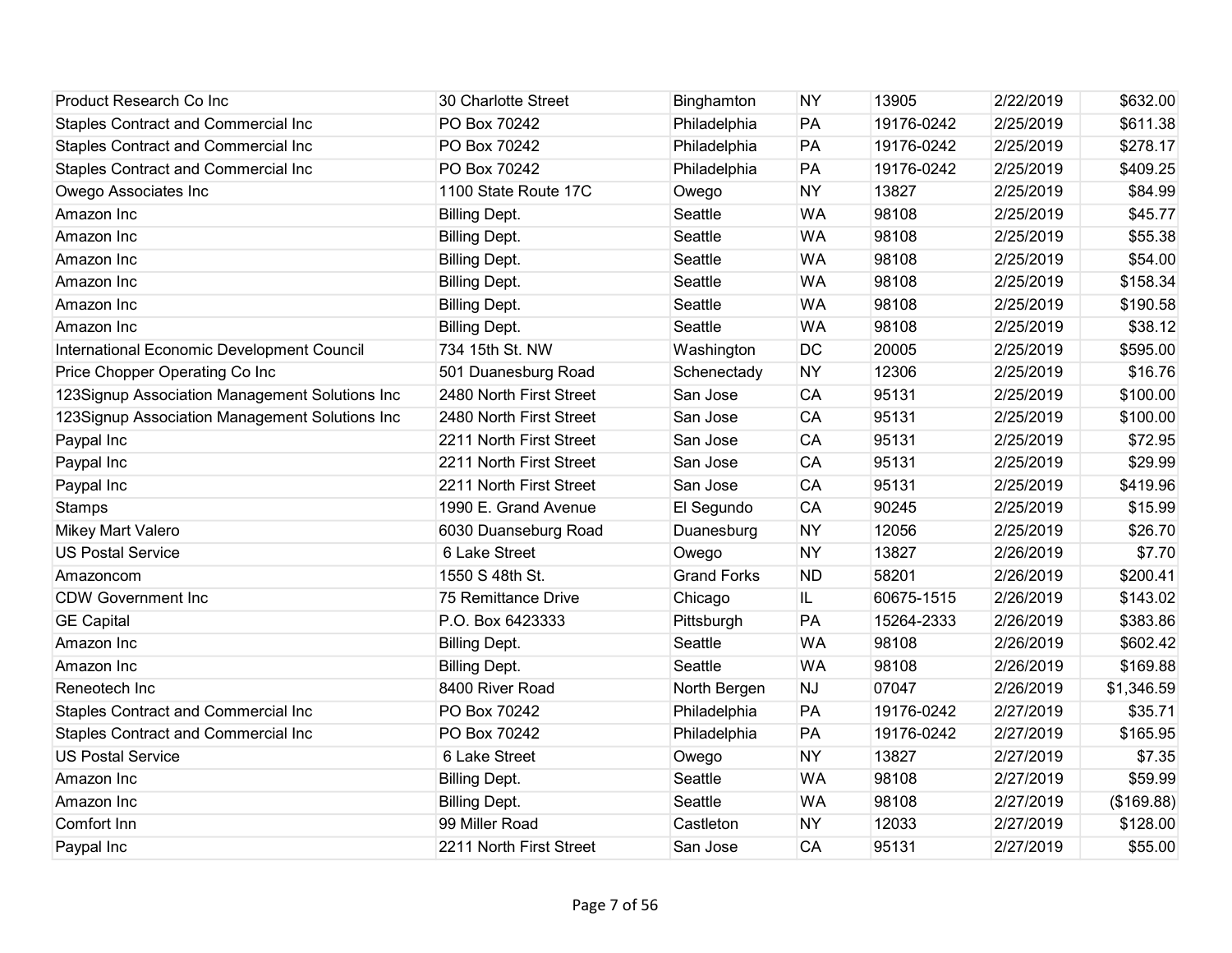| Product Research Co Inc | 30 Charlotte Street | Binghamton | NY | 13905 | 2/22/2019 | $632.00 |
|---|---|---|---|---|---|---|
| Staples Contract and Commercial Inc | PO Box 70242 | Philadelphia | PA | 19176-0242 | 2/25/2019 | $611.38 |
| Staples Contract and Commercial Inc | PO Box 70242 | Philadelphia | PA | 19176-0242 | 2/25/2019 | $278.17 |
| Staples Contract and Commercial Inc | PO Box 70242 | Philadelphia | PA | 19176-0242 | 2/25/2019 | $409.25 |
| Owego Associates Inc | 1100 State Route 17C | Owego | NY | 13827 | 2/25/2019 | $84.99 |
| Amazon Inc | Billing Dept. | Seattle | WA | 98108 | 2/25/2019 | $45.77 |
| Amazon Inc | Billing Dept. | Seattle | WA | 98108 | 2/25/2019 | $55.38 |
| Amazon Inc | Billing Dept. | Seattle | WA | 98108 | 2/25/2019 | $54.00 |
| Amazon Inc | Billing Dept. | Seattle | WA | 98108 | 2/25/2019 | $158.34 |
| Amazon Inc | Billing Dept. | Seattle | WA | 98108 | 2/25/2019 | $190.58 |
| Amazon Inc | Billing Dept. | Seattle | WA | 98108 | 2/25/2019 | $38.12 |
| International Economic Development Council | 734 15th St. NW | Washington | DC | 20005 | 2/25/2019 | $595.00 |
| Price Chopper Operating Co Inc | 501 Duanesburg Road | Schenectady | NY | 12306 | 2/25/2019 | $16.76 |
| 123Signup Association Management Solutions Inc | 2480 North First Street | San Jose | CA | 95131 | 2/25/2019 | $100.00 |
| 123Signup Association Management Solutions Inc | 2480 North First Street | San Jose | CA | 95131 | 2/25/2019 | $100.00 |
| Paypal Inc | 2211 North First Street | San Jose | CA | 95131 | 2/25/2019 | $72.95 |
| Paypal Inc | 2211 North First Street | San Jose | CA | 95131 | 2/25/2019 | $29.99 |
| Paypal Inc | 2211 North First Street | San Jose | CA | 95131 | 2/25/2019 | $419.96 |
| Stamps | 1990 E. Grand Avenue | El Segundo | CA | 90245 | 2/25/2019 | $15.99 |
| Mikey Mart Valero | 6030 Duanseburg Road | Duanesburg | NY | 12056 | 2/25/2019 | $26.70 |
| US Postal Service | 6 Lake Street | Owego | NY | 13827 | 2/26/2019 | $7.70 |
| Amazoncom | 1550 S 48th St. | Grand Forks | ND | 58201 | 2/26/2019 | $200.41 |
| CDW Government Inc | 75 Remittance Drive | Chicago | IL | 60675-1515 | 2/26/2019 | $143.02 |
| GE Capital | P.O. Box 6423333 | Pittsburgh | PA | 15264-2333 | 2/26/2019 | $383.86 |
| Amazon Inc | Billing Dept. | Seattle | WA | 98108 | 2/26/2019 | $602.42 |
| Amazon Inc | Billing Dept. | Seattle | WA | 98108 | 2/26/2019 | $169.88 |
| Reneotech Inc | 8400 River Road | North Bergen | NJ | 07047 | 2/26/2019 | $1,346.59 |
| Staples Contract and Commercial Inc | PO Box 70242 | Philadelphia | PA | 19176-0242 | 2/27/2019 | $35.71 |
| Staples Contract and Commercial Inc | PO Box 70242 | Philadelphia | PA | 19176-0242 | 2/27/2019 | $165.95 |
| US Postal Service | 6 Lake Street | Owego | NY | 13827 | 2/27/2019 | $7.35 |
| Amazon Inc | Billing Dept. | Seattle | WA | 98108 | 2/27/2019 | $59.99 |
| Amazon Inc | Billing Dept. | Seattle | WA | 98108 | 2/27/2019 | ($169.88) |
| Comfort Inn | 99 Miller Road | Castleton | NY | 12033 | 2/27/2019 | $128.00 |
| Paypal Inc | 2211 North First Street | San Jose | CA | 95131 | 2/27/2019 | $55.00 |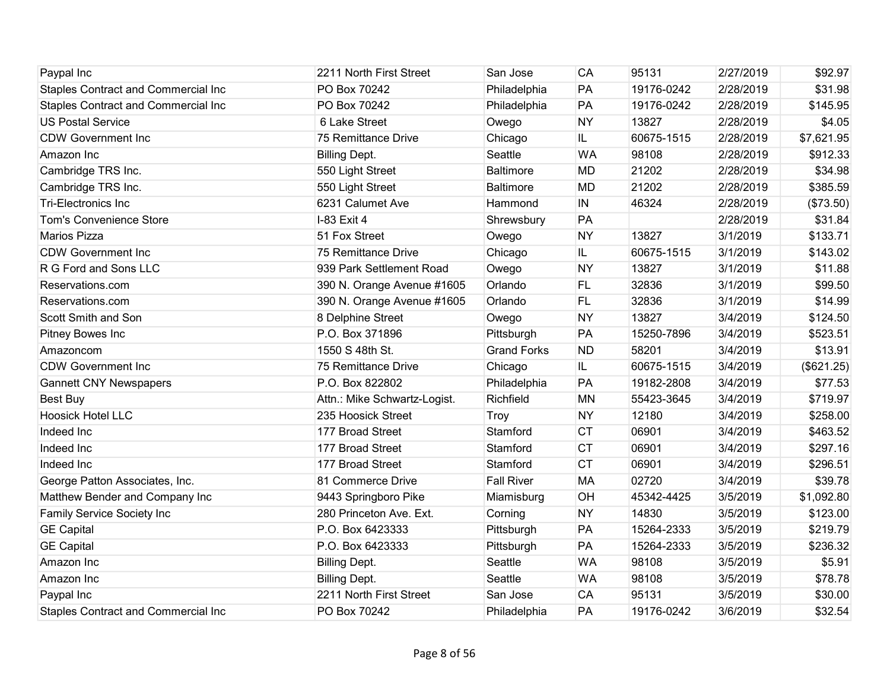| | | | | | | |
|---|---|---|---|---|---|---|
| Paypal Inc | 2211 North First Street | San Jose | CA | 95131 | 2/27/2019 | $92.97 |
| Staples Contract and Commercial Inc | PO Box 70242 | Philadelphia | PA | 19176-0242 | 2/28/2019 | $31.98 |
| Staples Contract and Commercial Inc | PO Box 70242 | Philadelphia | PA | 19176-0242 | 2/28/2019 | $145.95 |
| US Postal Service | 6 Lake Street | Owego | NY | 13827 | 2/28/2019 | $4.05 |
| CDW Government Inc | 75 Remittance Drive | Chicago | IL | 60675-1515 | 2/28/2019 | $7,621.95 |
| Amazon Inc | Billing Dept. | Seattle | WA | 98108 | 2/28/2019 | $912.33 |
| Cambridge TRS Inc. | 550 Light Street | Baltimore | MD | 21202 | 2/28/2019 | $34.98 |
| Cambridge TRS Inc. | 550 Light Street | Baltimore | MD | 21202 | 2/28/2019 | $385.59 |
| Tri-Electronics Inc | 6231 Calumet Ave | Hammond | IN | 46324 | 2/28/2019 | ($73.50) |
| Tom's Convenience Store | I-83 Exit 4 | Shrewsbury | PA | | 2/28/2019 | $31.84 |
| Marios Pizza | 51 Fox Street | Owego | NY | 13827 | 3/1/2019 | $133.71 |
| CDW Government Inc | 75 Remittance Drive | Chicago | IL | 60675-1515 | 3/1/2019 | $143.02 |
| R G Ford and Sons LLC | 939 Park Settlement Road | Owego | NY | 13827 | 3/1/2019 | $11.88 |
| Reservations.com | 390 N. Orange Avenue #1605 | Orlando | FL | 32836 | 3/1/2019 | $99.50 |
| Reservations.com | 390 N. Orange Avenue #1605 | Orlando | FL | 32836 | 3/1/2019 | $14.99 |
| Scott Smith and Son | 8 Delphine Street | Owego | NY | 13827 | 3/4/2019 | $124.50 |
| Pitney Bowes Inc | P.O. Box 371896 | Pittsburgh | PA | 15250-7896 | 3/4/2019 | $523.51 |
| Amazoncom | 1550 S 48th St. | Grand Forks | ND | 58201 | 3/4/2019 | $13.91 |
| CDW Government Inc | 75 Remittance Drive | Chicago | IL | 60675-1515 | 3/4/2019 | ($621.25) |
| Gannett CNY Newspapers | P.O. Box 822802 | Philadelphia | PA | 19182-2808 | 3/4/2019 | $77.53 |
| Best Buy | Attn.: Mike Schwartz-Logist. | Richfield | MN | 55423-3645 | 3/4/2019 | $719.97 |
| Hoosick Hotel LLC | 235 Hoosick Street | Troy | NY | 12180 | 3/4/2019 | $258.00 |
| Indeed Inc | 177 Broad Street | Stamford | CT | 06901 | 3/4/2019 | $463.52 |
| Indeed Inc | 177 Broad Street | Stamford | CT | 06901 | 3/4/2019 | $297.16 |
| Indeed Inc | 177 Broad Street | Stamford | CT | 06901 | 3/4/2019 | $296.51 |
| George Patton Associates, Inc. | 81 Commerce Drive | Fall River | MA | 02720 | 3/4/2019 | $39.78 |
| Matthew Bender and Company Inc | 9443 Springboro Pike | Miamisburg | OH | 45342-4425 | 3/5/2019 | $1,092.80 |
| Family Service Society Inc | 280 Princeton Ave. Ext. | Corning | NY | 14830 | 3/5/2019 | $123.00 |
| GE Capital | P.O. Box 6423333 | Pittsburgh | PA | 15264-2333 | 3/5/2019 | $219.79 |
| GE Capital | P.O. Box 6423333 | Pittsburgh | PA | 15264-2333 | 3/5/2019 | $236.32 |
| Amazon Inc | Billing Dept. | Seattle | WA | 98108 | 3/5/2019 | $5.91 |
| Amazon Inc | Billing Dept. | Seattle | WA | 98108 | 3/5/2019 | $78.78 |
| Paypal Inc | 2211 North First Street | San Jose | CA | 95131 | 3/5/2019 | $30.00 |
| Staples Contract and Commercial Inc | PO Box 70242 | Philadelphia | PA | 19176-0242 | 3/6/2019 | $32.54 |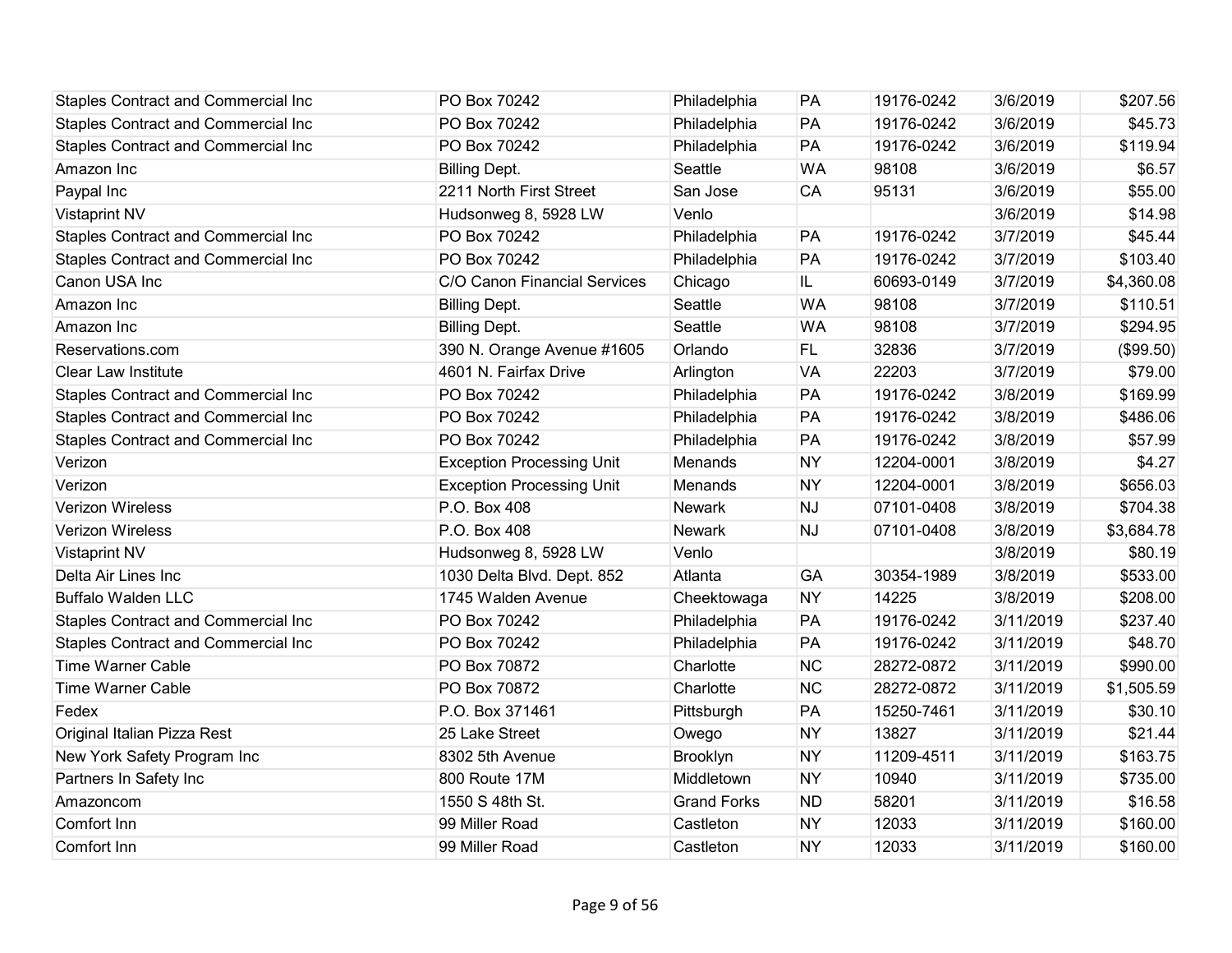| | | | | | | |
|---|---|---|---|---|---|---|
| Staples Contract and Commercial Inc | PO Box 70242 | Philadelphia | PA | 19176-0242 | 3/6/2019 | $207.56 |
| Staples Contract and Commercial Inc | PO Box 70242 | Philadelphia | PA | 19176-0242 | 3/6/2019 | $45.73 |
| Staples Contract and Commercial Inc | PO Box 70242 | Philadelphia | PA | 19176-0242 | 3/6/2019 | $119.94 |
| Amazon Inc | Billing Dept. | Seattle | WA | 98108 | 3/6/2019 | $6.57 |
| Paypal Inc | 2211 North First Street | San Jose | CA | 95131 | 3/6/2019 | $55.00 |
| Vistaprint NV | Hudsonweg 8, 5928 LW | Venlo | | | 3/6/2019 | $14.98 |
| Staples Contract and Commercial Inc | PO Box 70242 | Philadelphia | PA | 19176-0242 | 3/7/2019 | $45.44 |
| Staples Contract and Commercial Inc | PO Box 70242 | Philadelphia | PA | 19176-0242 | 3/7/2019 | $103.40 |
| Canon USA Inc | C/O Canon Financial Services | Chicago | IL | 60693-0149 | 3/7/2019 | $4,360.08 |
| Amazon Inc | Billing Dept. | Seattle | WA | 98108 | 3/7/2019 | $110.51 |
| Amazon Inc | Billing Dept. | Seattle | WA | 98108 | 3/7/2019 | $294.95 |
| Reservations.com | 390 N. Orange Avenue #1605 | Orlando | FL | 32836 | 3/7/2019 | ($99.50) |
| Clear Law Institute | 4601 N. Fairfax Drive | Arlington | VA | 22203 | 3/7/2019 | $79.00 |
| Staples Contract and Commercial Inc | PO Box 70242 | Philadelphia | PA | 19176-0242 | 3/8/2019 | $169.99 |
| Staples Contract and Commercial Inc | PO Box 70242 | Philadelphia | PA | 19176-0242 | 3/8/2019 | $486.06 |
| Staples Contract and Commercial Inc | PO Box 70242 | Philadelphia | PA | 19176-0242 | 3/8/2019 | $57.99 |
| Verizon | Exception Processing Unit | Menands | NY | 12204-0001 | 3/8/2019 | $4.27 |
| Verizon | Exception Processing Unit | Menands | NY | 12204-0001 | 3/8/2019 | $656.03 |
| Verizon Wireless | P.O. Box 408 | Newark | NJ | 07101-0408 | 3/8/2019 | $704.38 |
| Verizon Wireless | P.O. Box 408 | Newark | NJ | 07101-0408 | 3/8/2019 | $3,684.78 |
| Vistaprint NV | Hudsonweg 8, 5928 LW | Venlo | | | 3/8/2019 | $80.19 |
| Delta Air Lines Inc | 1030 Delta Blvd. Dept. 852 | Atlanta | GA | 30354-1989 | 3/8/2019 | $533.00 |
| Buffalo Walden LLC | 1745 Walden Avenue | Cheektowaga | NY | 14225 | 3/8/2019 | $208.00 |
| Staples Contract and Commercial Inc | PO Box 70242 | Philadelphia | PA | 19176-0242 | 3/11/2019 | $237.40 |
| Staples Contract and Commercial Inc | PO Box 70242 | Philadelphia | PA | 19176-0242 | 3/11/2019 | $48.70 |
| Time Warner Cable | PO Box 70872 | Charlotte | NC | 28272-0872 | 3/11/2019 | $990.00 |
| Time Warner Cable | PO Box 70872 | Charlotte | NC | 28272-0872 | 3/11/2019 | $1,505.59 |
| Fedex | P.O. Box 371461 | Pittsburgh | PA | 15250-7461 | 3/11/2019 | $30.10 |
| Original Italian Pizza Rest | 25 Lake Street | Owego | NY | 13827 | 3/11/2019 | $21.44 |
| New York Safety Program Inc | 8302 5th Avenue | Brooklyn | NY | 11209-4511 | 3/11/2019 | $163.75 |
| Partners In Safety Inc | 800 Route 17M | Middletown | NY | 10940 | 3/11/2019 | $735.00 |
| Amazoncom | 1550 S 48th St. | Grand Forks | ND | 58201 | 3/11/2019 | $16.58 |
| Comfort Inn | 99 Miller Road | Castleton | NY | 12033 | 3/11/2019 | $160.00 |
| Comfort Inn | 99 Miller Road | Castleton | NY | 12033 | 3/11/2019 | $160.00 |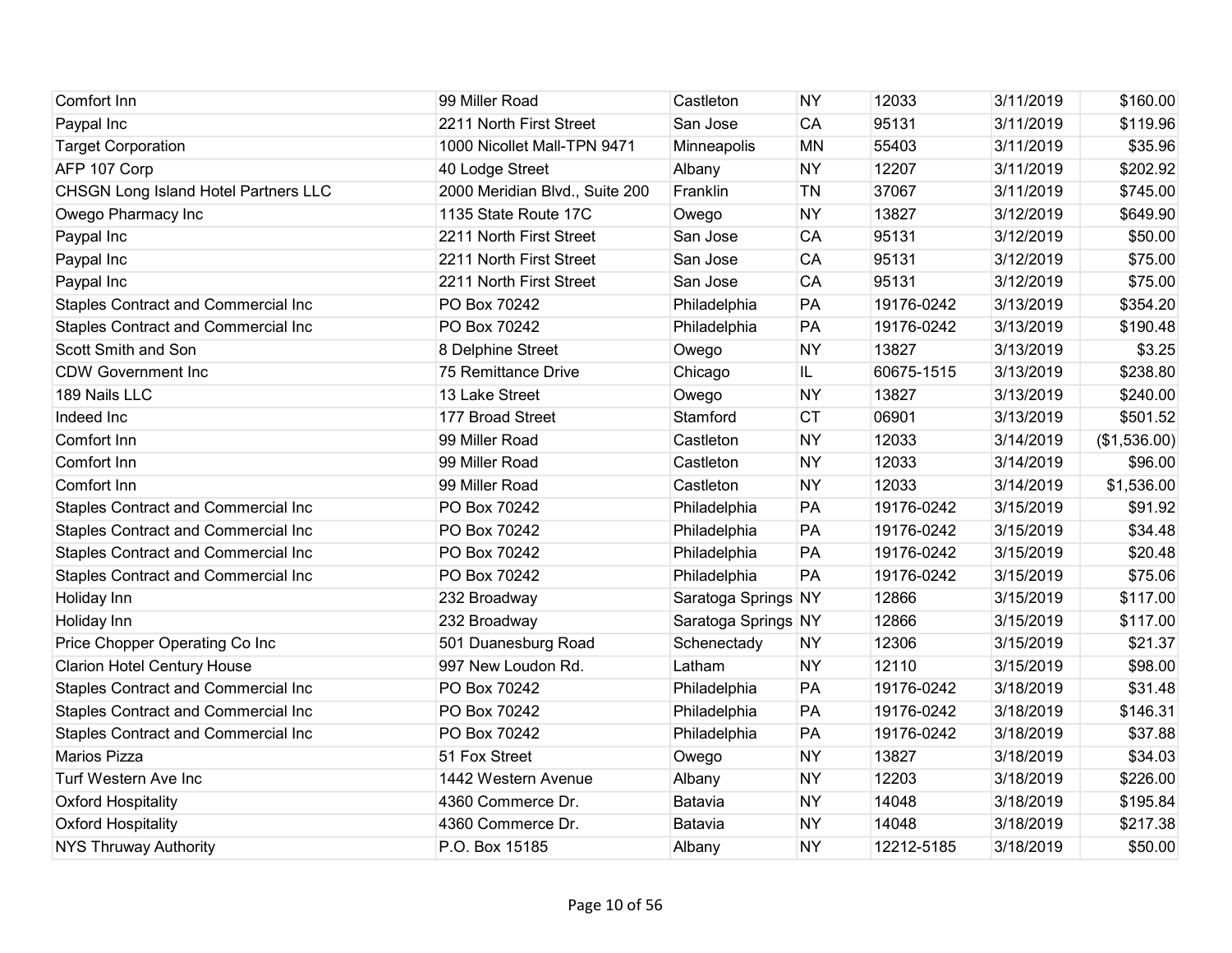| Comfort Inn | 99 Miller Road | Castleton | NY | 12033 | 3/11/2019 | $160.00 |
|---|---|---|---|---|---|---|
| Paypal Inc | 2211 North First Street | San Jose | CA | 95131 | 3/11/2019 | $119.96 |
| Target Corporation | 1000 Nicollet Mall-TPN 9471 | Minneapolis | MN | 55403 | 3/11/2019 | $35.96 |
| AFP 107 Corp | 40 Lodge Street | Albany | NY | 12207 | 3/11/2019 | $202.92 |
| CHSGN Long Island Hotel Partners LLC | 2000 Meridian Blvd., Suite 200 | Franklin | TN | 37067 | 3/11/2019 | $745.00 |
| Owego Pharmacy Inc | 1135 State Route 17C | Owego | NY | 13827 | 3/12/2019 | $649.90 |
| Paypal Inc | 2211 North First Street | San Jose | CA | 95131 | 3/12/2019 | $50.00 |
| Paypal Inc | 2211 North First Street | San Jose | CA | 95131 | 3/12/2019 | $75.00 |
| Paypal Inc | 2211 North First Street | San Jose | CA | 95131 | 3/12/2019 | $75.00 |
| Staples Contract and Commercial Inc | PO Box 70242 | Philadelphia | PA | 19176-0242 | 3/13/2019 | $354.20 |
| Staples Contract and Commercial Inc | PO Box 70242 | Philadelphia | PA | 19176-0242 | 3/13/2019 | $190.48 |
| Scott Smith and Son | 8 Delphine Street | Owego | NY | 13827 | 3/13/2019 | $3.25 |
| CDW Government Inc | 75 Remittance Drive | Chicago | IL | 60675-1515 | 3/13/2019 | $238.80 |
| 189 Nails LLC | 13 Lake Street | Owego | NY | 13827 | 3/13/2019 | $240.00 |
| Indeed Inc | 177 Broad Street | Stamford | CT | 06901 | 3/13/2019 | $501.52 |
| Comfort Inn | 99 Miller Road | Castleton | NY | 12033 | 3/14/2019 | ($1,536.00) |
| Comfort Inn | 99 Miller Road | Castleton | NY | 12033 | 3/14/2019 | $96.00 |
| Comfort Inn | 99 Miller Road | Castleton | NY | 12033 | 3/14/2019 | $1,536.00 |
| Staples Contract and Commercial Inc | PO Box 70242 | Philadelphia | PA | 19176-0242 | 3/15/2019 | $91.92 |
| Staples Contract and Commercial Inc | PO Box 70242 | Philadelphia | PA | 19176-0242 | 3/15/2019 | $34.48 |
| Staples Contract and Commercial Inc | PO Box 70242 | Philadelphia | PA | 19176-0242 | 3/15/2019 | $20.48 |
| Staples Contract and Commercial Inc | PO Box 70242 | Philadelphia | PA | 19176-0242 | 3/15/2019 | $75.06 |
| Holiday Inn | 232 Broadway | Saratoga Springs | NY | 12866 | 3/15/2019 | $117.00 |
| Holiday Inn | 232 Broadway | Saratoga Springs | NY | 12866 | 3/15/2019 | $117.00 |
| Price Chopper Operating Co Inc | 501 Duanesburg Road | Schenectady | NY | 12306 | 3/15/2019 | $21.37 |
| Clarion Hotel Century House | 997 New Loudon Rd. | Latham | NY | 12110 | 3/15/2019 | $98.00 |
| Staples Contract and Commercial Inc | PO Box 70242 | Philadelphia | PA | 19176-0242 | 3/18/2019 | $31.48 |
| Staples Contract and Commercial Inc | PO Box 70242 | Philadelphia | PA | 19176-0242 | 3/18/2019 | $146.31 |
| Staples Contract and Commercial Inc | PO Box 70242 | Philadelphia | PA | 19176-0242 | 3/18/2019 | $37.88 |
| Marios Pizza | 51 Fox Street | Owego | NY | 13827 | 3/18/2019 | $34.03 |
| Turf Western Ave Inc | 1442 Western Avenue | Albany | NY | 12203 | 3/18/2019 | $226.00 |
| Oxford Hospitality | 4360 Commerce Dr. | Batavia | NY | 14048 | 3/18/2019 | $195.84 |
| Oxford Hospitality | 4360 Commerce Dr. | Batavia | NY | 14048 | 3/18/2019 | $217.38 |
| NYS Thruway Authority | P.O. Box 15185 | Albany | NY | 12212-5185 | 3/18/2019 | $50.00 |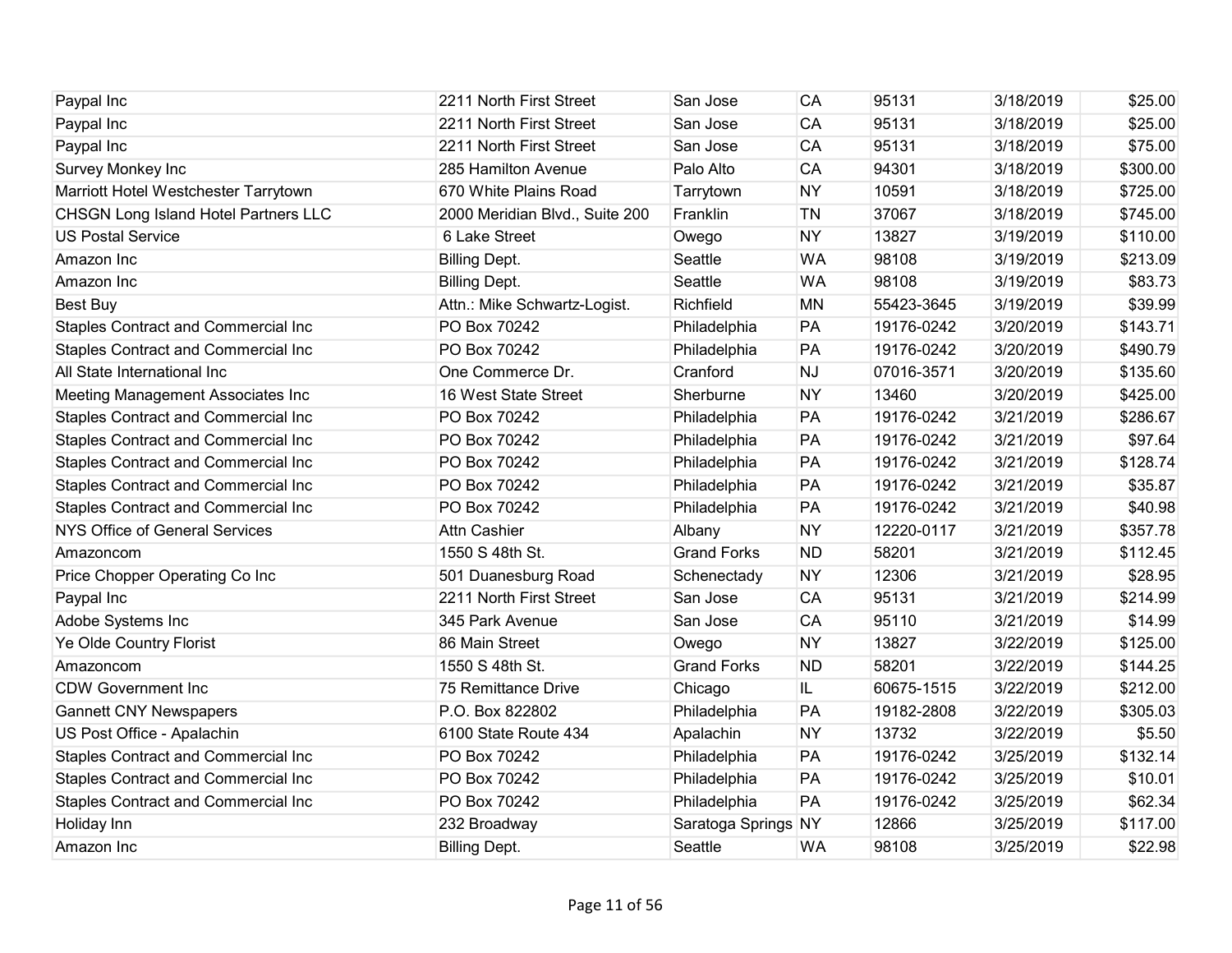| | | | | | | |
|---|---|---|---|---|---|---|
| Paypal Inc | 2211 North First Street | San Jose | CA | 95131 | 3/18/2019 | $25.00 |
| Paypal Inc | 2211 North First Street | San Jose | CA | 95131 | 3/18/2019 | $25.00 |
| Paypal Inc | 2211 North First Street | San Jose | CA | 95131 | 3/18/2019 | $75.00 |
| Survey Monkey Inc | 285 Hamilton Avenue | Palo Alto | CA | 94301 | 3/18/2019 | $300.00 |
| Marriott Hotel Westchester Tarrytown | 670 White Plains Road | Tarrytown | NY | 10591 | 3/18/2019 | $725.00 |
| CHSGN Long Island Hotel Partners LLC | 2000 Meridian Blvd., Suite 200 | Franklin | TN | 37067 | 3/18/2019 | $745.00 |
| US Postal Service | 6 Lake Street | Owego | NY | 13827 | 3/19/2019 | $110.00 |
| Amazon Inc | Billing Dept. | Seattle | WA | 98108 | 3/19/2019 | $213.09 |
| Amazon Inc | Billing Dept. | Seattle | WA | 98108 | 3/19/2019 | $83.73 |
| Best Buy | Attn.: Mike Schwartz-Logist. | Richfield | MN | 55423-3645 | 3/19/2019 | $39.99 |
| Staples Contract and Commercial Inc | PO Box 70242 | Philadelphia | PA | 19176-0242 | 3/20/2019 | $143.71 |
| Staples Contract and Commercial Inc | PO Box 70242 | Philadelphia | PA | 19176-0242 | 3/20/2019 | $490.79 |
| All State International Inc | One Commerce Dr. | Cranford | NJ | 07016-3571 | 3/20/2019 | $135.60 |
| Meeting Management Associates Inc | 16 West State Street | Sherburne | NY | 13460 | 3/20/2019 | $425.00 |
| Staples Contract and Commercial Inc | PO Box 70242 | Philadelphia | PA | 19176-0242 | 3/21/2019 | $286.67 |
| Staples Contract and Commercial Inc | PO Box 70242 | Philadelphia | PA | 19176-0242 | 3/21/2019 | $97.64 |
| Staples Contract and Commercial Inc | PO Box 70242 | Philadelphia | PA | 19176-0242 | 3/21/2019 | $128.74 |
| Staples Contract and Commercial Inc | PO Box 70242 | Philadelphia | PA | 19176-0242 | 3/21/2019 | $35.87 |
| Staples Contract and Commercial Inc | PO Box 70242 | Philadelphia | PA | 19176-0242 | 3/21/2019 | $40.98 |
| NYS Office of General Services | Attn Cashier | Albany | NY | 12220-0117 | 3/21/2019 | $357.78 |
| Amazoncom | 1550 S 48th St. | Grand Forks | ND | 58201 | 3/21/2019 | $112.45 |
| Price Chopper Operating Co Inc | 501 Duanesburg Road | Schenectady | NY | 12306 | 3/21/2019 | $28.95 |
| Paypal Inc | 2211 North First Street | San Jose | CA | 95131 | 3/21/2019 | $214.99 |
| Adobe Systems Inc | 345 Park Avenue | San Jose | CA | 95110 | 3/21/2019 | $14.99 |
| Ye Olde Country Florist | 86 Main Street | Owego | NY | 13827 | 3/22/2019 | $125.00 |
| Amazoncom | 1550 S 48th St. | Grand Forks | ND | 58201 | 3/22/2019 | $144.25 |
| CDW Government Inc | 75 Remittance Drive | Chicago | IL | 60675-1515 | 3/22/2019 | $212.00 |
| Gannett CNY Newspapers | P.O. Box 822802 | Philadelphia | PA | 19182-2808 | 3/22/2019 | $305.03 |
| US Post Office - Apalachin | 6100 State Route 434 | Apalachin | NY | 13732 | 3/22/2019 | $5.50 |
| Staples Contract and Commercial Inc | PO Box 70242 | Philadelphia | PA | 19176-0242 | 3/25/2019 | $132.14 |
| Staples Contract and Commercial Inc | PO Box 70242 | Philadelphia | PA | 19176-0242 | 3/25/2019 | $10.01 |
| Staples Contract and Commercial Inc | PO Box 70242 | Philadelphia | PA | 19176-0242 | 3/25/2019 | $62.34 |
| Holiday Inn | 232 Broadway | Saratoga Springs | NY | 12866 | 3/25/2019 | $117.00 |
| Amazon Inc | Billing Dept. | Seattle | WA | 98108 | 3/25/2019 | $22.98 |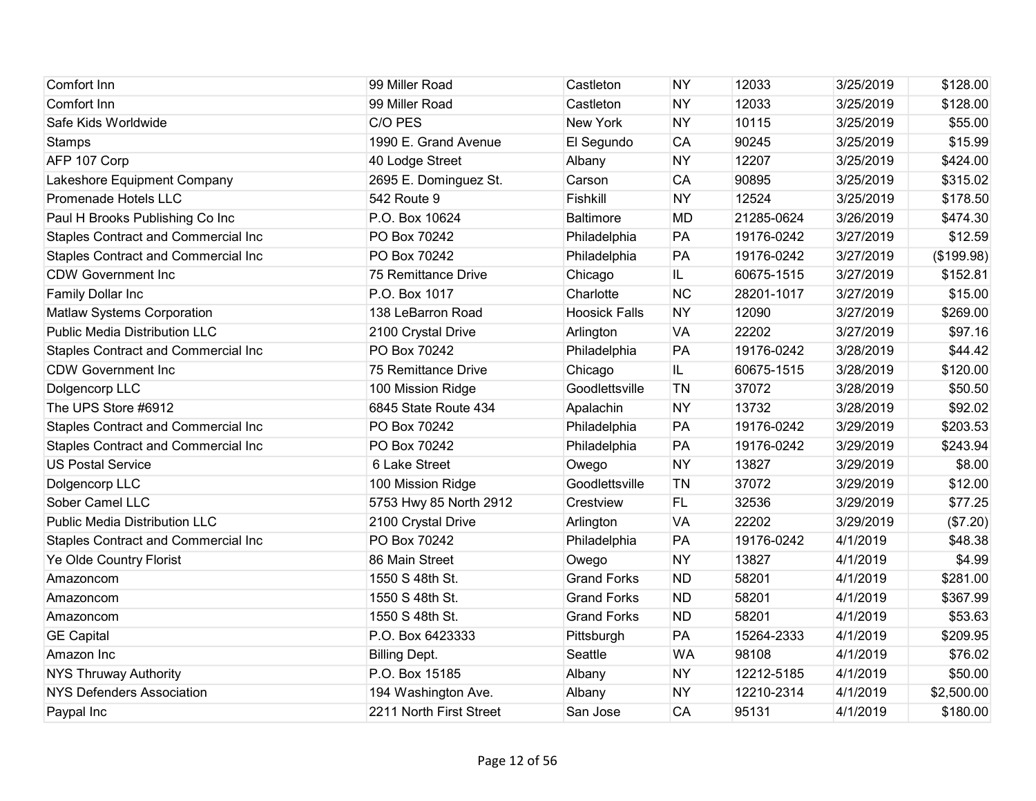| | | | | | | |
|---|---|---|---|---|---|---|
| Comfort Inn | 99 Miller Road | Castleton | NY | 12033 | 3/25/2019 | $128.00 |
| Comfort Inn | 99 Miller Road | Castleton | NY | 12033 | 3/25/2019 | $128.00 |
| Safe Kids Worldwide | C/O PES | New York | NY | 10115 | 3/25/2019 | $55.00 |
| Stamps | 1990 E. Grand Avenue | El Segundo | CA | 90245 | 3/25/2019 | $15.99 |
| AFP 107 Corp | 40 Lodge Street | Albany | NY | 12207 | 3/25/2019 | $424.00 |
| Lakeshore Equipment Company | 2695 E. Dominguez St. | Carson | CA | 90895 | 3/25/2019 | $315.02 |
| Promenade Hotels LLC | 542 Route 9 | Fishkill | NY | 12524 | 3/25/2019 | $178.50 |
| Paul H Brooks Publishing Co Inc | P.O. Box 10624 | Baltimore | MD | 21285-0624 | 3/26/2019 | $474.30 |
| Staples Contract and Commercial Inc | PO Box 70242 | Philadelphia | PA | 19176-0242 | 3/27/2019 | $12.59 |
| Staples Contract and Commercial Inc | PO Box 70242 | Philadelphia | PA | 19176-0242 | 3/27/2019 | ($199.98) |
| CDW Government Inc | 75 Remittance Drive | Chicago | IL | 60675-1515 | 3/27/2019 | $152.81 |
| Family Dollar Inc | P.O. Box 1017 | Charlotte | NC | 28201-1017 | 3/27/2019 | $15.00 |
| Matlaw Systems Corporation | 138 LeBarron Road | Hoosick Falls | NY | 12090 | 3/27/2019 | $269.00 |
| Public Media Distribution LLC | 2100 Crystal Drive | Arlington | VA | 22202 | 3/27/2019 | $97.16 |
| Staples Contract and Commercial Inc | PO Box 70242 | Philadelphia | PA | 19176-0242 | 3/28/2019 | $44.42 |
| CDW Government Inc | 75 Remittance Drive | Chicago | IL | 60675-1515 | 3/28/2019 | $120.00 |
| Dolgencorp LLC | 100 Mission Ridge | Goodlettsville | TN | 37072 | 3/28/2019 | $50.50 |
| The UPS Store #6912 | 6845 State Route 434 | Apalachin | NY | 13732 | 3/28/2019 | $92.02 |
| Staples Contract and Commercial Inc | PO Box 70242 | Philadelphia | PA | 19176-0242 | 3/29/2019 | $203.53 |
| Staples Contract and Commercial Inc | PO Box 70242 | Philadelphia | PA | 19176-0242 | 3/29/2019 | $243.94 |
| US Postal Service | 6 Lake Street | Owego | NY | 13827 | 3/29/2019 | $8.00 |
| Dolgencorp LLC | 100 Mission Ridge | Goodlettsville | TN | 37072 | 3/29/2019 | $12.00 |
| Sober Camel LLC | 5753 Hwy 85 North 2912 | Crestview | FL | 32536 | 3/29/2019 | $77.25 |
| Public Media Distribution LLC | 2100 Crystal Drive | Arlington | VA | 22202 | 3/29/2019 | ($7.20) |
| Staples Contract and Commercial Inc | PO Box 70242 | Philadelphia | PA | 19176-0242 | 4/1/2019 | $48.38 |
| Ye Olde Country Florist | 86 Main Street | Owego | NY | 13827 | 4/1/2019 | $4.99 |
| Amazoncom | 1550 S 48th St. | Grand Forks | ND | 58201 | 4/1/2019 | $281.00 |
| Amazoncom | 1550 S 48th St. | Grand Forks | ND | 58201 | 4/1/2019 | $367.99 |
| Amazoncom | 1550 S 48th St. | Grand Forks | ND | 58201 | 4/1/2019 | $53.63 |
| GE Capital | P.O. Box 6423333 | Pittsburgh | PA | 15264-2333 | 4/1/2019 | $209.95 |
| Amazon Inc | Billing Dept. | Seattle | WA | 98108 | 4/1/2019 | $76.02 |
| NYS Thruway Authority | P.O. Box 15185 | Albany | NY | 12212-5185 | 4/1/2019 | $50.00 |
| NYS Defenders Association | 194 Washington Ave. | Albany | NY | 12210-2314 | 4/1/2019 | $2,500.00 |
| Paypal Inc | 2211 North First Street | San Jose | CA | 95131 | 4/1/2019 | $180.00 |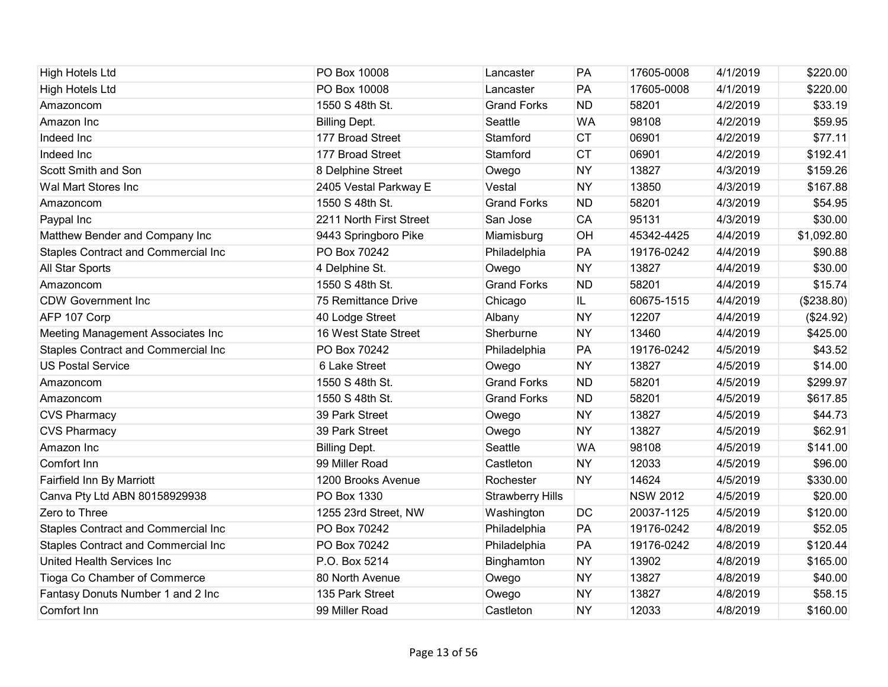| | | | | | | |
|---|---|---|---|---|---|---|
| High Hotels Ltd | PO Box 10008 | Lancaster | PA | 17605-0008 | 4/1/2019 | $220.00 |
| High Hotels Ltd | PO Box 10008 | Lancaster | PA | 17605-0008 | 4/1/2019 | $220.00 |
| Amazoncom | 1550 S 48th St. | Grand Forks | ND | 58201 | 4/2/2019 | $33.19 |
| Amazon Inc | Billing Dept. | Seattle | WA | 98108 | 4/2/2019 | $59.95 |
| Indeed Inc | 177 Broad Street | Stamford | CT | 06901 | 4/2/2019 | $77.11 |
| Indeed Inc | 177 Broad Street | Stamford | CT | 06901 | 4/2/2019 | $192.41 |
| Scott Smith and Son | 8 Delphine Street | Owego | NY | 13827 | 4/3/2019 | $159.26 |
| Wal Mart Stores Inc | 2405 Vestal Parkway E | Vestal | NY | 13850 | 4/3/2019 | $167.88 |
| Amazoncom | 1550 S 48th St. | Grand Forks | ND | 58201 | 4/3/2019 | $54.95 |
| Paypal Inc | 2211 North First Street | San Jose | CA | 95131 | 4/3/2019 | $30.00 |
| Matthew Bender and Company Inc | 9443 Springboro Pike | Miamisburg | OH | 45342-4425 | 4/4/2019 | $1,092.80 |
| Staples Contract and Commercial Inc | PO Box 70242 | Philadelphia | PA | 19176-0242 | 4/4/2019 | $90.88 |
| All Star Sports | 4 Delphine St. | Owego | NY | 13827 | 4/4/2019 | $30.00 |
| Amazoncom | 1550 S 48th St. | Grand Forks | ND | 58201 | 4/4/2019 | $15.74 |
| CDW Government Inc | 75 Remittance Drive | Chicago | IL | 60675-1515 | 4/4/2019 | ($238.80) |
| AFP 107 Corp | 40 Lodge Street | Albany | NY | 12207 | 4/4/2019 | ($24.92) |
| Meeting Management Associates Inc | 16 West State Street | Sherburne | NY | 13460 | 4/4/2019 | $425.00 |
| Staples Contract and Commercial Inc | PO Box 70242 | Philadelphia | PA | 19176-0242 | 4/5/2019 | $43.52 |
| US Postal Service | 6 Lake Street | Owego | NY | 13827 | 4/5/2019 | $14.00 |
| Amazoncom | 1550 S 48th St. | Grand Forks | ND | 58201 | 4/5/2019 | $299.97 |
| Amazoncom | 1550 S 48th St. | Grand Forks | ND | 58201 | 4/5/2019 | $617.85 |
| CVS Pharmacy | 39 Park Street | Owego | NY | 13827 | 4/5/2019 | $44.73 |
| CVS Pharmacy | 39 Park Street | Owego | NY | 13827 | 4/5/2019 | $62.91 |
| Amazon Inc | Billing Dept. | Seattle | WA | 98108 | 4/5/2019 | $141.00 |
| Comfort Inn | 99 Miller Road | Castleton | NY | 12033 | 4/5/2019 | $96.00 |
| Fairfield Inn By Marriott | 1200 Brooks Avenue | Rochester | NY | 14624 | 4/5/2019 | $330.00 |
| Canva Pty Ltd ABN 80158929938 | PO Box 1330 | Strawberry Hills | | NSW 2012 | 4/5/2019 | $20.00 |
| Zero to Three | 1255 23rd Street, NW | Washington | DC | 20037-1125 | 4/5/2019 | $120.00 |
| Staples Contract and Commercial Inc | PO Box 70242 | Philadelphia | PA | 19176-0242 | 4/8/2019 | $52.05 |
| Staples Contract and Commercial Inc | PO Box 70242 | Philadelphia | PA | 19176-0242 | 4/8/2019 | $120.44 |
| United Health Services Inc | P.O. Box 5214 | Binghamton | NY | 13902 | 4/8/2019 | $165.00 |
| Tioga Co Chamber of Commerce | 80 North Avenue | Owego | NY | 13827 | 4/8/2019 | $40.00 |
| Fantasy Donuts Number 1 and 2 Inc | 135 Park Street | Owego | NY | 13827 | 4/8/2019 | $58.15 |
| Comfort Inn | 99 Miller Road | Castleton | NY | 12033 | 4/8/2019 | $160.00 |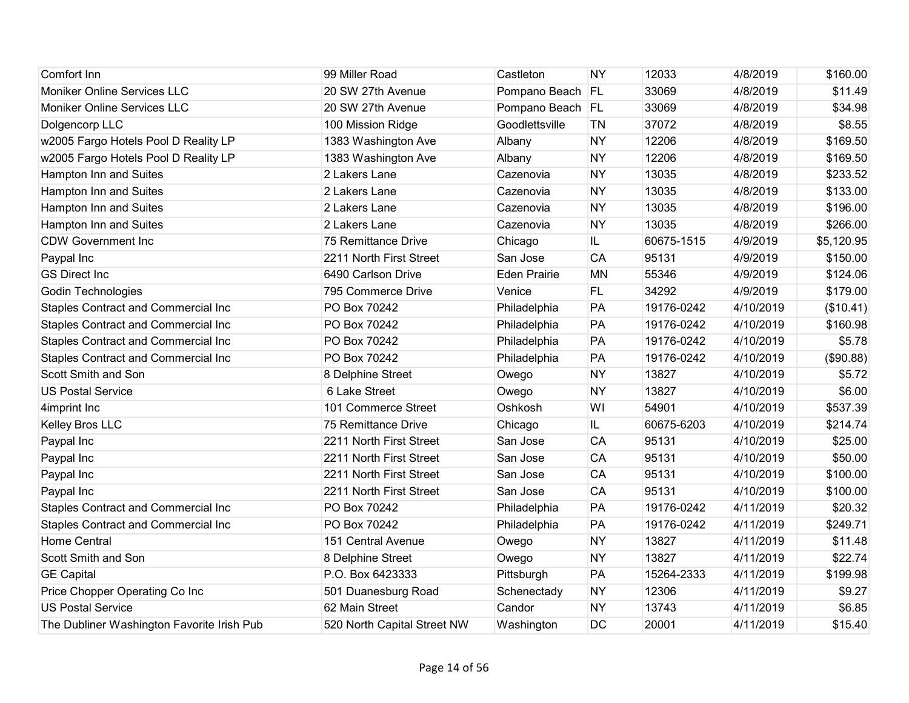| | | | | | | |
|---|---|---|---|---|---|---|
| Comfort Inn | 99 Miller Road | Castleton | NY | 12033 | 4/8/2019 | $160.00 |
| Moniker Online Services LLC | 20 SW 27th Avenue | Pompano Beach | FL | 33069 | 4/8/2019 | $11.49 |
| Moniker Online Services LLC | 20 SW 27th Avenue | Pompano Beach | FL | 33069 | 4/8/2019 | $34.98 |
| Dolgencorp LLC | 100 Mission Ridge | Goodlettsville | TN | 37072 | 4/8/2019 | $8.55 |
| w2005 Fargo Hotels Pool D Reality LP | 1383 Washington Ave | Albany | NY | 12206 | 4/8/2019 | $169.50 |
| w2005 Fargo Hotels Pool D Reality LP | 1383 Washington Ave | Albany | NY | 12206 | 4/8/2019 | $169.50 |
| Hampton Inn and Suites | 2 Lakers Lane | Cazenovia | NY | 13035 | 4/8/2019 | $233.52 |
| Hampton Inn and Suites | 2 Lakers Lane | Cazenovia | NY | 13035 | 4/8/2019 | $133.00 |
| Hampton Inn and Suites | 2 Lakers Lane | Cazenovia | NY | 13035 | 4/8/2019 | $196.00 |
| Hampton Inn and Suites | 2 Lakers Lane | Cazenovia | NY | 13035 | 4/8/2019 | $266.00 |
| CDW Government Inc | 75 Remittance Drive | Chicago | IL | 60675-1515 | 4/9/2019 | $5,120.95 |
| Paypal Inc | 2211 North First Street | San Jose | CA | 95131 | 4/9/2019 | $150.00 |
| GS Direct Inc | 6490 Carlson Drive | Eden Prairie | MN | 55346 | 4/9/2019 | $124.06 |
| Godin Technologies | 795 Commerce Drive | Venice | FL | 34292 | 4/9/2019 | $179.00 |
| Staples Contract and Commercial Inc | PO Box 70242 | Philadelphia | PA | 19176-0242 | 4/10/2019 | ($10.41) |
| Staples Contract and Commercial Inc | PO Box 70242 | Philadelphia | PA | 19176-0242 | 4/10/2019 | $160.98 |
| Staples Contract and Commercial Inc | PO Box 70242 | Philadelphia | PA | 19176-0242 | 4/10/2019 | $5.78 |
| Staples Contract and Commercial Inc | PO Box 70242 | Philadelphia | PA | 19176-0242 | 4/10/2019 | ($90.88) |
| Scott Smith and Son | 8 Delphine Street | Owego | NY | 13827 | 4/10/2019 | $5.72 |
| US Postal Service | 6 Lake Street | Owego | NY | 13827 | 4/10/2019 | $6.00 |
| 4imprint Inc | 101 Commerce Street | Oshkosh | WI | 54901 | 4/10/2019 | $537.39 |
| Kelley Bros LLC | 75 Remittance Drive | Chicago | IL | 60675-6203 | 4/10/2019 | $214.74 |
| Paypal Inc | 2211 North First Street | San Jose | CA | 95131 | 4/10/2019 | $25.00 |
| Paypal Inc | 2211 North First Street | San Jose | CA | 95131 | 4/10/2019 | $50.00 |
| Paypal Inc | 2211 North First Street | San Jose | CA | 95131 | 4/10/2019 | $100.00 |
| Paypal Inc | 2211 North First Street | San Jose | CA | 95131 | 4/10/2019 | $100.00 |
| Staples Contract and Commercial Inc | PO Box 70242 | Philadelphia | PA | 19176-0242 | 4/11/2019 | $20.32 |
| Staples Contract and Commercial Inc | PO Box 70242 | Philadelphia | PA | 19176-0242 | 4/11/2019 | $249.71 |
| Home Central | 151 Central Avenue | Owego | NY | 13827 | 4/11/2019 | $11.48 |
| Scott Smith and Son | 8 Delphine Street | Owego | NY | 13827 | 4/11/2019 | $22.74 |
| GE Capital | P.O. Box 6423333 | Pittsburgh | PA | 15264-2333 | 4/11/2019 | $199.98 |
| Price Chopper Operating Co Inc | 501 Duanesburg Road | Schenectady | NY | 12306 | 4/11/2019 | $9.27 |
| US Postal Service | 62 Main Street | Candor | NY | 13743 | 4/11/2019 | $6.85 |
| The Dubliner Washington Favorite Irish Pub | 520 North Capital Street NW | Washington | DC | 20001 | 4/11/2019 | $15.40 |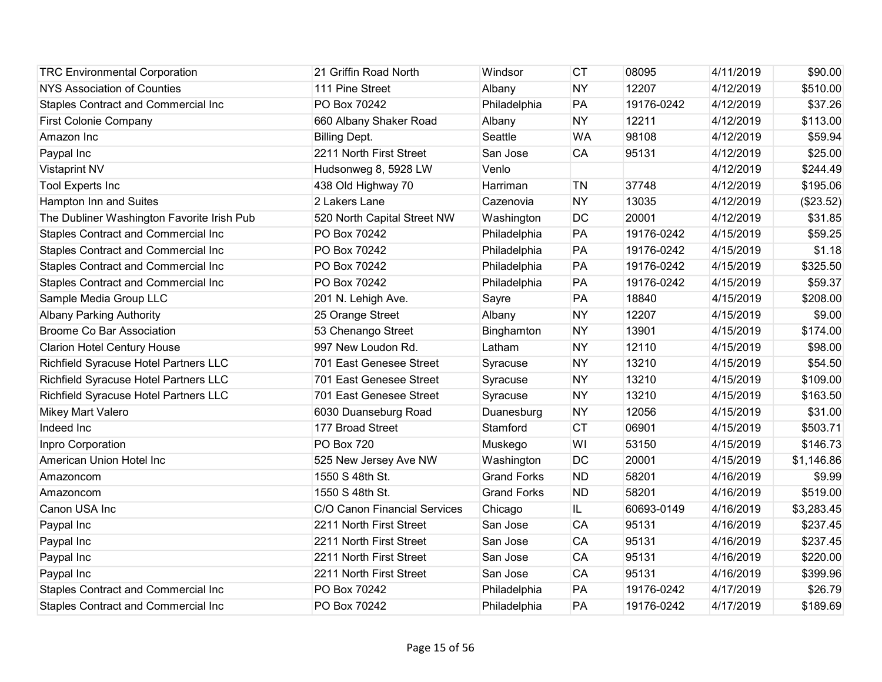| | | | | | | |
|---|---|---|---|---|---|---|
| TRC Environmental Corporation | 21 Griffin Road North | Windsor | CT | 08095 | 4/11/2019 | $90.00 |
| NYS Association of Counties | 111 Pine Street | Albany | NY | 12207 | 4/12/2019 | $510.00 |
| Staples Contract and Commercial Inc | PO Box 70242 | Philadelphia | PA | 19176-0242 | 4/12/2019 | $37.26 |
| First Colonie Company | 660 Albany Shaker Road | Albany | NY | 12211 | 4/12/2019 | $113.00 |
| Amazon Inc | Billing Dept. | Seattle | WA | 98108 | 4/12/2019 | $59.94 |
| Paypal Inc | 2211 North First Street | San Jose | CA | 95131 | 4/12/2019 | $25.00 |
| Vistaprint NV | Hudsonweg 8, 5928 LW | Venlo | | | 4/12/2019 | $244.49 |
| Tool Experts Inc | 438 Old Highway 70 | Harriman | TN | 37748 | 4/12/2019 | $195.06 |
| Hampton Inn and Suites | 2 Lakers Lane | Cazenovia | NY | 13035 | 4/12/2019 | ($23.52) |
| The Dubliner Washington Favorite Irish Pub | 520 North Capital Street NW | Washington | DC | 20001 | 4/12/2019 | $31.85 |
| Staples Contract and Commercial Inc | PO Box 70242 | Philadelphia | PA | 19176-0242 | 4/15/2019 | $59.25 |
| Staples Contract and Commercial Inc | PO Box 70242 | Philadelphia | PA | 19176-0242 | 4/15/2019 | $1.18 |
| Staples Contract and Commercial Inc | PO Box 70242 | Philadelphia | PA | 19176-0242 | 4/15/2019 | $325.50 |
| Staples Contract and Commercial Inc | PO Box 70242 | Philadelphia | PA | 19176-0242 | 4/15/2019 | $59.37 |
| Sample Media Group LLC | 201 N. Lehigh Ave. | Sayre | PA | 18840 | 4/15/2019 | $208.00 |
| Albany Parking Authority | 25 Orange Street | Albany | NY | 12207 | 4/15/2019 | $9.00 |
| Broome Co Bar Association | 53 Chenango Street | Binghamton | NY | 13901 | 4/15/2019 | $174.00 |
| Clarion Hotel Century House | 997 New Loudon Rd. | Latham | NY | 12110 | 4/15/2019 | $98.00 |
| Richfield Syracuse Hotel Partners LLC | 701 East Genesee Street | Syracuse | NY | 13210 | 4/15/2019 | $54.50 |
| Richfield Syracuse Hotel Partners LLC | 701 East Genesee Street | Syracuse | NY | 13210 | 4/15/2019 | $109.00 |
| Richfield Syracuse Hotel Partners LLC | 701 East Genesee Street | Syracuse | NY | 13210 | 4/15/2019 | $163.50 |
| Mikey Mart Valero | 6030 Duanesburg Road | Duanesburg | NY | 12056 | 4/15/2019 | $31.00 |
| Indeed Inc | 177 Broad Street | Stamford | CT | 06901 | 4/15/2019 | $503.71 |
| Inpro Corporation | PO Box 720 | Muskego | WI | 53150 | 4/15/2019 | $146.73 |
| American Union Hotel Inc | 525 New Jersey Ave NW | Washington | DC | 20001 | 4/15/2019 | $1,146.86 |
| Amazoncom | 1550 S 48th St. | Grand Forks | ND | 58201 | 4/16/2019 | $9.99 |
| Amazoncom | 1550 S 48th St. | Grand Forks | ND | 58201 | 4/16/2019 | $519.00 |
| Canon USA Inc | C/O Canon Financial Services | Chicago | IL | 60693-0149 | 4/16/2019 | $3,283.45 |
| Paypal Inc | 2211 North First Street | San Jose | CA | 95131 | 4/16/2019 | $237.45 |
| Paypal Inc | 2211 North First Street | San Jose | CA | 95131 | 4/16/2019 | $237.45 |
| Paypal Inc | 2211 North First Street | San Jose | CA | 95131 | 4/16/2019 | $220.00 |
| Paypal Inc | 2211 North First Street | San Jose | CA | 95131 | 4/16/2019 | $399.96 |
| Staples Contract and Commercial Inc | PO Box 70242 | Philadelphia | PA | 19176-0242 | 4/17/2019 | $26.79 |
| Staples Contract and Commercial Inc | PO Box 70242 | Philadelphia | PA | 19176-0242 | 4/17/2019 | $189.69 |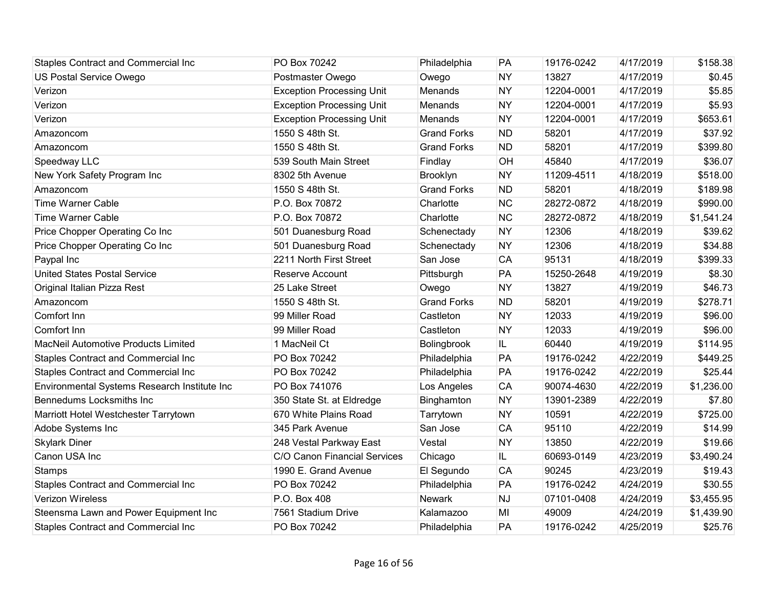| | | | | | | |
|---|---|---|---|---|---|---|
| Staples Contract and Commercial Inc | PO Box 70242 | Philadelphia | PA | 19176-0242 | 4/17/2019 | $158.38 |
| US Postal Service Owego | Postmaster Owego | Owego | NY | 13827 | 4/17/2019 | $0.45 |
| Verizon | Exception Processing Unit | Menands | NY | 12204-0001 | 4/17/2019 | $5.85 |
| Verizon | Exception Processing Unit | Menands | NY | 12204-0001 | 4/17/2019 | $5.93 |
| Verizon | Exception Processing Unit | Menands | NY | 12204-0001 | 4/17/2019 | $653.61 |
| Amazoncom | 1550 S 48th St. | Grand Forks | ND | 58201 | 4/17/2019 | $37.92 |
| Amazoncom | 1550 S 48th St. | Grand Forks | ND | 58201 | 4/17/2019 | $399.80 |
| Speedway LLC | 539 South Main Street | Findlay | OH | 45840 | 4/17/2019 | $36.07 |
| New York Safety Program Inc | 8302 5th Avenue | Brooklyn | NY | 11209-4511 | 4/18/2019 | $518.00 |
| Amazoncom | 1550 S 48th St. | Grand Forks | ND | 58201 | 4/18/2019 | $189.98 |
| Time Warner Cable | P.O. Box 70872 | Charlotte | NC | 28272-0872 | 4/18/2019 | $990.00 |
| Time Warner Cable | P.O. Box 70872 | Charlotte | NC | 28272-0872 | 4/18/2019 | $1,541.24 |
| Price Chopper Operating Co Inc | 501 Duanesburg Road | Schenectady | NY | 12306 | 4/18/2019 | $39.62 |
| Price Chopper Operating Co Inc | 501 Duanesburg Road | Schenectady | NY | 12306 | 4/18/2019 | $34.88 |
| Paypal Inc | 2211 North First Street | San Jose | CA | 95131 | 4/18/2019 | $399.33 |
| United States Postal Service | Reserve Account | Pittsburgh | PA | 15250-2648 | 4/19/2019 | $8.30 |
| Original Italian Pizza Rest | 25 Lake Street | Owego | NY | 13827 | 4/19/2019 | $46.73 |
| Amazoncom | 1550 S 48th St. | Grand Forks | ND | 58201 | 4/19/2019 | $278.71 |
| Comfort Inn | 99 Miller Road | Castleton | NY | 12033 | 4/19/2019 | $96.00 |
| Comfort Inn | 99 Miller Road | Castleton | NY | 12033 | 4/19/2019 | $96.00 |
| MacNeil Automotive Products Limited | 1 MacNeil Ct | Bolingbrook | IL | 60440 | 4/19/2019 | $114.95 |
| Staples Contract and Commercial Inc | PO Box 70242 | Philadelphia | PA | 19176-0242 | 4/22/2019 | $449.25 |
| Staples Contract and Commercial Inc | PO Box 70242 | Philadelphia | PA | 19176-0242 | 4/22/2019 | $25.44 |
| Environmental Systems Research Institute Inc | PO Box 741076 | Los Angeles | CA | 90074-4630 | 4/22/2019 | $1,236.00 |
| Bennedums Locksmiths Inc | 350 State St. at Eldredge | Binghamton | NY | 13901-2389 | 4/22/2019 | $7.80 |
| Marriott Hotel Westchester Tarrytown | 670 White Plains Road | Tarrytown | NY | 10591 | 4/22/2019 | $725.00 |
| Adobe Systems Inc | 345 Park Avenue | San Jose | CA | 95110 | 4/22/2019 | $14.99 |
| Skylark Diner | 248 Vestal Parkway East | Vestal | NY | 13850 | 4/22/2019 | $19.66 |
| Canon USA Inc | C/O Canon Financial Services | Chicago | IL | 60693-0149 | 4/23/2019 | $3,490.24 |
| Stamps | 1990 E. Grand Avenue | El Segundo | CA | 90245 | 4/23/2019 | $19.43 |
| Staples Contract and Commercial Inc | PO Box 70242 | Philadelphia | PA | 19176-0242 | 4/24/2019 | $30.55 |
| Verizon Wireless | P.O. Box 408 | Newark | NJ | 07101-0408 | 4/24/2019 | $3,455.95 |
| Steensma Lawn and Power Equipment Inc | 7561 Stadium Drive | Kalamazoo | MI | 49009 | 4/24/2019 | $1,439.90 |
| Staples Contract and Commercial Inc | PO Box 70242 | Philadelphia | PA | 19176-0242 | 4/25/2019 | $25.76 |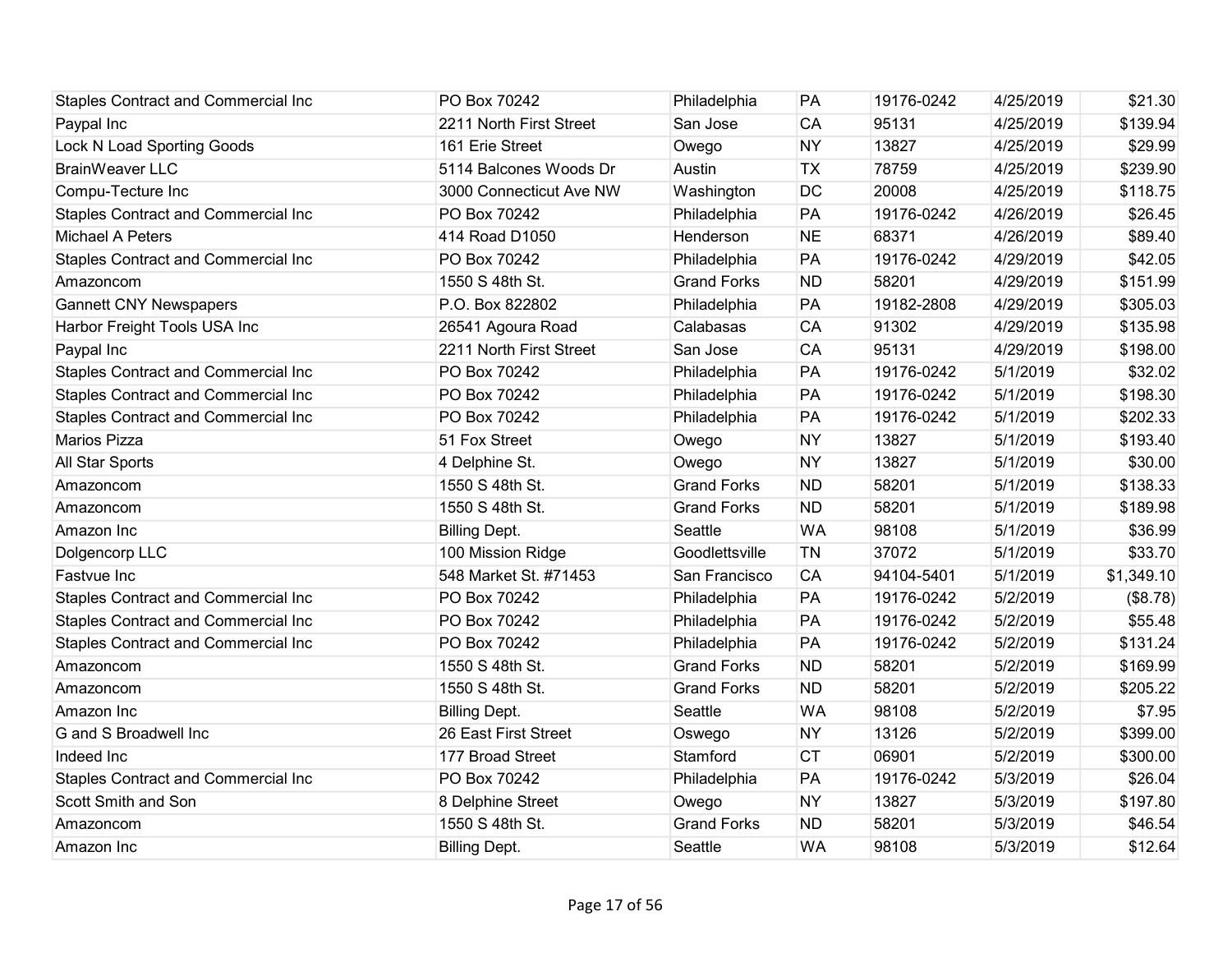| | | | | | | |
|---|---|---|---|---|---|---|
| Staples Contract and Commercial Inc | PO Box 70242 | Philadelphia | PA | 19176-0242 | 4/25/2019 | $21.30 |
| Paypal Inc | 2211 North First Street | San Jose | CA | 95131 | 4/25/2019 | $139.94 |
| Lock N Load Sporting Goods | 161 Erie Street | Owego | NY | 13827 | 4/25/2019 | $29.99 |
| BrainWeaver LLC | 5114 Balcones Woods Dr | Austin | TX | 78759 | 4/25/2019 | $239.90 |
| Compu-Tecture Inc | 3000 Connecticut Ave NW | Washington | DC | 20008 | 4/25/2019 | $118.75 |
| Staples Contract and Commercial Inc | PO Box 70242 | Philadelphia | PA | 19176-0242 | 4/26/2019 | $26.45 |
| Michael A Peters | 414 Road D1050 | Henderson | NE | 68371 | 4/26/2019 | $89.40 |
| Staples Contract and Commercial Inc | PO Box 70242 | Philadelphia | PA | 19176-0242 | 4/29/2019 | $42.05 |
| Amazoncom | 1550 S 48th St. | Grand Forks | ND | 58201 | 4/29/2019 | $151.99 |
| Gannett CNY Newspapers | P.O. Box 822802 | Philadelphia | PA | 19182-2808 | 4/29/2019 | $305.03 |
| Harbor Freight Tools USA Inc | 26541 Agoura Road | Calabasas | CA | 91302 | 4/29/2019 | $135.98 |
| Paypal Inc | 2211 North First Street | San Jose | CA | 95131 | 4/29/2019 | $198.00 |
| Staples Contract and Commercial Inc | PO Box 70242 | Philadelphia | PA | 19176-0242 | 5/1/2019 | $32.02 |
| Staples Contract and Commercial Inc | PO Box 70242 | Philadelphia | PA | 19176-0242 | 5/1/2019 | $198.30 |
| Staples Contract and Commercial Inc | PO Box 70242 | Philadelphia | PA | 19176-0242 | 5/1/2019 | $202.33 |
| Marios Pizza | 51 Fox Street | Owego | NY | 13827 | 5/1/2019 | $193.40 |
| All Star Sports | 4 Delphine St. | Owego | NY | 13827 | 5/1/2019 | $30.00 |
| Amazoncom | 1550 S 48th St. | Grand Forks | ND | 58201 | 5/1/2019 | $138.33 |
| Amazoncom | 1550 S 48th St. | Grand Forks | ND | 58201 | 5/1/2019 | $189.98 |
| Amazon Inc | Billing Dept. | Seattle | WA | 98108 | 5/1/2019 | $36.99 |
| Dolgencorp LLC | 100 Mission Ridge | Goodlettsville | TN | 37072 | 5/1/2019 | $33.70 |
| Fastvue Inc | 548 Market St. #71453 | San Francisco | CA | 94104-5401 | 5/1/2019 | $1,349.10 |
| Staples Contract and Commercial Inc | PO Box 70242 | Philadelphia | PA | 19176-0242 | 5/2/2019 | ($8.78) |
| Staples Contract and Commercial Inc | PO Box 70242 | Philadelphia | PA | 19176-0242 | 5/2/2019 | $55.48 |
| Staples Contract and Commercial Inc | PO Box 70242 | Philadelphia | PA | 19176-0242 | 5/2/2019 | $131.24 |
| Amazoncom | 1550 S 48th St. | Grand Forks | ND | 58201 | 5/2/2019 | $169.99 |
| Amazoncom | 1550 S 48th St. | Grand Forks | ND | 58201 | 5/2/2019 | $205.22 |
| Amazon Inc | Billing Dept. | Seattle | WA | 98108 | 5/2/2019 | $7.95 |
| G and S Broadwell Inc | 26 East First Street | Oswego | NY | 13126 | 5/2/2019 | $399.00 |
| Indeed Inc | 177 Broad Street | Stamford | CT | 06901 | 5/2/2019 | $300.00 |
| Staples Contract and Commercial Inc | PO Box 70242 | Philadelphia | PA | 19176-0242 | 5/3/2019 | $26.04 |
| Scott Smith and Son | 8 Delphine Street | Owego | NY | 13827 | 5/3/2019 | $197.80 |
| Amazoncom | 1550 S 48th St. | Grand Forks | ND | 58201 | 5/3/2019 | $46.54 |
| Amazon Inc | Billing Dept. | Seattle | WA | 98108 | 5/3/2019 | $12.64 |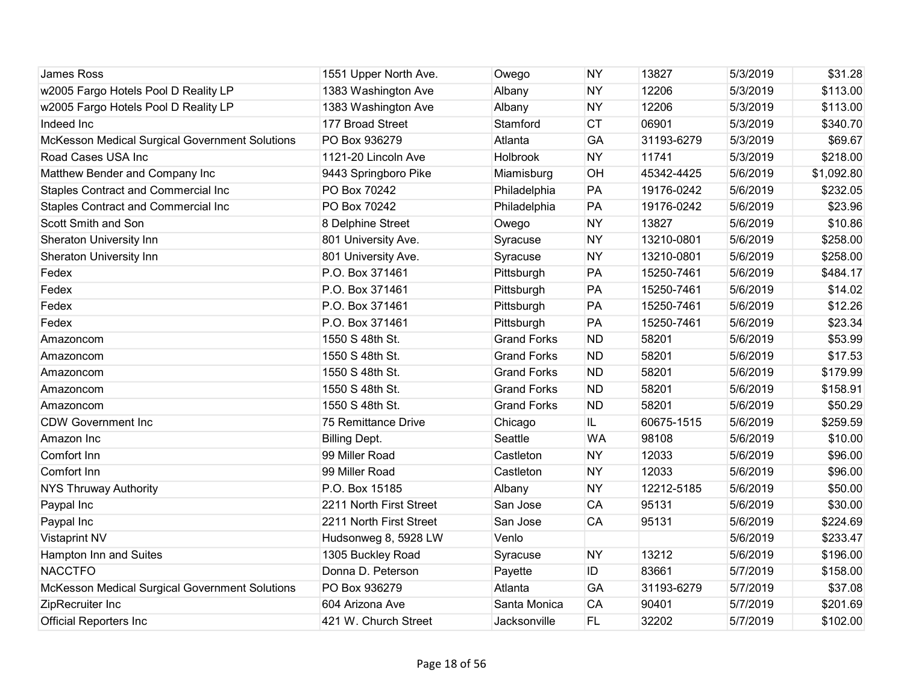| | | | | | | |
|---|---|---|---|---|---|---|
| James Ross | 1551 Upper North Ave. | Owego | NY | 13827 | 5/3/2019 | $31.28 |
| w2005 Fargo Hotels Pool D Reality LP | 1383 Washington Ave | Albany | NY | 12206 | 5/3/2019 | $113.00 |
| w2005 Fargo Hotels Pool D Reality LP | 1383 Washington Ave | Albany | NY | 12206 | 5/3/2019 | $113.00 |
| Indeed Inc | 177 Broad Street | Stamford | CT | 06901 | 5/3/2019 | $340.70 |
| McKesson Medical Surgical Government Solutions | PO Box 936279 | Atlanta | GA | 31193-6279 | 5/3/2019 | $69.67 |
| Road Cases USA Inc | 1121-20 Lincoln Ave | Holbrook | NY | 11741 | 5/3/2019 | $218.00 |
| Matthew Bender and Company Inc | 9443 Springboro Pike | Miamisburg | OH | 45342-4425 | 5/6/2019 | $1,092.80 |
| Staples Contract and Commercial Inc | PO Box 70242 | Philadelphia | PA | 19176-0242 | 5/6/2019 | $232.05 |
| Staples Contract and Commercial Inc | PO Box 70242 | Philadelphia | PA | 19176-0242 | 5/6/2019 | $23.96 |
| Scott Smith and Son | 8 Delphine Street | Owego | NY | 13827 | 5/6/2019 | $10.86 |
| Sheraton University Inn | 801 University Ave. | Syracuse | NY | 13210-0801 | 5/6/2019 | $258.00 |
| Sheraton University Inn | 801 University Ave. | Syracuse | NY | 13210-0801 | 5/6/2019 | $258.00 |
| Fedex | P.O. Box 371461 | Pittsburgh | PA | 15250-7461 | 5/6/2019 | $484.17 |
| Fedex | P.O. Box 371461 | Pittsburgh | PA | 15250-7461 | 5/6/2019 | $14.02 |
| Fedex | P.O. Box 371461 | Pittsburgh | PA | 15250-7461 | 5/6/2019 | $12.26 |
| Fedex | P.O. Box 371461 | Pittsburgh | PA | 15250-7461 | 5/6/2019 | $23.34 |
| Amazoncom | 1550 S 48th St. | Grand Forks | ND | 58201 | 5/6/2019 | $53.99 |
| Amazoncom | 1550 S 48th St. | Grand Forks | ND | 58201 | 5/6/2019 | $17.53 |
| Amazoncom | 1550 S 48th St. | Grand Forks | ND | 58201 | 5/6/2019 | $179.99 |
| Amazoncom | 1550 S 48th St. | Grand Forks | ND | 58201 | 5/6/2019 | $158.91 |
| Amazoncom | 1550 S 48th St. | Grand Forks | ND | 58201 | 5/6/2019 | $50.29 |
| CDW Government Inc | 75 Remittance Drive | Chicago | IL | 60675-1515 | 5/6/2019 | $259.59 |
| Amazon Inc | Billing Dept. | Seattle | WA | 98108 | 5/6/2019 | $10.00 |
| Comfort Inn | 99 Miller Road | Castleton | NY | 12033 | 5/6/2019 | $96.00 |
| Comfort Inn | 99 Miller Road | Castleton | NY | 12033 | 5/6/2019 | $96.00 |
| NYS Thruway Authority | P.O. Box 15185 | Albany | NY | 12212-5185 | 5/6/2019 | $50.00 |
| Paypal Inc | 2211 North First Street | San Jose | CA | 95131 | 5/6/2019 | $30.00 |
| Paypal Inc | 2211 North First Street | San Jose | CA | 95131 | 5/6/2019 | $224.69 |
| Vistaprint NV | Hudsonweg 8, 5928 LW | Venlo | | | 5/6/2019 | $233.47 |
| Hampton Inn and Suites | 1305 Buckley Road | Syracuse | NY | 13212 | 5/6/2019 | $196.00 |
| NACCTFO | Donna D. Peterson | Payette | ID | 83661 | 5/7/2019 | $158.00 |
| McKesson Medical Surgical Government Solutions | PO Box 936279 | Atlanta | GA | 31193-6279 | 5/7/2019 | $37.08 |
| ZipRecruiter Inc | 604 Arizona Ave | Santa Monica | CA | 90401 | 5/7/2019 | $201.69 |
| Official Reporters Inc | 421 W. Church Street | Jacksonville | FL | 32202 | 5/7/2019 | $102.00 |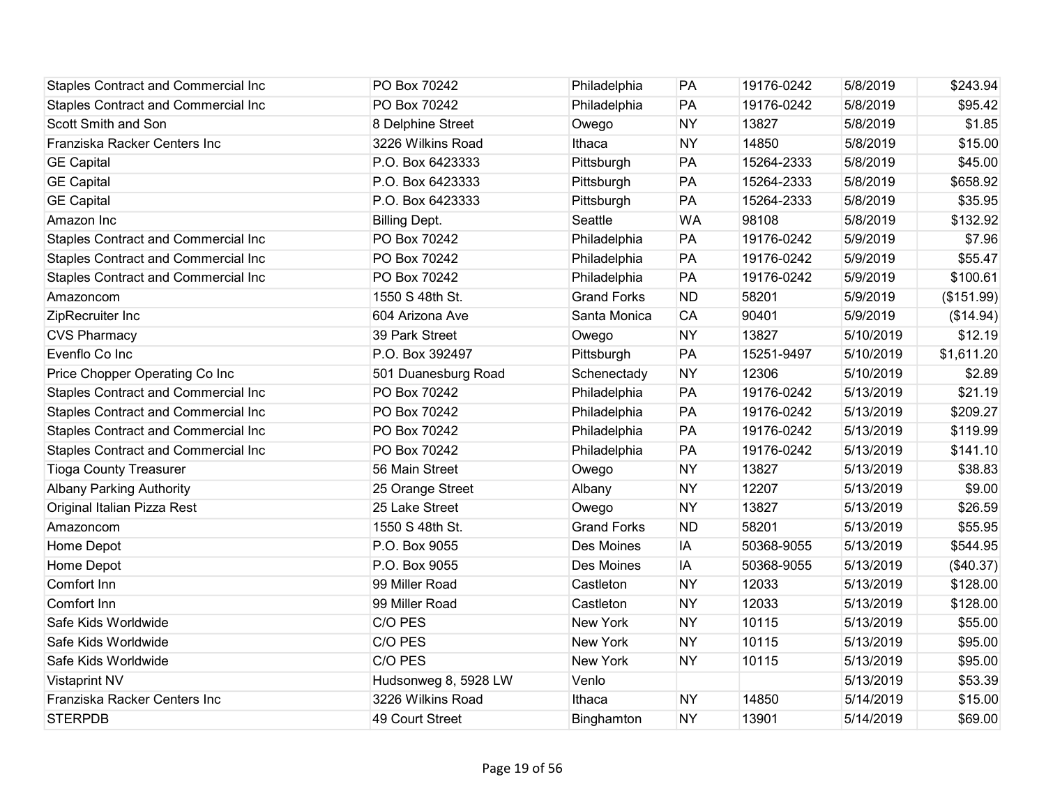| | | | | | | |
|---|---|---|---|---|---|---|
| Staples Contract and Commercial Inc | PO Box 70242 | Philadelphia | PA | 19176-0242 | 5/8/2019 | $243.94 |
| Staples Contract and Commercial Inc | PO Box 70242 | Philadelphia | PA | 19176-0242 | 5/8/2019 | $95.42 |
| Scott Smith and Son | 8 Delphine Street | Owego | NY | 13827 | 5/8/2019 | $1.85 |
| Franziska Racker Centers Inc | 3226 Wilkins Road | Ithaca | NY | 14850 | 5/8/2019 | $15.00 |
| GE Capital | P.O. Box 6423333 | Pittsburgh | PA | 15264-2333 | 5/8/2019 | $45.00 |
| GE Capital | P.O. Box 6423333 | Pittsburgh | PA | 15264-2333 | 5/8/2019 | $658.92 |
| GE Capital | P.O. Box 6423333 | Pittsburgh | PA | 15264-2333 | 5/8/2019 | $35.95 |
| Amazon Inc | Billing Dept. | Seattle | WA | 98108 | 5/8/2019 | $132.92 |
| Staples Contract and Commercial Inc | PO Box 70242 | Philadelphia | PA | 19176-0242 | 5/9/2019 | $7.96 |
| Staples Contract and Commercial Inc | PO Box 70242 | Philadelphia | PA | 19176-0242 | 5/9/2019 | $55.47 |
| Staples Contract and Commercial Inc | PO Box 70242 | Philadelphia | PA | 19176-0242 | 5/9/2019 | $100.61 |
| Amazoncom | 1550 S 48th St. | Grand Forks | ND | 58201 | 5/9/2019 | ($151.99) |
| ZipRecruiter Inc | 604 Arizona Ave | Santa Monica | CA | 90401 | 5/9/2019 | ($14.94) |
| CVS Pharmacy | 39 Park Street | Owego | NY | 13827 | 5/10/2019 | $12.19 |
| Evenflo Co Inc | P.O. Box 392497 | Pittsburgh | PA | 15251-9497 | 5/10/2019 | $1,611.20 |
| Price Chopper Operating Co Inc | 501 Duanesburg Road | Schenectady | NY | 12306 | 5/10/2019 | $2.89 |
| Staples Contract and Commercial Inc | PO Box 70242 | Philadelphia | PA | 19176-0242 | 5/13/2019 | $21.19 |
| Staples Contract and Commercial Inc | PO Box 70242 | Philadelphia | PA | 19176-0242 | 5/13/2019 | $209.27 |
| Staples Contract and Commercial Inc | PO Box 70242 | Philadelphia | PA | 19176-0242 | 5/13/2019 | $119.99 |
| Staples Contract and Commercial Inc | PO Box 70242 | Philadelphia | PA | 19176-0242 | 5/13/2019 | $141.10 |
| Tioga County Treasurer | 56 Main Street | Owego | NY | 13827 | 5/13/2019 | $38.83 |
| Albany Parking Authority | 25 Orange Street | Albany | NY | 12207 | 5/13/2019 | $9.00 |
| Original Italian Pizza Rest | 25 Lake Street | Owego | NY | 13827 | 5/13/2019 | $26.59 |
| Amazoncom | 1550 S 48th St. | Grand Forks | ND | 58201 | 5/13/2019 | $55.95 |
| Home Depot | P.O. Box 9055 | Des Moines | IA | 50368-9055 | 5/13/2019 | $544.95 |
| Home Depot | P.O. Box 9055 | Des Moines | IA | 50368-9055 | 5/13/2019 | ($40.37) |
| Comfort Inn | 99 Miller Road | Castleton | NY | 12033 | 5/13/2019 | $128.00 |
| Comfort Inn | 99 Miller Road | Castleton | NY | 12033 | 5/13/2019 | $128.00 |
| Safe Kids Worldwide | C/O PES | New York | NY | 10115 | 5/13/2019 | $55.00 |
| Safe Kids Worldwide | C/O PES | New York | NY | 10115 | 5/13/2019 | $95.00 |
| Safe Kids Worldwide | C/O PES | New York | NY | 10115 | 5/13/2019 | $95.00 |
| Vistaprint NV | Hudsonweg 8, 5928 LW | Venlo | | | 5/13/2019 | $53.39 |
| Franziska Racker Centers Inc | 3226 Wilkins Road | Ithaca | NY | 14850 | 5/14/2019 | $15.00 |
| STERPDB | 49 Court Street | Binghamton | NY | 13901 | 5/14/2019 | $69.00 |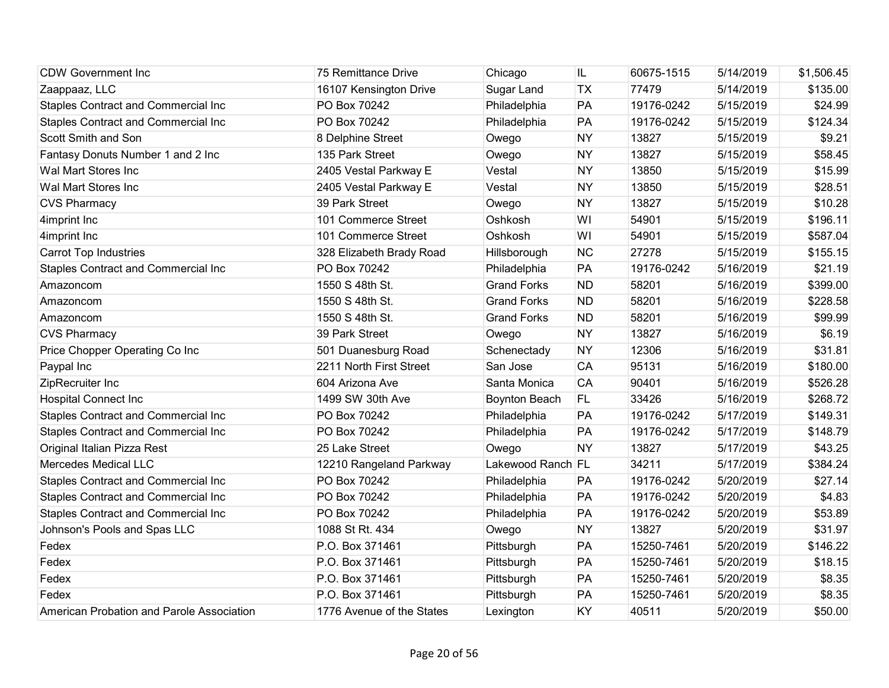| | | | | | | |
|---|---|---|---|---|---|---|
| CDW Government Inc | 75 Remittance Drive | Chicago | IL | 60675-1515 | 5/14/2019 | $1,506.45 |
| Zaappaaz, LLC | 16107 Kensington Drive | Sugar Land | TX | 77479 | 5/14/2019 | $135.00 |
| Staples Contract and Commercial Inc | PO Box 70242 | Philadelphia | PA | 19176-0242 | 5/15/2019 | $24.99 |
| Staples Contract and Commercial Inc | PO Box 70242 | Philadelphia | PA | 19176-0242 | 5/15/2019 | $124.34 |
| Scott Smith and Son | 8 Delphine Street | Owego | NY | 13827 | 5/15/2019 | $9.21 |
| Fantasy Donuts Number 1 and 2 Inc | 135 Park Street | Owego | NY | 13827 | 5/15/2019 | $58.45 |
| Wal Mart Stores Inc | 2405 Vestal Parkway E | Vestal | NY | 13850 | 5/15/2019 | $15.99 |
| Wal Mart Stores Inc | 2405 Vestal Parkway E | Vestal | NY | 13850 | 5/15/2019 | $28.51 |
| CVS Pharmacy | 39 Park Street | Owego | NY | 13827 | 5/15/2019 | $10.28 |
| 4imprint Inc | 101 Commerce Street | Oshkosh | WI | 54901 | 5/15/2019 | $196.11 |
| 4imprint Inc | 101 Commerce Street | Oshkosh | WI | 54901 | 5/15/2019 | $587.04 |
| Carrot Top Industries | 328 Elizabeth Brady Road | Hillsborough | NC | 27278 | 5/15/2019 | $155.15 |
| Staples Contract and Commercial Inc | PO Box 70242 | Philadelphia | PA | 19176-0242 | 5/16/2019 | $21.19 |
| Amazoncom | 1550 S 48th St. | Grand Forks | ND | 58201 | 5/16/2019 | $399.00 |
| Amazoncom | 1550 S 48th St. | Grand Forks | ND | 58201 | 5/16/2019 | $228.58 |
| Amazoncom | 1550 S 48th St. | Grand Forks | ND | 58201 | 5/16/2019 | $99.99 |
| CVS Pharmacy | 39 Park Street | Owego | NY | 13827 | 5/16/2019 | $6.19 |
| Price Chopper Operating Co Inc | 501 Duanesburg Road | Schenectady | NY | 12306 | 5/16/2019 | $31.81 |
| Paypal Inc | 2211 North First Street | San Jose | CA | 95131 | 5/16/2019 | $180.00 |
| ZipRecruiter Inc | 604 Arizona Ave | Santa Monica | CA | 90401 | 5/16/2019 | $526.28 |
| Hospital Connect Inc | 1499 SW 30th Ave | Boynton Beach | FL | 33426 | 5/16/2019 | $268.72 |
| Staples Contract and Commercial Inc | PO Box 70242 | Philadelphia | PA | 19176-0242 | 5/17/2019 | $149.31 |
| Staples Contract and Commercial Inc | PO Box 70242 | Philadelphia | PA | 19176-0242 | 5/17/2019 | $148.79 |
| Original Italian Pizza Rest | 25 Lake Street | Owego | NY | 13827 | 5/17/2019 | $43.25 |
| Mercedes Medical LLC | 12210 Rangeland Parkway | Lakewood Ranch | FL | 34211 | 5/17/2019 | $384.24 |
| Staples Contract and Commercial Inc | PO Box 70242 | Philadelphia | PA | 19176-0242 | 5/20/2019 | $27.14 |
| Staples Contract and Commercial Inc | PO Box 70242 | Philadelphia | PA | 19176-0242 | 5/20/2019 | $4.83 |
| Staples Contract and Commercial Inc | PO Box 70242 | Philadelphia | PA | 19176-0242 | 5/20/2019 | $53.89 |
| Johnson's Pools and Spas LLC | 1088 St Rt. 434 | Owego | NY | 13827 | 5/20/2019 | $31.97 |
| Fedex | P.O. Box 371461 | Pittsburgh | PA | 15250-7461 | 5/20/2019 | $146.22 |
| Fedex | P.O. Box 371461 | Pittsburgh | PA | 15250-7461 | 5/20/2019 | $18.15 |
| Fedex | P.O. Box 371461 | Pittsburgh | PA | 15250-7461 | 5/20/2019 | $8.35 |
| Fedex | P.O. Box 371461 | Pittsburgh | PA | 15250-7461 | 5/20/2019 | $8.35 |
| American Probation and Parole Association | 1776 Avenue of the States | Lexington | KY | 40511 | 5/20/2019 | $50.00 |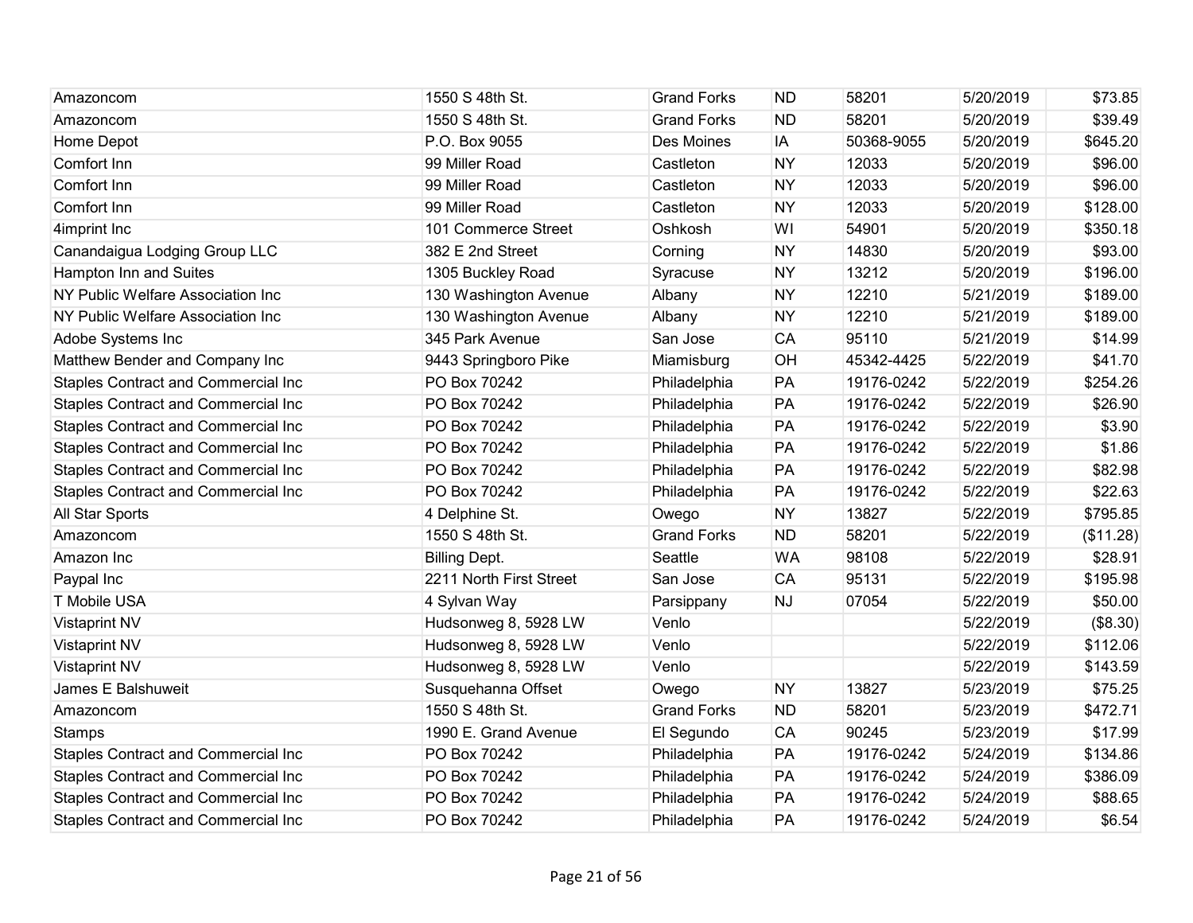| | | | | | | |
|---|---|---|---|---|---|---|
| Amazoncom | 1550 S 48th St. | Grand Forks | ND | 58201 | 5/20/2019 | $73.85 |
| Amazoncom | 1550 S 48th St. | Grand Forks | ND | 58201 | 5/20/2019 | $39.49 |
| Home Depot | P.O. Box 9055 | Des Moines | IA | 50368-9055 | 5/20/2019 | $645.20 |
| Comfort Inn | 99 Miller Road | Castleton | NY | 12033 | 5/20/2019 | $96.00 |
| Comfort Inn | 99 Miller Road | Castleton | NY | 12033 | 5/20/2019 | $96.00 |
| Comfort Inn | 99 Miller Road | Castleton | NY | 12033 | 5/20/2019 | $128.00 |
| 4imprint Inc | 101 Commerce Street | Oshkosh | WI | 54901 | 5/20/2019 | $350.18 |
| Canandaigua Lodging Group LLC | 382 E 2nd Street | Corning | NY | 14830 | 5/20/2019 | $93.00 |
| Hampton Inn and Suites | 1305 Buckley Road | Syracuse | NY | 13212 | 5/20/2019 | $196.00 |
| NY Public Welfare Association Inc | 130 Washington Avenue | Albany | NY | 12210 | 5/21/2019 | $189.00 |
| NY Public Welfare Association Inc | 130 Washington Avenue | Albany | NY | 12210 | 5/21/2019 | $189.00 |
| Adobe Systems Inc | 345 Park Avenue | San Jose | CA | 95110 | 5/21/2019 | $14.99 |
| Matthew Bender and Company Inc | 9443 Springboro Pike | Miamisburg | OH | 45342-4425 | 5/22/2019 | $41.70 |
| Staples Contract and Commercial Inc | PO Box 70242 | Philadelphia | PA | 19176-0242 | 5/22/2019 | $254.26 |
| Staples Contract and Commercial Inc | PO Box 70242 | Philadelphia | PA | 19176-0242 | 5/22/2019 | $26.90 |
| Staples Contract and Commercial Inc | PO Box 70242 | Philadelphia | PA | 19176-0242 | 5/22/2019 | $3.90 |
| Staples Contract and Commercial Inc | PO Box 70242 | Philadelphia | PA | 19176-0242 | 5/22/2019 | $1.86 |
| Staples Contract and Commercial Inc | PO Box 70242 | Philadelphia | PA | 19176-0242 | 5/22/2019 | $82.98 |
| Staples Contract and Commercial Inc | PO Box 70242 | Philadelphia | PA | 19176-0242 | 5/22/2019 | $22.63 |
| All Star Sports | 4 Delphine St. | Owego | NY | 13827 | 5/22/2019 | $795.85 |
| Amazoncom | 1550 S 48th St. | Grand Forks | ND | 58201 | 5/22/2019 | ($11.28) |
| Amazon Inc | Billing Dept. | Seattle | WA | 98108 | 5/22/2019 | $28.91 |
| Paypal Inc | 2211 North First Street | San Jose | CA | 95131 | 5/22/2019 | $195.98 |
| T Mobile USA | 4 Sylvan Way | Parsippany | NJ | 07054 | 5/22/2019 | $50.00 |
| Vistaprint NV | Hudsonweg 8, 5928 LW | Venlo | | | 5/22/2019 | ($8.30) |
| Vistaprint NV | Hudsonweg 8, 5928 LW | Venlo | | | 5/22/2019 | $112.06 |
| Vistaprint NV | Hudsonweg 8, 5928 LW | Venlo | | | 5/22/2019 | $143.59 |
| James E Balshuweit | Susquehanna Offset | Owego | NY | 13827 | 5/23/2019 | $75.25 |
| Amazoncom | 1550 S 48th St. | Grand Forks | ND | 58201 | 5/23/2019 | $472.71 |
| Stamps | 1990 E. Grand Avenue | El Segundo | CA | 90245 | 5/23/2019 | $17.99 |
| Staples Contract and Commercial Inc | PO Box 70242 | Philadelphia | PA | 19176-0242 | 5/24/2019 | $134.86 |
| Staples Contract and Commercial Inc | PO Box 70242 | Philadelphia | PA | 19176-0242 | 5/24/2019 | $386.09 |
| Staples Contract and Commercial Inc | PO Box 70242 | Philadelphia | PA | 19176-0242 | 5/24/2019 | $88.65 |
| Staples Contract and Commercial Inc | PO Box 70242 | Philadelphia | PA | 19176-0242 | 5/24/2019 | $6.54 |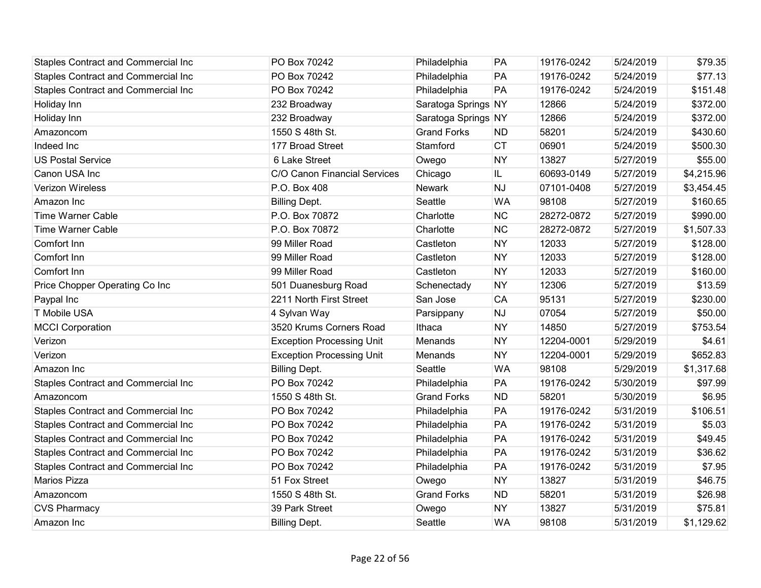| | | | | | | |
|---|---|---|---|---|---|---|
| Staples Contract and Commercial Inc | PO Box 70242 | Philadelphia | PA | 19176-0242 | 5/24/2019 | $79.35 |
| Staples Contract and Commercial Inc | PO Box 70242 | Philadelphia | PA | 19176-0242 | 5/24/2019 | $77.13 |
| Staples Contract and Commercial Inc | PO Box 70242 | Philadelphia | PA | 19176-0242 | 5/24/2019 | $151.48 |
| Holiday Inn | 232 Broadway | Saratoga Springs | NY | 12866 | 5/24/2019 | $372.00 |
| Holiday Inn | 232 Broadway | Saratoga Springs | NY | 12866 | 5/24/2019 | $372.00 |
| Amazoncom | 1550 S 48th St. | Grand Forks | ND | 58201 | 5/24/2019 | $430.60 |
| Indeed Inc | 177 Broad Street | Stamford | CT | 06901 | 5/24/2019 | $500.30 |
| US Postal Service | 6 Lake Street | Owego | NY | 13827 | 5/27/2019 | $55.00 |
| Canon USA Inc | C/O Canon Financial Services | Chicago | IL | 60693-0149 | 5/27/2019 | $4,215.96 |
| Verizon Wireless | P.O. Box 408 | Newark | NJ | 07101-0408 | 5/27/2019 | $3,454.45 |
| Amazon Inc | Billing Dept. | Seattle | WA | 98108 | 5/27/2019 | $160.65 |
| Time Warner Cable | P.O. Box 70872 | Charlotte | NC | 28272-0872 | 5/27/2019 | $990.00 |
| Time Warner Cable | P.O. Box 70872 | Charlotte | NC | 28272-0872 | 5/27/2019 | $1,507.33 |
| Comfort Inn | 99 Miller Road | Castleton | NY | 12033 | 5/27/2019 | $128.00 |
| Comfort Inn | 99 Miller Road | Castleton | NY | 12033 | 5/27/2019 | $128.00 |
| Comfort Inn | 99 Miller Road | Castleton | NY | 12033 | 5/27/2019 | $160.00 |
| Price Chopper Operating Co Inc | 501 Duanesburg Road | Schenectady | NY | 12306 | 5/27/2019 | $13.59 |
| Paypal Inc | 2211 North First Street | San Jose | CA | 95131 | 5/27/2019 | $230.00 |
| T Mobile USA | 4 Sylvan Way | Parsippany | NJ | 07054 | 5/27/2019 | $50.00 |
| MCCI Corporation | 3520 Krums Corners Road | Ithaca | NY | 14850 | 5/27/2019 | $753.54 |
| Verizon | Exception Processing Unit | Menands | NY | 12204-0001 | 5/29/2019 | $4.61 |
| Verizon | Exception Processing Unit | Menands | NY | 12204-0001 | 5/29/2019 | $652.83 |
| Amazon Inc | Billing Dept. | Seattle | WA | 98108 | 5/29/2019 | $1,317.68 |
| Staples Contract and Commercial Inc | PO Box 70242 | Philadelphia | PA | 19176-0242 | 5/30/2019 | $97.99 |
| Amazoncom | 1550 S 48th St. | Grand Forks | ND | 58201 | 5/30/2019 | $6.95 |
| Staples Contract and Commercial Inc | PO Box 70242 | Philadelphia | PA | 19176-0242 | 5/31/2019 | $106.51 |
| Staples Contract and Commercial Inc | PO Box 70242 | Philadelphia | PA | 19176-0242 | 5/31/2019 | $5.03 |
| Staples Contract and Commercial Inc | PO Box 70242 | Philadelphia | PA | 19176-0242 | 5/31/2019 | $49.45 |
| Staples Contract and Commercial Inc | PO Box 70242 | Philadelphia | PA | 19176-0242 | 5/31/2019 | $36.62 |
| Staples Contract and Commercial Inc | PO Box 70242 | Philadelphia | PA | 19176-0242 | 5/31/2019 | $7.95 |
| Marios Pizza | 51 Fox Street | Owego | NY | 13827 | 5/31/2019 | $46.75 |
| Amazoncom | 1550 S 48th St. | Grand Forks | ND | 58201 | 5/31/2019 | $26.98 |
| CVS Pharmacy | 39 Park Street | Owego | NY | 13827 | 5/31/2019 | $75.81 |
| Amazon Inc | Billing Dept. | Seattle | WA | 98108 | 5/31/2019 | $1,129.62 |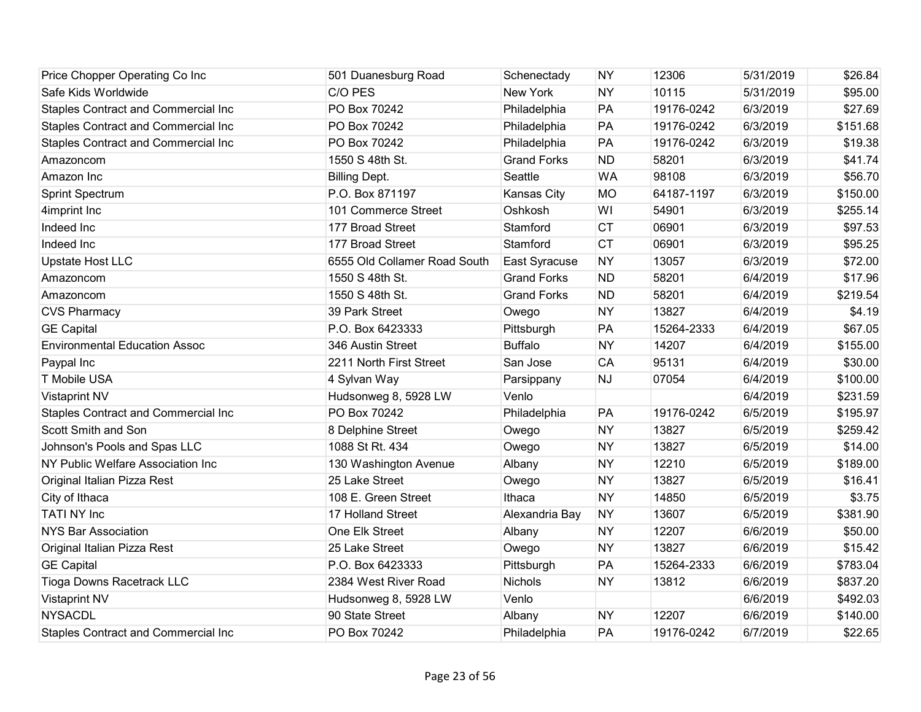| | | | | | | |
|---|---|---|---|---|---|---|
| Price Chopper Operating Co Inc | 501 Duanesburg Road | Schenectady | NY | 12306 | 5/31/2019 | $26.84 |
| Safe Kids Worldwide | C/O PES | New York | NY | 10115 | 5/31/2019 | $95.00 |
| Staples Contract and Commercial Inc | PO Box 70242 | Philadelphia | PA | 19176-0242 | 6/3/2019 | $27.69 |
| Staples Contract and Commercial Inc | PO Box 70242 | Philadelphia | PA | 19176-0242 | 6/3/2019 | $151.68 |
| Staples Contract and Commercial Inc | PO Box 70242 | Philadelphia | PA | 19176-0242 | 6/3/2019 | $19.38 |
| Amazoncom | 1550 S 48th St. | Grand Forks | ND | 58201 | 6/3/2019 | $41.74 |
| Amazon Inc | Billing Dept. | Seattle | WA | 98108 | 6/3/2019 | $56.70 |
| Sprint Spectrum | P.O. Box 871197 | Kansas City | MO | 64187-1197 | 6/3/2019 | $150.00 |
| 4imprint Inc | 101 Commerce Street | Oshkosh | WI | 54901 | 6/3/2019 | $255.14 |
| Indeed Inc | 177 Broad Street | Stamford | CT | 06901 | 6/3/2019 | $97.53 |
| Indeed Inc | 177 Broad Street | Stamford | CT | 06901 | 6/3/2019 | $95.25 |
| Upstate Host LLC | 6555 Old Collamer Road South | East Syracuse | NY | 13057 | 6/3/2019 | $72.00 |
| Amazoncom | 1550 S 48th St. | Grand Forks | ND | 58201 | 6/4/2019 | $17.96 |
| Amazoncom | 1550 S 48th St. | Grand Forks | ND | 58201 | 6/4/2019 | $219.54 |
| CVS Pharmacy | 39 Park Street | Owego | NY | 13827 | 6/4/2019 | $4.19 |
| GE Capital | P.O. Box 6423333 | Pittsburgh | PA | 15264-2333 | 6/4/2019 | $67.05 |
| Environmental Education Assoc | 346 Austin Street | Buffalo | NY | 14207 | 6/4/2019 | $155.00 |
| Paypal Inc | 2211 North First Street | San Jose | CA | 95131 | 6/4/2019 | $30.00 |
| T Mobile USA | 4 Sylvan Way | Parsippany | NJ | 07054 | 6/4/2019 | $100.00 |
| Vistaprint NV | Hudsonweg 8, 5928 LW | Venlo | | | 6/4/2019 | $231.59 |
| Staples Contract and Commercial Inc | PO Box 70242 | Philadelphia | PA | 19176-0242 | 6/5/2019 | $195.97 |
| Scott Smith and Son | 8 Delphine Street | Owego | NY | 13827 | 6/5/2019 | $259.42 |
| Johnson's Pools and Spas LLC | 1088 St Rt. 434 | Owego | NY | 13827 | 6/5/2019 | $14.00 |
| NY Public Welfare Association Inc | 130 Washington Avenue | Albany | NY | 12210 | 6/5/2019 | $189.00 |
| Original Italian Pizza Rest | 25 Lake Street | Owego | NY | 13827 | 6/5/2019 | $16.41 |
| City of Ithaca | 108 E. Green Street | Ithaca | NY | 14850 | 6/5/2019 | $3.75 |
| TATI NY Inc | 17 Holland Street | Alexandria Bay | NY | 13607 | 6/5/2019 | $381.90 |
| NYS Bar Association | One Elk Street | Albany | NY | 12207 | 6/6/2019 | $50.00 |
| Original Italian Pizza Rest | 25 Lake Street | Owego | NY | 13827 | 6/6/2019 | $15.42 |
| GE Capital | P.O. Box 6423333 | Pittsburgh | PA | 15264-2333 | 6/6/2019 | $783.04 |
| Tioga Downs Racetrack LLC | 2384 West River Road | Nichols | NY | 13812 | 6/6/2019 | $837.20 |
| Vistaprint NV | Hudsonweg 8, 5928 LW | Venlo | | | 6/6/2019 | $492.03 |
| NYSACDL | 90 State Street | Albany | NY | 12207 | 6/6/2019 | $140.00 |
| Staples Contract and Commercial Inc | PO Box 70242 | Philadelphia | PA | 19176-0242 | 6/7/2019 | $22.65 |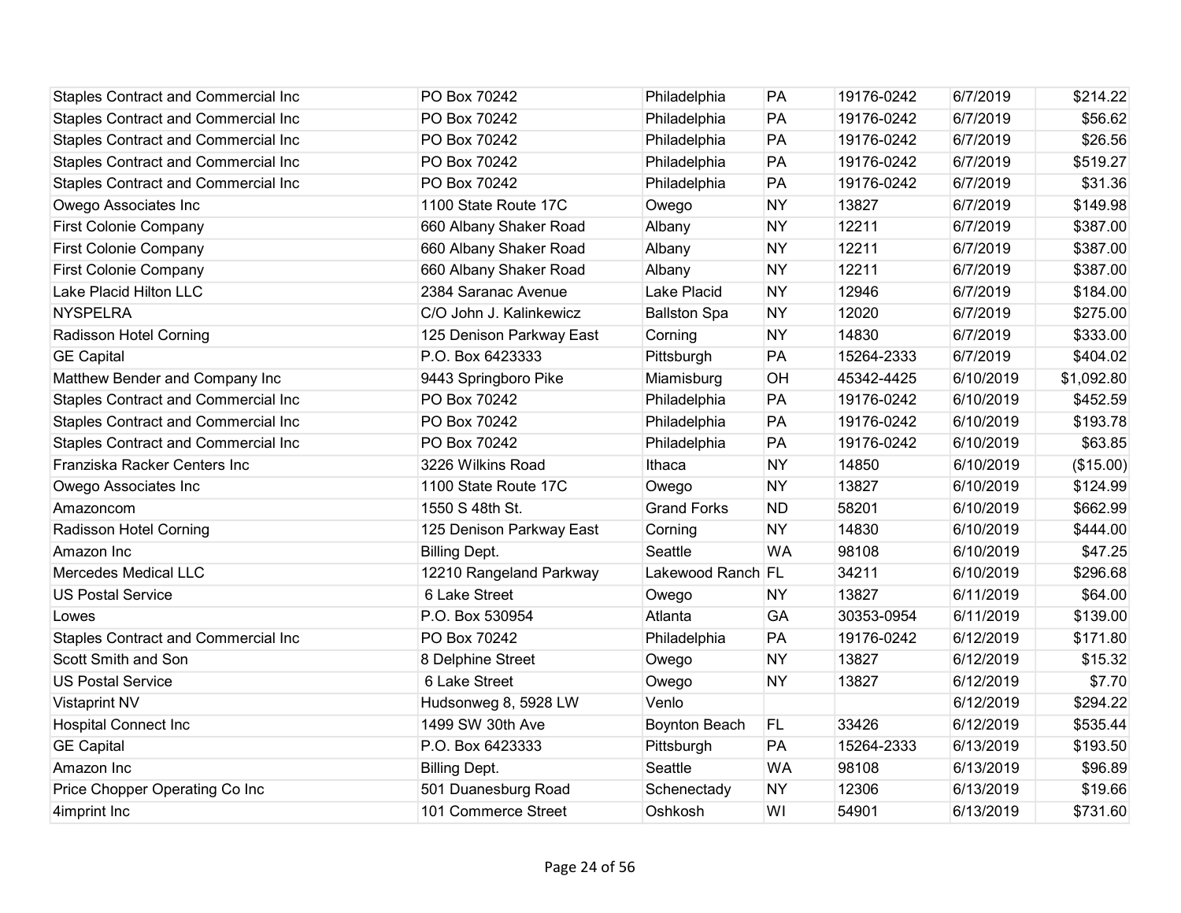| | | | | | | |
|---|---|---|---|---|---|---|
| Staples Contract and Commercial Inc | PO Box 70242 | Philadelphia | PA | 19176-0242 | 6/7/2019 | $214.22 |
| Staples Contract and Commercial Inc | PO Box 70242 | Philadelphia | PA | 19176-0242 | 6/7/2019 | $56.62 |
| Staples Contract and Commercial Inc | PO Box 70242 | Philadelphia | PA | 19176-0242 | 6/7/2019 | $26.56 |
| Staples Contract and Commercial Inc | PO Box 70242 | Philadelphia | PA | 19176-0242 | 6/7/2019 | $519.27 |
| Staples Contract and Commercial Inc | PO Box 70242 | Philadelphia | PA | 19176-0242 | 6/7/2019 | $31.36 |
| Owego Associates Inc | 1100 State Route 17C | Owego | NY | 13827 | 6/7/2019 | $149.98 |
| First Colonie Company | 660 Albany Shaker Road | Albany | NY | 12211 | 6/7/2019 | $387.00 |
| First Colonie Company | 660 Albany Shaker Road | Albany | NY | 12211 | 6/7/2019 | $387.00 |
| First Colonie Company | 660 Albany Shaker Road | Albany | NY | 12211 | 6/7/2019 | $387.00 |
| Lake Placid Hilton LLC | 2384 Saranac Avenue | Lake Placid | NY | 12946 | 6/7/2019 | $184.00 |
| NYSPELRA | C/O John J. Kalinkewicz | Ballston Spa | NY | 12020 | 6/7/2019 | $275.00 |
| Radisson Hotel Corning | 125 Denison Parkway East | Corning | NY | 14830 | 6/7/2019 | $333.00 |
| GE Capital | P.O. Box 6423333 | Pittsburgh | PA | 15264-2333 | 6/7/2019 | $404.02 |
| Matthew Bender and Company Inc | 9443 Springboro Pike | Miamisburg | OH | 45342-4425 | 6/10/2019 | $1,092.80 |
| Staples Contract and Commercial Inc | PO Box 70242 | Philadelphia | PA | 19176-0242 | 6/10/2019 | $452.59 |
| Staples Contract and Commercial Inc | PO Box 70242 | Philadelphia | PA | 19176-0242 | 6/10/2019 | $193.78 |
| Staples Contract and Commercial Inc | PO Box 70242 | Philadelphia | PA | 19176-0242 | 6/10/2019 | $63.85 |
| Franziska Racker Centers Inc | 3226 Wilkins Road | Ithaca | NY | 14850 | 6/10/2019 | ($15.00) |
| Owego Associates Inc | 1100 State Route 17C | Owego | NY | 13827 | 6/10/2019 | $124.99 |
| Amazoncom | 1550 S 48th St. | Grand Forks | ND | 58201 | 6/10/2019 | $662.99 |
| Radisson Hotel Corning | 125 Denison Parkway East | Corning | NY | 14830 | 6/10/2019 | $444.00 |
| Amazon Inc | Billing Dept. | Seattle | WA | 98108 | 6/10/2019 | $47.25 |
| Mercedes Medical LLC | 12210 Rangeland Parkway | Lakewood Ranch | FL | 34211 | 6/10/2019 | $296.68 |
| US Postal Service | 6 Lake Street | Owego | NY | 13827 | 6/11/2019 | $64.00 |
| Lowes | P.O. Box 530954 | Atlanta | GA | 30353-0954 | 6/11/2019 | $139.00 |
| Staples Contract and Commercial Inc | PO Box 70242 | Philadelphia | PA | 19176-0242 | 6/12/2019 | $171.80 |
| Scott Smith and Son | 8 Delphine Street | Owego | NY | 13827 | 6/12/2019 | $15.32 |
| US Postal Service | 6 Lake Street | Owego | NY | 13827 | 6/12/2019 | $7.70 |
| Vistaprint NV | Hudsonweg 8, 5928 LW | Venlo | | | 6/12/2019 | $294.22 |
| Hospital Connect Inc | 1499 SW 30th Ave | Boynton Beach | FL | 33426 | 6/12/2019 | $535.44 |
| GE Capital | P.O. Box 6423333 | Pittsburgh | PA | 15264-2333 | 6/13/2019 | $193.50 |
| Amazon Inc | Billing Dept. | Seattle | WA | 98108 | 6/13/2019 | $96.89 |
| Price Chopper Operating Co Inc | 501 Duanesburg Road | Schenectady | NY | 12306 | 6/13/2019 | $19.66 |
| 4imprint Inc | 101 Commerce Street | Oshkosh | WI | 54901 | 6/13/2019 | $731.60 |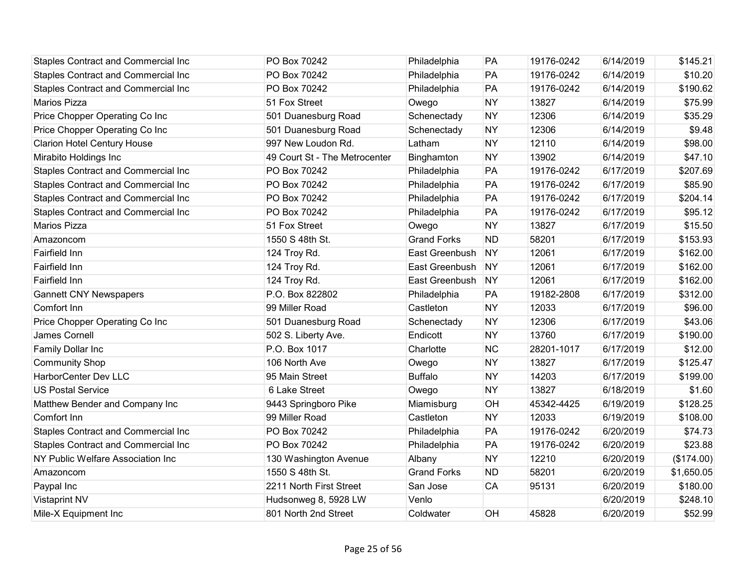| | | | | | | |
|---|---|---|---|---|---|---|
| Staples Contract and Commercial Inc | PO Box 70242 | Philadelphia | PA | 19176-0242 | 6/14/2019 | $145.21 |
| Staples Contract and Commercial Inc | PO Box 70242 | Philadelphia | PA | 19176-0242 | 6/14/2019 | $10.20 |
| Staples Contract and Commercial Inc | PO Box 70242 | Philadelphia | PA | 19176-0242 | 6/14/2019 | $190.62 |
| Marios Pizza | 51 Fox Street | Owego | NY | 13827 | 6/14/2019 | $75.99 |
| Price Chopper Operating Co Inc | 501 Duanesburg Road | Schenectady | NY | 12306 | 6/14/2019 | $35.29 |
| Price Chopper Operating Co Inc | 501 Duanesburg Road | Schenectady | NY | 12306 | 6/14/2019 | $9.48 |
| Clarion Hotel Century House | 997 New Loudon Rd. | Latham | NY | 12110 | 6/14/2019 | $98.00 |
| Mirabito Holdings Inc | 49 Court St - The Metrocenter | Binghamton | NY | 13902 | 6/14/2019 | $47.10 |
| Staples Contract and Commercial Inc | PO Box 70242 | Philadelphia | PA | 19176-0242 | 6/17/2019 | $207.69 |
| Staples Contract and Commercial Inc | PO Box 70242 | Philadelphia | PA | 19176-0242 | 6/17/2019 | $85.90 |
| Staples Contract and Commercial Inc | PO Box 70242 | Philadelphia | PA | 19176-0242 | 6/17/2019 | $204.14 |
| Staples Contract and Commercial Inc | PO Box 70242 | Philadelphia | PA | 19176-0242 | 6/17/2019 | $95.12 |
| Marios Pizza | 51 Fox Street | Owego | NY | 13827 | 6/17/2019 | $15.50 |
| Amazoncom | 1550 S 48th St. | Grand Forks | ND | 58201 | 6/17/2019 | $153.93 |
| Fairfield Inn | 124 Troy Rd. | East Greenbush | NY | 12061 | 6/17/2019 | $162.00 |
| Fairfield Inn | 124 Troy Rd. | East Greenbush | NY | 12061 | 6/17/2019 | $162.00 |
| Fairfield Inn | 124 Troy Rd. | East Greenbush | NY | 12061 | 6/17/2019 | $162.00 |
| Gannett CNY Newspapers | P.O. Box 822802 | Philadelphia | PA | 19182-2808 | 6/17/2019 | $312.00 |
| Comfort Inn | 99 Miller Road | Castleton | NY | 12033 | 6/17/2019 | $96.00 |
| Price Chopper Operating Co Inc | 501 Duanesburg Road | Schenectady | NY | 12306 | 6/17/2019 | $43.06 |
| James Cornell | 502 S. Liberty Ave. | Endicott | NY | 13760 | 6/17/2019 | $190.00 |
| Family Dollar Inc | P.O. Box 1017 | Charlotte | NC | 28201-1017 | 6/17/2019 | $12.00 |
| Community Shop | 106 North Ave | Owego | NY | 13827 | 6/17/2019 | $125.47 |
| HarborCenter Dev LLC | 95 Main Street | Buffalo | NY | 14203 | 6/17/2019 | $199.00 |
| US Postal Service | 6 Lake Street | Owego | NY | 13827 | 6/18/2019 | $1.60 |
| Matthew Bender and Company Inc | 9443 Springboro Pike | Miamisburg | OH | 45342-4425 | 6/19/2019 | $128.25 |
| Comfort Inn | 99 Miller Road | Castleton | NY | 12033 | 6/19/2019 | $108.00 |
| Staples Contract and Commercial Inc | PO Box 70242 | Philadelphia | PA | 19176-0242 | 6/20/2019 | $74.73 |
| Staples Contract and Commercial Inc | PO Box 70242 | Philadelphia | PA | 19176-0242 | 6/20/2019 | $23.88 |
| NY Public Welfare Association Inc | 130 Washington Avenue | Albany | NY | 12210 | 6/20/2019 | ($174.00) |
| Amazoncom | 1550 S 48th St. | Grand Forks | ND | 58201 | 6/20/2019 | $1,650.05 |
| Paypal Inc | 2211 North First Street | San Jose | CA | 95131 | 6/20/2019 | $180.00 |
| Vistaprint NV | Hudsonweg 8, 5928 LW | Venlo | | | 6/20/2019 | $248.10 |
| Mile-X Equipment Inc | 801 North 2nd Street | Coldwater | OH | 45828 | 6/20/2019 | $52.99 |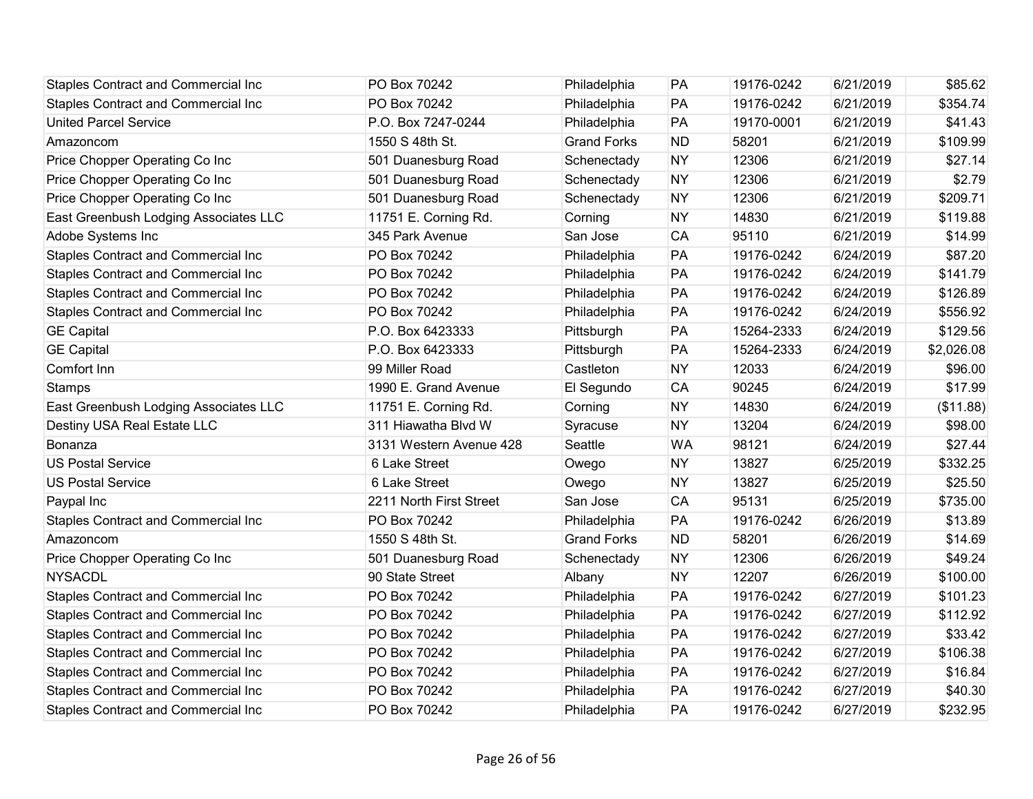| | | | | | | |
|---|---|---|---|---|---|---|
| Staples Contract and Commercial Inc | PO Box 70242 | Philadelphia | PA | 19176-0242 | 6/21/2019 | $85.62 |
| Staples Contract and Commercial Inc | PO Box 70242 | Philadelphia | PA | 19176-0242 | 6/21/2019 | $354.74 |
| United Parcel Service | P.O. Box 7247-0244 | Philadelphia | PA | 19170-0001 | 6/21/2019 | $41.43 |
| Amazoncom | 1550 S 48th St. | Grand Forks | ND | 58201 | 6/21/2019 | $109.99 |
| Price Chopper Operating Co Inc | 501 Duanesburg Road | Schenectady | NY | 12306 | 6/21/2019 | $27.14 |
| Price Chopper Operating Co Inc | 501 Duanesburg Road | Schenectady | NY | 12306 | 6/21/2019 | $2.79 |
| Price Chopper Operating Co Inc | 501 Duanesburg Road | Schenectady | NY | 12306 | 6/21/2019 | $209.71 |
| East Greenbush Lodging Associates LLC | 11751 E. Corning Rd. | Corning | NY | 14830 | 6/21/2019 | $119.88 |
| Adobe Systems Inc | 345 Park Avenue | San Jose | CA | 95110 | 6/21/2019 | $14.99 |
| Staples Contract and Commercial Inc | PO Box 70242 | Philadelphia | PA | 19176-0242 | 6/24/2019 | $87.20 |
| Staples Contract and Commercial Inc | PO Box 70242 | Philadelphia | PA | 19176-0242 | 6/24/2019 | $141.79 |
| Staples Contract and Commercial Inc | PO Box 70242 | Philadelphia | PA | 19176-0242 | 6/24/2019 | $126.89 |
| Staples Contract and Commercial Inc | PO Box 70242 | Philadelphia | PA | 19176-0242 | 6/24/2019 | $556.92 |
| GE Capital | P.O. Box 6423333 | Pittsburgh | PA | 15264-2333 | 6/24/2019 | $129.56 |
| GE Capital | P.O. Box 6423333 | Pittsburgh | PA | 15264-2333 | 6/24/2019 | $2,026.08 |
| Comfort Inn | 99 Miller Road | Castleton | NY | 12033 | 6/24/2019 | $96.00 |
| Stamps | 1990 E. Grand Avenue | El Segundo | CA | 90245 | 6/24/2019 | $17.99 |
| East Greenbush Lodging Associates LLC | 11751 E. Corning Rd. | Corning | NY | 14830 | 6/24/2019 | ($11.88) |
| Destiny USA Real Estate LLC | 311 Hiawatha Blvd W | Syracuse | NY | 13204 | 6/24/2019 | $98.00 |
| Bonanza | 3131 Western Avenue 428 | Seattle | WA | 98121 | 6/24/2019 | $27.44 |
| US Postal Service | 6 Lake Street | Owego | NY | 13827 | 6/25/2019 | $332.25 |
| US Postal Service | 6 Lake Street | Owego | NY | 13827 | 6/25/2019 | $25.50 |
| Paypal Inc | 2211 North First Street | San Jose | CA | 95131 | 6/25/2019 | $735.00 |
| Staples Contract and Commercial Inc | PO Box 70242 | Philadelphia | PA | 19176-0242 | 6/26/2019 | $13.89 |
| Amazoncom | 1550 S 48th St. | Grand Forks | ND | 58201 | 6/26/2019 | $14.69 |
| Price Chopper Operating Co Inc | 501 Duanesburg Road | Schenectady | NY | 12306 | 6/26/2019 | $49.24 |
| NYSACDL | 90 State Street | Albany | NY | 12207 | 6/26/2019 | $100.00 |
| Staples Contract and Commercial Inc | PO Box 70242 | Philadelphia | PA | 19176-0242 | 6/27/2019 | $101.23 |
| Staples Contract and Commercial Inc | PO Box 70242 | Philadelphia | PA | 19176-0242 | 6/27/2019 | $112.92 |
| Staples Contract and Commercial Inc | PO Box 70242 | Philadelphia | PA | 19176-0242 | 6/27/2019 | $33.42 |
| Staples Contract and Commercial Inc | PO Box 70242 | Philadelphia | PA | 19176-0242 | 6/27/2019 | $106.38 |
| Staples Contract and Commercial Inc | PO Box 70242 | Philadelphia | PA | 19176-0242 | 6/27/2019 | $16.84 |
| Staples Contract and Commercial Inc | PO Box 70242 | Philadelphia | PA | 19176-0242 | 6/27/2019 | $40.30 |
| Staples Contract and Commercial Inc | PO Box 70242 | Philadelphia | PA | 19176-0242 | 6/27/2019 | $232.95 |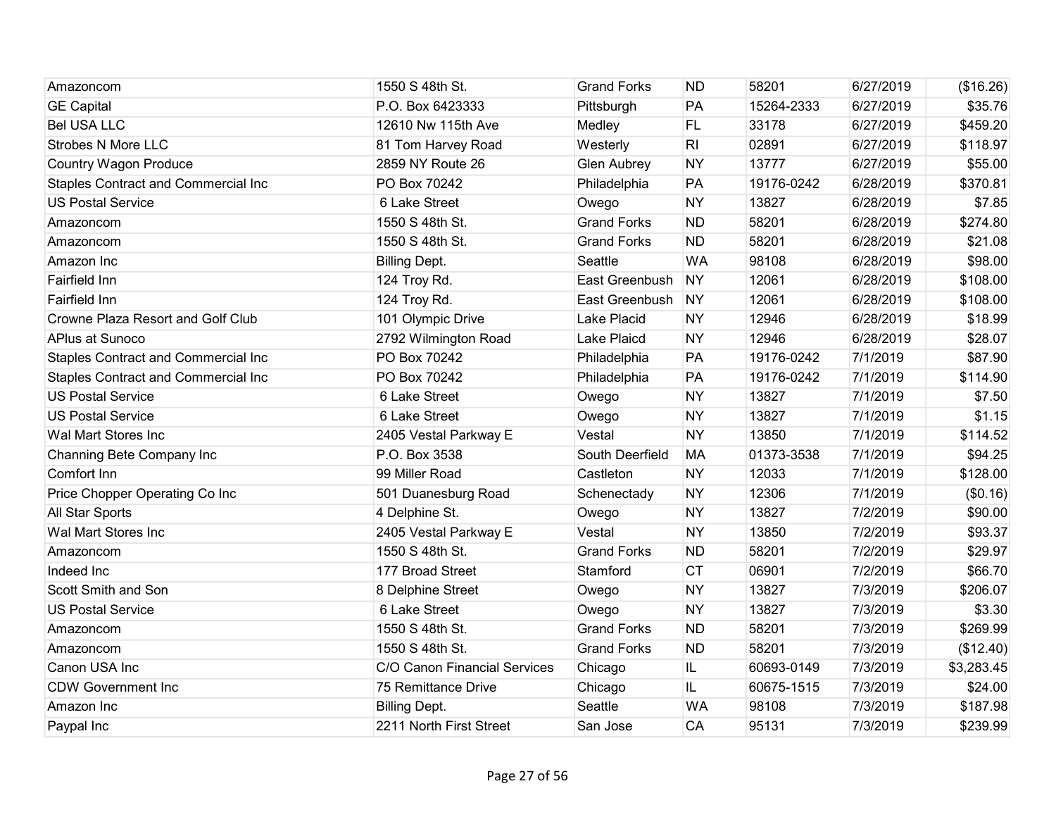| Amazoncom | 1550 S 48th St. | Grand Forks | ND | 58201 | 6/27/2019 | ($16.26) |
|---|---|---|---|---|---|---|
| GE Capital | P.O. Box 6423333 | Pittsburgh | PA | 15264-2333 | 6/27/2019 | $35.76 |
| Bel USA LLC | 12610 Nw 115th Ave | Medley | FL | 33178 | 6/27/2019 | $459.20 |
| Strobes N More LLC | 81 Tom Harvey Road | Westerly | RI | 02891 | 6/27/2019 | $118.97 |
| Country Wagon Produce | 2859 NY Route 26 | Glen Aubrey | NY | 13777 | 6/27/2019 | $55.00 |
| Staples Contract and Commercial Inc | PO Box 70242 | Philadelphia | PA | 19176-0242 | 6/28/2019 | $370.81 |
| US Postal Service | 6 Lake Street | Owego | NY | 13827 | 6/28/2019 | $7.85 |
| Amazoncom | 1550 S 48th St. | Grand Forks | ND | 58201 | 6/28/2019 | $274.80 |
| Amazoncom | 1550 S 48th St. | Grand Forks | ND | 58201 | 6/28/2019 | $21.08 |
| Amazon Inc | Billing Dept. | Seattle | WA | 98108 | 6/28/2019 | $98.00 |
| Fairfield Inn | 124 Troy Rd. | East Greenbush | NY | 12061 | 6/28/2019 | $108.00 |
| Fairfield Inn | 124 Troy Rd. | East Greenbush | NY | 12061 | 6/28/2019 | $108.00 |
| Crowne Plaza Resort and Golf Club | 101 Olympic Drive | Lake Placid | NY | 12946 | 6/28/2019 | $18.99 |
| APlus at Sunoco | 2792 Wilmington Road | Lake Plaicd | NY | 12946 | 6/28/2019 | $28.07 |
| Staples Contract and Commercial Inc | PO Box 70242 | Philadelphia | PA | 19176-0242 | 7/1/2019 | $87.90 |
| Staples Contract and Commercial Inc | PO Box 70242 | Philadelphia | PA | 19176-0242 | 7/1/2019 | $114.90 |
| US Postal Service | 6 Lake Street | Owego | NY | 13827 | 7/1/2019 | $7.50 |
| US Postal Service | 6 Lake Street | Owego | NY | 13827 | 7/1/2019 | $1.15 |
| Wal Mart Stores Inc | 2405 Vestal Parkway E | Vestal | NY | 13850 | 7/1/2019 | $114.52 |
| Channing Bete Company Inc | P.O. Box 3538 | South Deerfield | MA | 01373-3538 | 7/1/2019 | $94.25 |
| Comfort Inn | 99 Miller Road | Castleton | NY | 12033 | 7/1/2019 | $128.00 |
| Price Chopper Operating Co Inc | 501 Duanesburg Road | Schenectady | NY | 12306 | 7/1/2019 | ($0.16) |
| All Star Sports | 4 Delphine St. | Owego | NY | 13827 | 7/2/2019 | $90.00 |
| Wal Mart Stores Inc | 2405 Vestal Parkway E | Vestal | NY | 13850 | 7/2/2019 | $93.37 |
| Amazoncom | 1550 S 48th St. | Grand Forks | ND | 58201 | 7/2/2019 | $29.97 |
| Indeed Inc | 177 Broad Street | Stamford | CT | 06901 | 7/2/2019 | $66.70 |
| Scott Smith and Son | 8 Delphine Street | Owego | NY | 13827 | 7/3/2019 | $206.07 |
| US Postal Service | 6 Lake Street | Owego | NY | 13827 | 7/3/2019 | $3.30 |
| Amazoncom | 1550 S 48th St. | Grand Forks | ND | 58201 | 7/3/2019 | $269.99 |
| Amazoncom | 1550 S 48th St. | Grand Forks | ND | 58201 | 7/3/2019 | ($12.40) |
| Canon USA Inc | C/O Canon Financial Services | Chicago | IL | 60693-0149 | 7/3/2019 | $3,283.45 |
| CDW Government Inc | 75 Remittance Drive | Chicago | IL | 60675-1515 | 7/3/2019 | $24.00 |
| Amazon Inc | Billing Dept. | Seattle | WA | 98108 | 7/3/2019 | $187.98 |
| Paypal Inc | 2211 North First Street | San Jose | CA | 95131 | 7/3/2019 | $239.99 |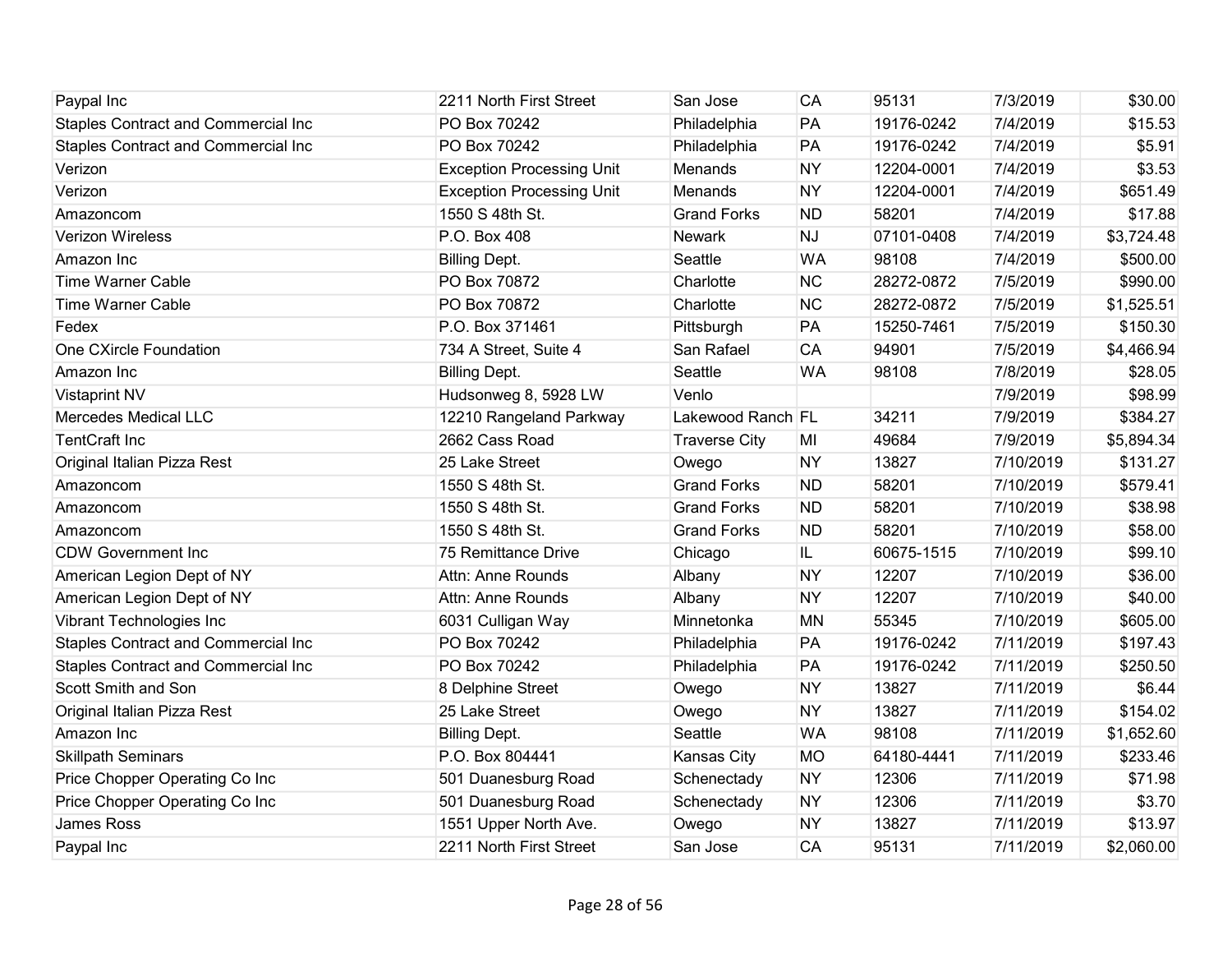| | | | | | | |
|---|---|---|---|---|---|---|
| Paypal Inc | 2211 North First Street | San Jose | CA | 95131 | 7/3/2019 | $30.00 |
| Staples Contract and Commercial Inc | PO Box 70242 | Philadelphia | PA | 19176-0242 | 7/4/2019 | $15.53 |
| Staples Contract and Commercial Inc | PO Box 70242 | Philadelphia | PA | 19176-0242 | 7/4/2019 | $5.91 |
| Verizon | Exception Processing Unit | Menands | NY | 12204-0001 | 7/4/2019 | $3.53 |
| Verizon | Exception Processing Unit | Menands | NY | 12204-0001 | 7/4/2019 | $651.49 |
| Amazoncom | 1550 S 48th St. | Grand Forks | ND | 58201 | 7/4/2019 | $17.88 |
| Verizon Wireless | P.O. Box 408 | Newark | NJ | 07101-0408 | 7/4/2019 | $3,724.48 |
| Amazon Inc | Billing Dept. | Seattle | WA | 98108 | 7/4/2019 | $500.00 |
| Time Warner Cable | PO Box 70872 | Charlotte | NC | 28272-0872 | 7/5/2019 | $990.00 |
| Time Warner Cable | PO Box 70872 | Charlotte | NC | 28272-0872 | 7/5/2019 | $1,525.51 |
| Fedex | P.O. Box 371461 | Pittsburgh | PA | 15250-7461 | 7/5/2019 | $150.30 |
| One CXircle Foundation | 734 A Street, Suite 4 | San Rafael | CA | 94901 | 7/5/2019 | $4,466.94 |
| Amazon Inc | Billing Dept. | Seattle | WA | 98108 | 7/8/2019 | $28.05 |
| Vistaprint NV | Hudsonweg 8, 5928 LW | Venlo | | | 7/9/2019 | $98.99 |
| Mercedes Medical LLC | 12210 Rangeland Parkway | Lakewood Ranch | FL | 34211 | 7/9/2019 | $384.27 |
| TentCraft Inc | 2662 Cass Road | Traverse City | MI | 49684 | 7/9/2019 | $5,894.34 |
| Original Italian Pizza Rest | 25 Lake Street | Owego | NY | 13827 | 7/10/2019 | $131.27 |
| Amazoncom | 1550 S 48th St. | Grand Forks | ND | 58201 | 7/10/2019 | $579.41 |
| Amazoncom | 1550 S 48th St. | Grand Forks | ND | 58201 | 7/10/2019 | $38.98 |
| Amazoncom | 1550 S 48th St. | Grand Forks | ND | 58201 | 7/10/2019 | $58.00 |
| CDW Government Inc | 75 Remittance Drive | Chicago | IL | 60675-1515 | 7/10/2019 | $99.10 |
| American Legion Dept of NY | Attn: Anne Rounds | Albany | NY | 12207 | 7/10/2019 | $36.00 |
| American Legion Dept of NY | Attn: Anne Rounds | Albany | NY | 12207 | 7/10/2019 | $40.00 |
| Vibrant Technologies Inc | 6031 Culligan Way | Minnetonka | MN | 55345 | 7/10/2019 | $605.00 |
| Staples Contract and Commercial Inc | PO Box 70242 | Philadelphia | PA | 19176-0242 | 7/11/2019 | $197.43 |
| Staples Contract and Commercial Inc | PO Box 70242 | Philadelphia | PA | 19176-0242 | 7/11/2019 | $250.50 |
| Scott Smith and Son | 8 Delphine Street | Owego | NY | 13827 | 7/11/2019 | $6.44 |
| Original Italian Pizza Rest | 25 Lake Street | Owego | NY | 13827 | 7/11/2019 | $154.02 |
| Amazon Inc | Billing Dept. | Seattle | WA | 98108 | 7/11/2019 | $1,652.60 |
| Skillpath Seminars | P.O. Box 804441 | Kansas City | MO | 64180-4441 | 7/11/2019 | $233.46 |
| Price Chopper Operating Co Inc | 501 Duanesburg Road | Schenectady | NY | 12306 | 7/11/2019 | $71.98 |
| Price Chopper Operating Co Inc | 501 Duanesburg Road | Schenectady | NY | 12306 | 7/11/2019 | $3.70 |
| James Ross | 1551 Upper North Ave. | Owego | NY | 13827 | 7/11/2019 | $13.97 |
| Paypal Inc | 2211 North First Street | San Jose | CA | 95131 | 7/11/2019 | $2,060.00 |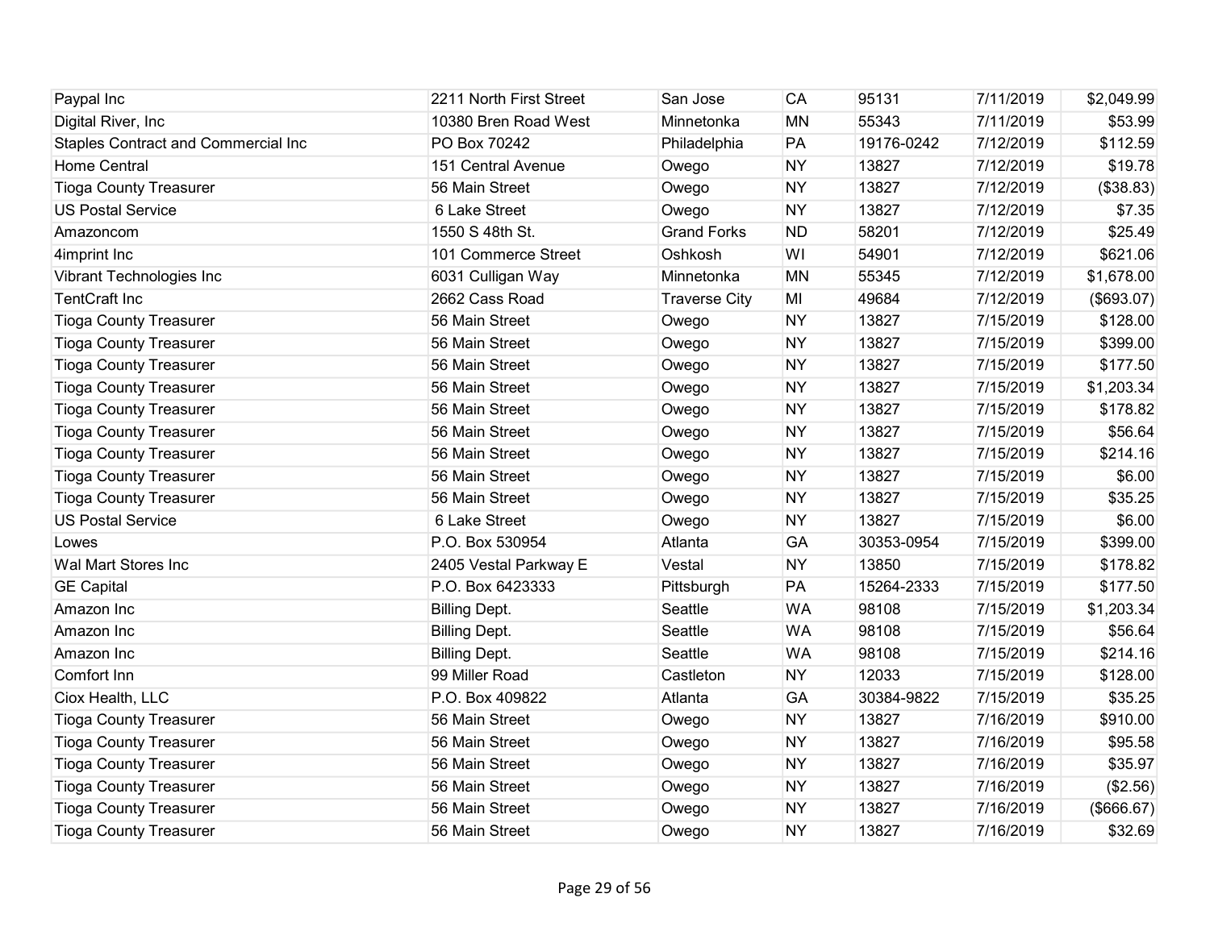| | | | | | | |
|---|---|---|---|---|---|---|
| Paypal Inc | 2211 North First Street | San Jose | CA | 95131 | 7/11/2019 | $2,049.99 |
| Digital River, Inc | 10380 Bren Road West | Minnetonka | MN | 55343 | 7/11/2019 | $53.99 |
| Staples Contract and Commercial Inc | PO Box 70242 | Philadelphia | PA | 19176-0242 | 7/12/2019 | $112.59 |
| Home Central | 151 Central Avenue | Owego | NY | 13827 | 7/12/2019 | $19.78 |
| Tioga County Treasurer | 56 Main Street | Owego | NY | 13827 | 7/12/2019 | ($38.83) |
| US Postal Service | 6 Lake Street | Owego | NY | 13827 | 7/12/2019 | $7.35 |
| Amazoncom | 1550 S 48th St. | Grand Forks | ND | 58201 | 7/12/2019 | $25.49 |
| 4imprint Inc | 101 Commerce Street | Oshkosh | WI | 54901 | 7/12/2019 | $621.06 |
| Vibrant Technologies Inc | 6031 Culligan Way | Minnetonka | MN | 55345 | 7/12/2019 | $1,678.00 |
| TentCraft Inc | 2662 Cass Road | Traverse City | MI | 49684 | 7/12/2019 | ($693.07) |
| Tioga County Treasurer | 56 Main Street | Owego | NY | 13827 | 7/15/2019 | $128.00 |
| Tioga County Treasurer | 56 Main Street | Owego | NY | 13827 | 7/15/2019 | $399.00 |
| Tioga County Treasurer | 56 Main Street | Owego | NY | 13827 | 7/15/2019 | $177.50 |
| Tioga County Treasurer | 56 Main Street | Owego | NY | 13827 | 7/15/2019 | $1,203.34 |
| Tioga County Treasurer | 56 Main Street | Owego | NY | 13827 | 7/15/2019 | $178.82 |
| Tioga County Treasurer | 56 Main Street | Owego | NY | 13827 | 7/15/2019 | $56.64 |
| Tioga County Treasurer | 56 Main Street | Owego | NY | 13827 | 7/15/2019 | $214.16 |
| Tioga County Treasurer | 56 Main Street | Owego | NY | 13827 | 7/15/2019 | $6.00 |
| Tioga County Treasurer | 56 Main Street | Owego | NY | 13827 | 7/15/2019 | $35.25 |
| US Postal Service | 6 Lake Street | Owego | NY | 13827 | 7/15/2019 | $6.00 |
| Lowes | P.O. Box 530954 | Atlanta | GA | 30353-0954 | 7/15/2019 | $399.00 |
| Wal Mart Stores Inc | 2405 Vestal Parkway E | Vestal | NY | 13850 | 7/15/2019 | $178.82 |
| GE Capital | P.O. Box 6423333 | Pittsburgh | PA | 15264-2333 | 7/15/2019 | $177.50 |
| Amazon Inc | Billing Dept. | Seattle | WA | 98108 | 7/15/2019 | $1,203.34 |
| Amazon Inc | Billing Dept. | Seattle | WA | 98108 | 7/15/2019 | $56.64 |
| Amazon Inc | Billing Dept. | Seattle | WA | 98108 | 7/15/2019 | $214.16 |
| Comfort Inn | 99 Miller Road | Castleton | NY | 12033 | 7/15/2019 | $128.00 |
| Ciox Health, LLC | P.O. Box 409822 | Atlanta | GA | 30384-9822 | 7/15/2019 | $35.25 |
| Tioga County Treasurer | 56 Main Street | Owego | NY | 13827 | 7/16/2019 | $910.00 |
| Tioga County Treasurer | 56 Main Street | Owego | NY | 13827 | 7/16/2019 | $95.58 |
| Tioga County Treasurer | 56 Main Street | Owego | NY | 13827 | 7/16/2019 | $35.97 |
| Tioga County Treasurer | 56 Main Street | Owego | NY | 13827 | 7/16/2019 | ($2.56) |
| Tioga County Treasurer | 56 Main Street | Owego | NY | 13827 | 7/16/2019 | ($666.67) |
| Tioga County Treasurer | 56 Main Street | Owego | NY | 13827 | 7/16/2019 | $32.69 |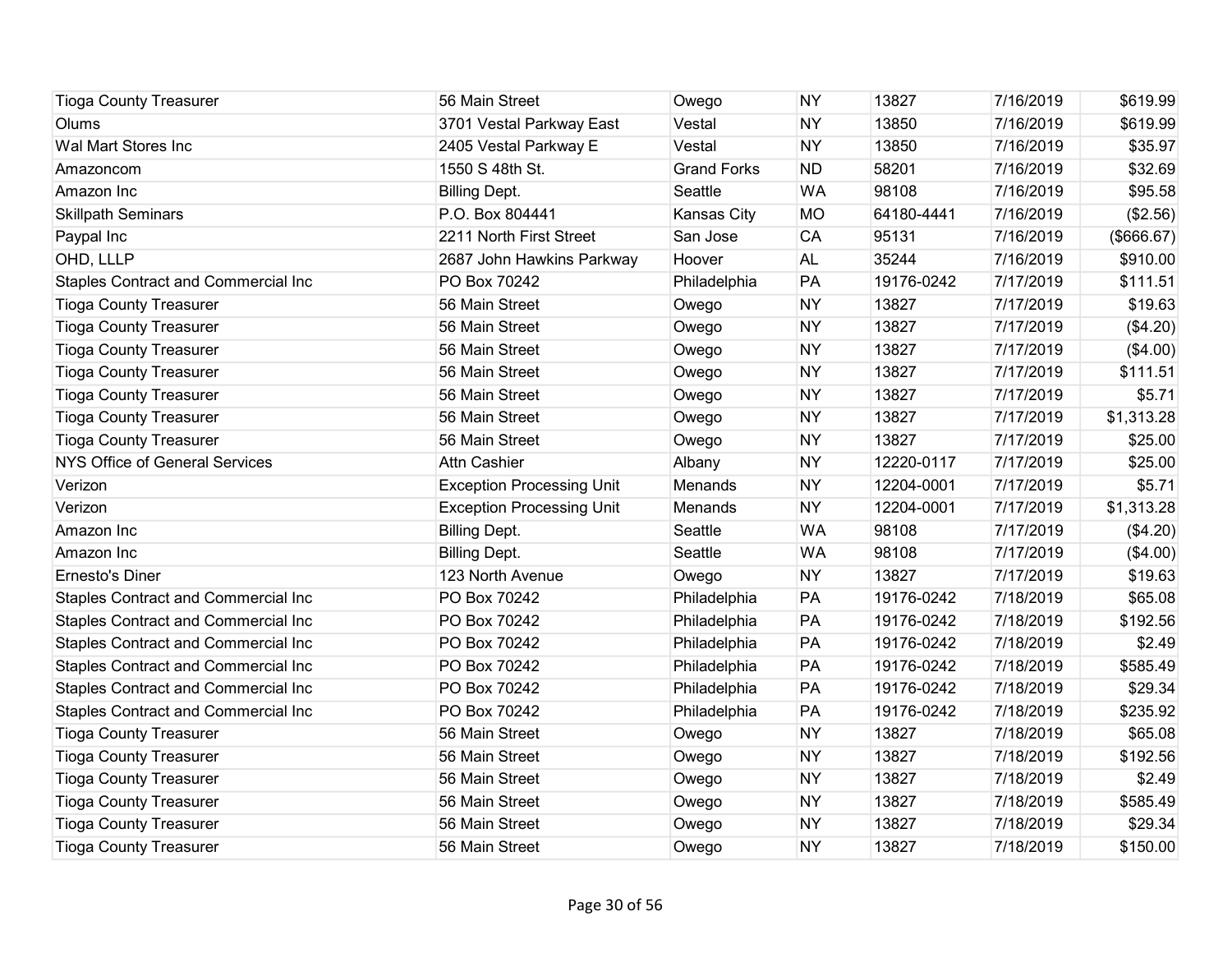| | | | | | | |
|---|---|---|---|---|---|---|
| Tioga County Treasurer | 56 Main Street | Owego | NY | 13827 | 7/16/2019 | $619.99 |
| Olums | 3701 Vestal Parkway East | Vestal | NY | 13850 | 7/16/2019 | $619.99 |
| Wal Mart Stores Inc | 2405 Vestal Parkway E | Vestal | NY | 13850 | 7/16/2019 | $35.97 |
| Amazoncom | 1550 S 48th St. | Grand Forks | ND | 58201 | 7/16/2019 | $32.69 |
| Amazon Inc | Billing Dept. | Seattle | WA | 98108 | 7/16/2019 | $95.58 |
| Skillpath Seminars | P.O. Box 804441 | Kansas City | MO | 64180-4441 | 7/16/2019 | ($2.56) |
| Paypal Inc | 2211 North First Street | San Jose | CA | 95131 | 7/16/2019 | ($666.67) |
| OHD, LLLP | 2687 John Hawkins Parkway | Hoover | AL | 35244 | 7/16/2019 | $910.00 |
| Staples Contract and Commercial Inc | PO Box 70242 | Philadelphia | PA | 19176-0242 | 7/17/2019 | $111.51 |
| Tioga County Treasurer | 56 Main Street | Owego | NY | 13827 | 7/17/2019 | $19.63 |
| Tioga County Treasurer | 56 Main Street | Owego | NY | 13827 | 7/17/2019 | ($4.20) |
| Tioga County Treasurer | 56 Main Street | Owego | NY | 13827 | 7/17/2019 | ($4.00) |
| Tioga County Treasurer | 56 Main Street | Owego | NY | 13827 | 7/17/2019 | $111.51 |
| Tioga County Treasurer | 56 Main Street | Owego | NY | 13827 | 7/17/2019 | $5.71 |
| Tioga County Treasurer | 56 Main Street | Owego | NY | 13827 | 7/17/2019 | $1,313.28 |
| Tioga County Treasurer | 56 Main Street | Owego | NY | 13827 | 7/17/2019 | $25.00 |
| NYS Office of General Services | Attn Cashier | Albany | NY | 12220-0117 | 7/17/2019 | $25.00 |
| Verizon | Exception Processing Unit | Menands | NY | 12204-0001 | 7/17/2019 | $5.71 |
| Verizon | Exception Processing Unit | Menands | NY | 12204-0001 | 7/17/2019 | $1,313.28 |
| Amazon Inc | Billing Dept. | Seattle | WA | 98108 | 7/17/2019 | ($4.20) |
| Amazon Inc | Billing Dept. | Seattle | WA | 98108 | 7/17/2019 | ($4.00) |
| Ernesto's Diner | 123 North Avenue | Owego | NY | 13827 | 7/17/2019 | $19.63 |
| Staples Contract and Commercial Inc | PO Box 70242 | Philadelphia | PA | 19176-0242 | 7/18/2019 | $65.08 |
| Staples Contract and Commercial Inc | PO Box 70242 | Philadelphia | PA | 19176-0242 | 7/18/2019 | $192.56 |
| Staples Contract and Commercial Inc | PO Box 70242 | Philadelphia | PA | 19176-0242 | 7/18/2019 | $2.49 |
| Staples Contract and Commercial Inc | PO Box 70242 | Philadelphia | PA | 19176-0242 | 7/18/2019 | $585.49 |
| Staples Contract and Commercial Inc | PO Box 70242 | Philadelphia | PA | 19176-0242 | 7/18/2019 | $29.34 |
| Staples Contract and Commercial Inc | PO Box 70242 | Philadelphia | PA | 19176-0242 | 7/18/2019 | $235.92 |
| Tioga County Treasurer | 56 Main Street | Owego | NY | 13827 | 7/18/2019 | $65.08 |
| Tioga County Treasurer | 56 Main Street | Owego | NY | 13827 | 7/18/2019 | $192.56 |
| Tioga County Treasurer | 56 Main Street | Owego | NY | 13827 | 7/18/2019 | $2.49 |
| Tioga County Treasurer | 56 Main Street | Owego | NY | 13827 | 7/18/2019 | $585.49 |
| Tioga County Treasurer | 56 Main Street | Owego | NY | 13827 | 7/18/2019 | $29.34 |
| Tioga County Treasurer | 56 Main Street | Owego | NY | 13827 | 7/18/2019 | $150.00 |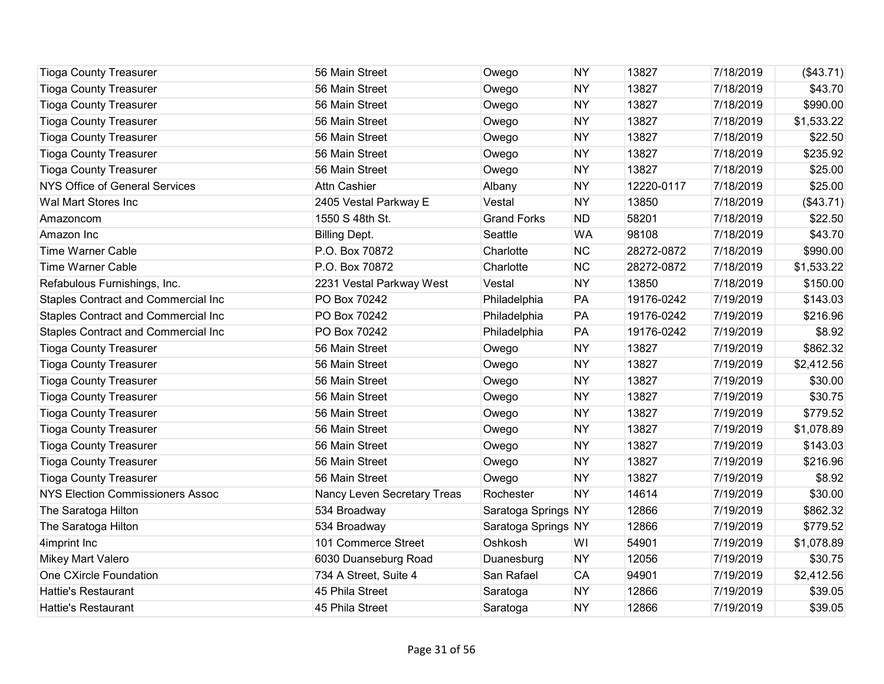| | | | | | | |
|---|---|---|---|---|---|---|
| Tioga County Treasurer | 56 Main Street | Owego | NY | 13827 | 7/18/2019 | ($43.71) |
| Tioga County Treasurer | 56 Main Street | Owego | NY | 13827 | 7/18/2019 | $43.70 |
| Tioga County Treasurer | 56 Main Street | Owego | NY | 13827 | 7/18/2019 | $990.00 |
| Tioga County Treasurer | 56 Main Street | Owego | NY | 13827 | 7/18/2019 | $1,533.22 |
| Tioga County Treasurer | 56 Main Street | Owego | NY | 13827 | 7/18/2019 | $22.50 |
| Tioga County Treasurer | 56 Main Street | Owego | NY | 13827 | 7/18/2019 | $235.92 |
| Tioga County Treasurer | 56 Main Street | Owego | NY | 13827 | 7/18/2019 | $25.00 |
| NYS Office of General Services | Attn Cashier | Albany | NY | 12220-0117 | 7/18/2019 | $25.00 |
| Wal Mart Stores Inc | 2405 Vestal Parkway E | Vestal | NY | 13850 | 7/18/2019 | ($43.71) |
| Amazoncom | 1550 S 48th St. | Grand Forks | ND | 58201 | 7/18/2019 | $22.50 |
| Amazon Inc | Billing Dept. | Seattle | WA | 98108 | 7/18/2019 | $43.70 |
| Time Warner Cable | P.O. Box 70872 | Charlotte | NC | 28272-0872 | 7/18/2019 | $990.00 |
| Time Warner Cable | P.O. Box 70872 | Charlotte | NC | 28272-0872 | 7/18/2019 | $1,533.22 |
| Refabulous Furnishings, Inc. | 2231 Vestal Parkway West | Vestal | NY | 13850 | 7/18/2019 | $150.00 |
| Staples Contract and Commercial Inc | PO Box 70242 | Philadelphia | PA | 19176-0242 | 7/19/2019 | $143.03 |
| Staples Contract and Commercial Inc | PO Box 70242 | Philadelphia | PA | 19176-0242 | 7/19/2019 | $216.96 |
| Staples Contract and Commercial Inc | PO Box 70242 | Philadelphia | PA | 19176-0242 | 7/19/2019 | $8.92 |
| Tioga County Treasurer | 56 Main Street | Owego | NY | 13827 | 7/19/2019 | $862.32 |
| Tioga County Treasurer | 56 Main Street | Owego | NY | 13827 | 7/19/2019 | $2,412.56 |
| Tioga County Treasurer | 56 Main Street | Owego | NY | 13827 | 7/19/2019 | $30.00 |
| Tioga County Treasurer | 56 Main Street | Owego | NY | 13827 | 7/19/2019 | $30.75 |
| Tioga County Treasurer | 56 Main Street | Owego | NY | 13827 | 7/19/2019 | $779.52 |
| Tioga County Treasurer | 56 Main Street | Owego | NY | 13827 | 7/19/2019 | $1,078.89 |
| Tioga County Treasurer | 56 Main Street | Owego | NY | 13827 | 7/19/2019 | $143.03 |
| Tioga County Treasurer | 56 Main Street | Owego | NY | 13827 | 7/19/2019 | $216.96 |
| Tioga County Treasurer | 56 Main Street | Owego | NY | 13827 | 7/19/2019 | $8.92 |
| NYS Election Commissioners Assoc | Nancy Leven Secretary Treas | Rochester | NY | 14614 | 7/19/2019 | $30.00 |
| The Saratoga Hilton | 534 Broadway | Saratoga Springs | NY | 12866 | 7/19/2019 | $862.32 |
| The Saratoga Hilton | 534 Broadway | Saratoga Springs | NY | 12866 | 7/19/2019 | $779.52 |
| 4imprint Inc | 101 Commerce Street | Oshkosh | WI | 54901 | 7/19/2019 | $1,078.89 |
| Mikey Mart Valero | 6030 Duanesburg Road | Duanesburg | NY | 12056 | 7/19/2019 | $30.75 |
| One CXircle Foundation | 734 A Street, Suite 4 | San Rafael | CA | 94901 | 7/19/2019 | $2,412.56 |
| Hattie's Restaurant | 45 Phila Street | Saratoga | NY | 12866 | 7/19/2019 | $39.05 |
| Hattie's Restaurant | 45 Phila Street | Saratoga | NY | 12866 | 7/19/2019 | $39.05 |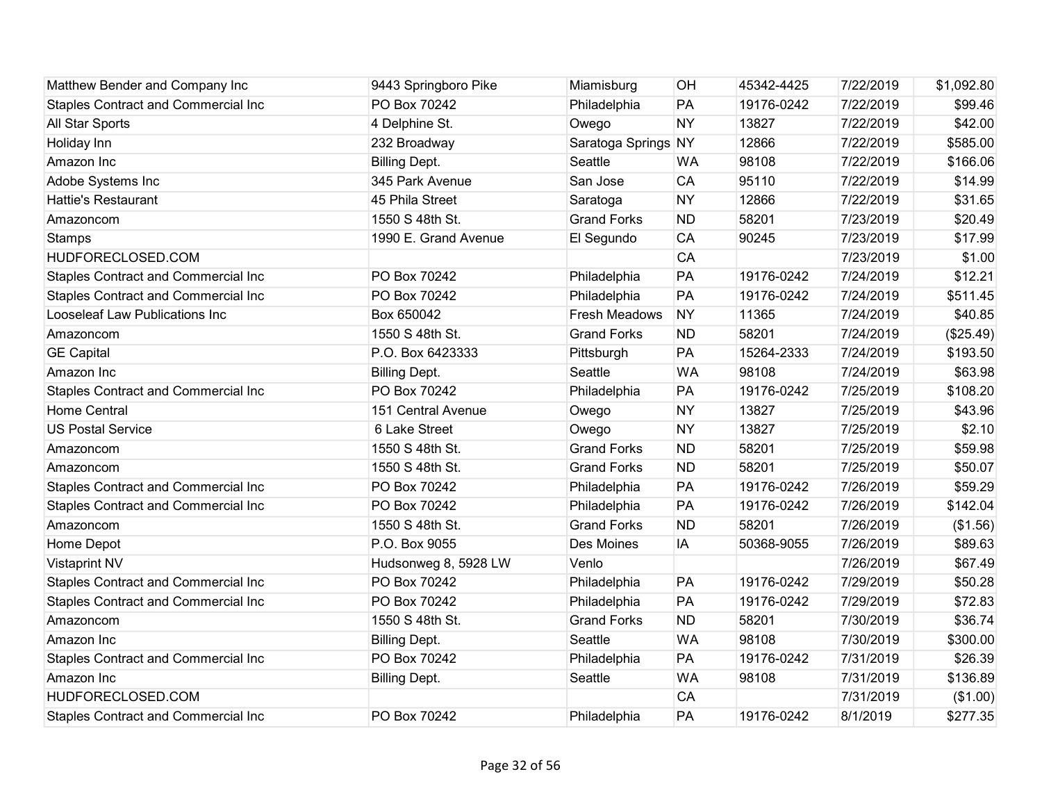| | | | | | | |
|---|---|---|---|---|---|---|
| Matthew Bender and Company Inc | 9443 Springboro Pike | Miamisburg | OH | 45342-4425 | 7/22/2019 | $1,092.80 |
| Staples Contract and Commercial Inc | PO Box 70242 | Philadelphia | PA | 19176-0242 | 7/22/2019 | $99.46 |
| All Star Sports | 4 Delphine St. | Owego | NY | 13827 | 7/22/2019 | $42.00 |
| Holiday Inn | 232 Broadway | Saratoga Springs | NY | 12866 | 7/22/2019 | $585.00 |
| Amazon Inc | Billing Dept. | Seattle | WA | 98108 | 7/22/2019 | $166.06 |
| Adobe Systems Inc | 345 Park Avenue | San Jose | CA | 95110 | 7/22/2019 | $14.99 |
| Hattie's Restaurant | 45 Phila Street | Saratoga | NY | 12866 | 7/22/2019 | $31.65 |
| Amazoncom | 1550 S 48th St. | Grand Forks | ND | 58201 | 7/23/2019 | $20.49 |
| Stamps | 1990 E. Grand Avenue | El Segundo | CA | 90245 | 7/23/2019 | $17.99 |
| HUDFORECLOSED.COM | | | CA | | 7/23/2019 | $1.00 |
| Staples Contract and Commercial Inc | PO Box 70242 | Philadelphia | PA | 19176-0242 | 7/24/2019 | $12.21 |
| Staples Contract and Commercial Inc | PO Box 70242 | Philadelphia | PA | 19176-0242 | 7/24/2019 | $511.45 |
| Looseleaf Law Publications Inc | Box 650042 | Fresh Meadows | NY | 11365 | 7/24/2019 | $40.85 |
| Amazoncom | 1550 S 48th St. | Grand Forks | ND | 58201 | 7/24/2019 | ($25.49) |
| GE Capital | P.O. Box 6423333 | Pittsburgh | PA | 15264-2333 | 7/24/2019 | $193.50 |
| Amazon Inc | Billing Dept. | Seattle | WA | 98108 | 7/24/2019 | $63.98 |
| Staples Contract and Commercial Inc | PO Box 70242 | Philadelphia | PA | 19176-0242 | 7/25/2019 | $108.20 |
| Home Central | 151 Central Avenue | Owego | NY | 13827 | 7/25/2019 | $43.96 |
| US Postal Service | 6 Lake Street | Owego | NY | 13827 | 7/25/2019 | $2.10 |
| Amazoncom | 1550 S 48th St. | Grand Forks | ND | 58201 | 7/25/2019 | $59.98 |
| Amazoncom | 1550 S 48th St. | Grand Forks | ND | 58201 | 7/25/2019 | $50.07 |
| Staples Contract and Commercial Inc | PO Box 70242 | Philadelphia | PA | 19176-0242 | 7/26/2019 | $59.29 |
| Staples Contract and Commercial Inc | PO Box 70242 | Philadelphia | PA | 19176-0242 | 7/26/2019 | $142.04 |
| Amazoncom | 1550 S 48th St. | Grand Forks | ND | 58201 | 7/26/2019 | ($1.56) |
| Home Depot | P.O. Box 9055 | Des Moines | IA | 50368-9055 | 7/26/2019 | $89.63 |
| Vistaprint NV | Hudsonweg 8, 5928 LW | Venlo | | | 7/26/2019 | $67.49 |
| Staples Contract and Commercial Inc | PO Box 70242 | Philadelphia | PA | 19176-0242 | 7/29/2019 | $50.28 |
| Staples Contract and Commercial Inc | PO Box 70242 | Philadelphia | PA | 19176-0242 | 7/29/2019 | $72.83 |
| Amazoncom | 1550 S 48th St. | Grand Forks | ND | 58201 | 7/30/2019 | $36.74 |
| Amazon Inc | Billing Dept. | Seattle | WA | 98108 | 7/30/2019 | $300.00 |
| Staples Contract and Commercial Inc | PO Box 70242 | Philadelphia | PA | 19176-0242 | 7/31/2019 | $26.39 |
| Amazon Inc | Billing Dept. | Seattle | WA | 98108 | 7/31/2019 | $136.89 |
| HUDFORECLOSED.COM | | | CA | | 7/31/2019 | ($1.00) |
| Staples Contract and Commercial Inc | PO Box 70242 | Philadelphia | PA | 19176-0242 | 8/1/2019 | $277.35 |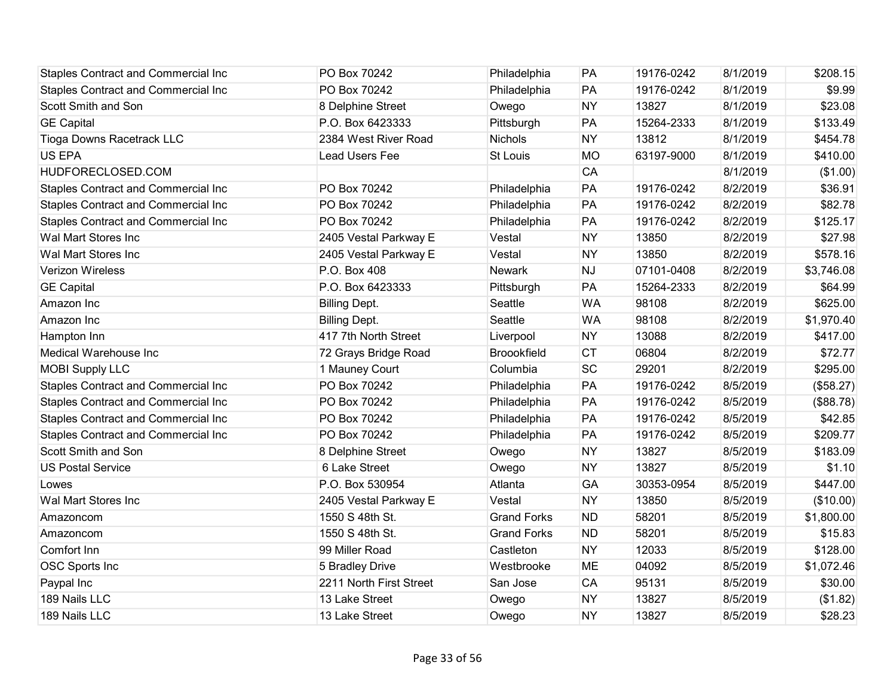| | | | | | | |
|---|---|---|---|---|---|---|
| Staples Contract and Commercial Inc | PO Box 70242 | Philadelphia | PA | 19176-0242 | 8/1/2019 | $208.15 |
| Staples Contract and Commercial Inc | PO Box 70242 | Philadelphia | PA | 19176-0242 | 8/1/2019 | $9.99 |
| Scott Smith and Son | 8 Delphine Street | Owego | NY | 13827 | 8/1/2019 | $23.08 |
| GE Capital | P.O. Box 6423333 | Pittsburgh | PA | 15264-2333 | 8/1/2019 | $133.49 |
| Tioga Downs Racetrack LLC | 2384 West River Road | Nichols | NY | 13812 | 8/1/2019 | $454.78 |
| US EPA | Lead Users Fee | St Louis | MO | 63197-9000 | 8/1/2019 | $410.00 |
| HUDFORECLOSED.COM | | | CA | | 8/1/2019 | ($1.00) |
| Staples Contract and Commercial Inc | PO Box 70242 | Philadelphia | PA | 19176-0242 | 8/2/2019 | $36.91 |
| Staples Contract and Commercial Inc | PO Box 70242 | Philadelphia | PA | 19176-0242 | 8/2/2019 | $82.78 |
| Staples Contract and Commercial Inc | PO Box 70242 | Philadelphia | PA | 19176-0242 | 8/2/2019 | $125.17 |
| Wal Mart Stores Inc | 2405 Vestal Parkway E | Vestal | NY | 13850 | 8/2/2019 | $27.98 |
| Wal Mart Stores Inc | 2405 Vestal Parkway E | Vestal | NY | 13850 | 8/2/2019 | $578.16 |
| Verizon Wireless | P.O. Box 408 | Newark | NJ | 07101-0408 | 8/2/2019 | $3,746.08 |
| GE Capital | P.O. Box 6423333 | Pittsburgh | PA | 15264-2333 | 8/2/2019 | $64.99 |
| Amazon Inc | Billing Dept. | Seattle | WA | 98108 | 8/2/2019 | $625.00 |
| Amazon Inc | Billing Dept. | Seattle | WA | 98108 | 8/2/2019 | $1,970.40 |
| Hampton Inn | 417 7th North Street | Liverpool | NY | 13088 | 8/2/2019 | $417.00 |
| Medical Warehouse Inc | 72 Grays Bridge Road | Broookfield | CT | 06804 | 8/2/2019 | $72.77 |
| MOBI Supply LLC | 1 Mauney Court | Columbia | SC | 29201 | 8/2/2019 | $295.00 |
| Staples Contract and Commercial Inc | PO Box 70242 | Philadelphia | PA | 19176-0242 | 8/5/2019 | ($58.27) |
| Staples Contract and Commercial Inc | PO Box 70242 | Philadelphia | PA | 19176-0242 | 8/5/2019 | ($88.78) |
| Staples Contract and Commercial Inc | PO Box 70242 | Philadelphia | PA | 19176-0242 | 8/5/2019 | $42.85 |
| Staples Contract and Commercial Inc | PO Box 70242 | Philadelphia | PA | 19176-0242 | 8/5/2019 | $209.77 |
| Scott Smith and Son | 8 Delphine Street | Owego | NY | 13827 | 8/5/2019 | $183.09 |
| US Postal Service | 6 Lake Street | Owego | NY | 13827 | 8/5/2019 | $1.10 |
| Lowes | P.O. Box 530954 | Atlanta | GA | 30353-0954 | 8/5/2019 | $447.00 |
| Wal Mart Stores Inc | 2405 Vestal Parkway E | Vestal | NY | 13850 | 8/5/2019 | ($10.00) |
| Amazoncom | 1550 S 48th St. | Grand Forks | ND | 58201 | 8/5/2019 | $1,800.00 |
| Amazoncom | 1550 S 48th St. | Grand Forks | ND | 58201 | 8/5/2019 | $15.83 |
| Comfort Inn | 99 Miller Road | Castleton | NY | 12033 | 8/5/2019 | $128.00 |
| OSC Sports Inc | 5 Bradley Drive | Westbrooke | ME | 04092 | 8/5/2019 | $1,072.46 |
| Paypal Inc | 2211 North First Street | San Jose | CA | 95131 | 8/5/2019 | $30.00 |
| 189 Nails LLC | 13 Lake Street | Owego | NY | 13827 | 8/5/2019 | ($1.82) |
| 189 Nails LLC | 13 Lake Street | Owego | NY | 13827 | 8/5/2019 | $28.23 |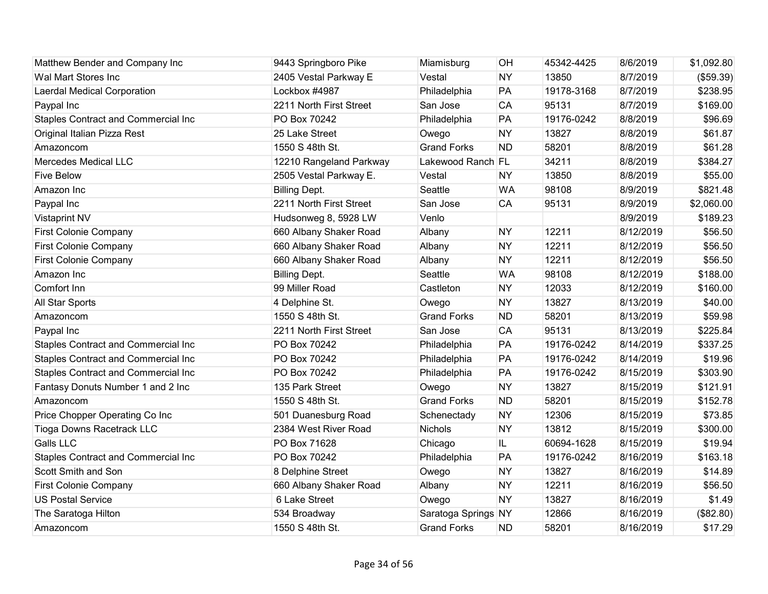| | | | | | | |
|---|---|---|---|---|---|---|
| Matthew Bender and Company Inc | 9443 Springboro Pike | Miamisburg | OH | 45342-4425 | 8/6/2019 | $1,092.80 |
| Wal Mart Stores Inc | 2405 Vestal Parkway E | Vestal | NY | 13850 | 8/7/2019 | ($59.39) |
| Laerdal Medical Corporation | Lockbox #4987 | Philadelphia | PA | 19178-3168 | 8/7/2019 | $238.95 |
| Paypal Inc | 2211 North First Street | San Jose | CA | 95131 | 8/7/2019 | $169.00 |
| Staples Contract and Commercial Inc | PO Box 70242 | Philadelphia | PA | 19176-0242 | 8/8/2019 | $96.69 |
| Original Italian Pizza Rest | 25 Lake Street | Owego | NY | 13827 | 8/8/2019 | $61.87 |
| Amazoncom | 1550 S 48th St. | Grand Forks | ND | 58201 | 8/8/2019 | $61.28 |
| Mercedes Medical LLC | 12210 Rangeland Parkway | Lakewood Ranch | FL | 34211 | 8/8/2019 | $384.27 |
| Five Below | 2505 Vestal Parkway E. | Vestal | NY | 13850 | 8/8/2019 | $55.00 |
| Amazon Inc | Billing Dept. | Seattle | WA | 98108 | 8/9/2019 | $821.48 |
| Paypal Inc | 2211 North First Street | San Jose | CA | 95131 | 8/9/2019 | $2,060.00 |
| Vistaprint NV | Hudsonweg 8, 5928 LW | Venlo | | | 8/9/2019 | $189.23 |
| First Colonie Company | 660 Albany Shaker Road | Albany | NY | 12211 | 8/12/2019 | $56.50 |
| First Colonie Company | 660 Albany Shaker Road | Albany | NY | 12211 | 8/12/2019 | $56.50 |
| First Colonie Company | 660 Albany Shaker Road | Albany | NY | 12211 | 8/12/2019 | $56.50 |
| Amazon Inc | Billing Dept. | Seattle | WA | 98108 | 8/12/2019 | $188.00 |
| Comfort Inn | 99 Miller Road | Castleton | NY | 12033 | 8/12/2019 | $160.00 |
| All Star Sports | 4 Delphine St. | Owego | NY | 13827 | 8/13/2019 | $40.00 |
| Amazoncom | 1550 S 48th St. | Grand Forks | ND | 58201 | 8/13/2019 | $59.98 |
| Paypal Inc | 2211 North First Street | San Jose | CA | 95131 | 8/13/2019 | $225.84 |
| Staples Contract and Commercial Inc | PO Box 70242 | Philadelphia | PA | 19176-0242 | 8/14/2019 | $337.25 |
| Staples Contract and Commercial Inc | PO Box 70242 | Philadelphia | PA | 19176-0242 | 8/14/2019 | $19.96 |
| Staples Contract and Commercial Inc | PO Box 70242 | Philadelphia | PA | 19176-0242 | 8/15/2019 | $303.90 |
| Fantasy Donuts Number 1 and 2 Inc | 135 Park Street | Owego | NY | 13827 | 8/15/2019 | $121.91 |
| Amazoncom | 1550 S 48th St. | Grand Forks | ND | 58201 | 8/15/2019 | $152.78 |
| Price Chopper Operating Co Inc | 501 Duanesburg Road | Schenectady | NY | 12306 | 8/15/2019 | $73.85 |
| Tioga Downs Racetrack LLC | 2384 West River Road | Nichols | NY | 13812 | 8/15/2019 | $300.00 |
| Galls LLC | PO Box 71628 | Chicago | IL | 60694-1628 | 8/15/2019 | $19.94 |
| Staples Contract and Commercial Inc | PO Box 70242 | Philadelphia | PA | 19176-0242 | 8/16/2019 | $163.18 |
| Scott Smith and Son | 8 Delphine Street | Owego | NY | 13827 | 8/16/2019 | $14.89 |
| First Colonie Company | 660 Albany Shaker Road | Albany | NY | 12211 | 8/16/2019 | $56.50 |
| US Postal Service | 6 Lake Street | Owego | NY | 13827 | 8/16/2019 | $1.49 |
| The Saratoga Hilton | 534 Broadway | Saratoga Springs | NY | 12866 | 8/16/2019 | ($82.80) |
| Amazoncom | 1550 S 48th St. | Grand Forks | ND | 58201 | 8/16/2019 | $17.29 |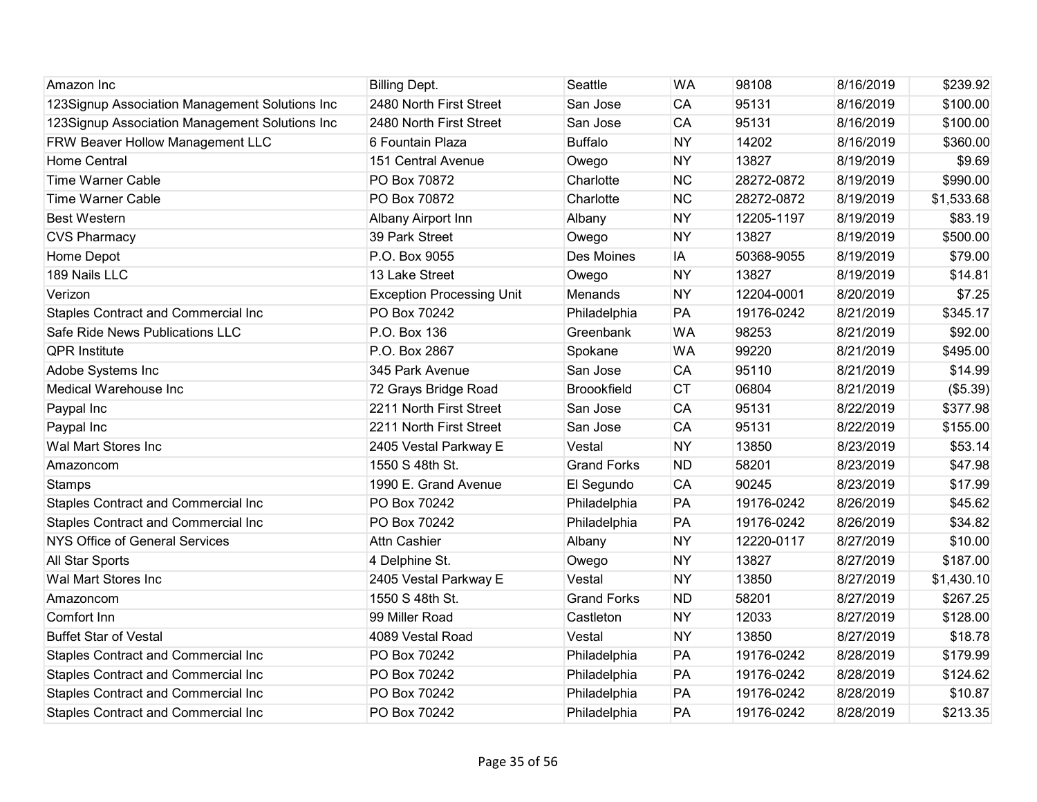| | | | | | | |
|---|---|---|---|---|---|---|
| Amazon Inc | Billing Dept. | Seattle | WA | 98108 | 8/16/2019 | $239.92 |
| 123Signup Association Management Solutions Inc | 2480 North First Street | San Jose | CA | 95131 | 8/16/2019 | $100.00 |
| 123Signup Association Management Solutions Inc | 2480 North First Street | San Jose | CA | 95131 | 8/16/2019 | $100.00 |
| FRW Beaver Hollow Management LLC | 6 Fountain Plaza | Buffalo | NY | 14202 | 8/16/2019 | $360.00 |
| Home Central | 151 Central Avenue | Owego | NY | 13827 | 8/19/2019 | $9.69 |
| Time Warner Cable | PO Box 70872 | Charlotte | NC | 28272-0872 | 8/19/2019 | $990.00 |
| Time Warner Cable | PO Box 70872 | Charlotte | NC | 28272-0872 | 8/19/2019 | $1,533.68 |
| Best Western | Albany Airport Inn | Albany | NY | 12205-1197 | 8/19/2019 | $83.19 |
| CVS Pharmacy | 39 Park Street | Owego | NY | 13827 | 8/19/2019 | $500.00 |
| Home Depot | P.O. Box 9055 | Des Moines | IA | 50368-9055 | 8/19/2019 | $79.00 |
| 189 Nails LLC | 13 Lake Street | Owego | NY | 13827 | 8/19/2019 | $14.81 |
| Verizon | Exception Processing Unit | Menands | NY | 12204-0001 | 8/20/2019 | $7.25 |
| Staples Contract and Commercial Inc | PO Box 70242 | Philadelphia | PA | 19176-0242 | 8/21/2019 | $345.17 |
| Safe Ride News Publications LLC | P.O. Box 136 | Greenbank | WA | 98253 | 8/21/2019 | $92.00 |
| QPR Institute | P.O. Box 2867 | Spokane | WA | 99220 | 8/21/2019 | $495.00 |
| Adobe Systems Inc | 345 Park Avenue | San Jose | CA | 95110 | 8/21/2019 | $14.99 |
| Medical Warehouse Inc | 72 Grays Bridge Road | Broookfield | CT | 06804 | 8/21/2019 | ($5.39) |
| Paypal Inc | 2211 North First Street | San Jose | CA | 95131 | 8/22/2019 | $377.98 |
| Paypal Inc | 2211 North First Street | San Jose | CA | 95131 | 8/22/2019 | $155.00 |
| Wal Mart Stores Inc | 2405 Vestal Parkway E | Vestal | NY | 13850 | 8/23/2019 | $53.14 |
| Amazoncom | 1550 S 48th St. | Grand Forks | ND | 58201 | 8/23/2019 | $47.98 |
| Stamps | 1990 E. Grand Avenue | El Segundo | CA | 90245 | 8/23/2019 | $17.99 |
| Staples Contract and Commercial Inc | PO Box 70242 | Philadelphia | PA | 19176-0242 | 8/26/2019 | $45.62 |
| Staples Contract and Commercial Inc | PO Box 70242 | Philadelphia | PA | 19176-0242 | 8/26/2019 | $34.82 |
| NYS Office of General Services | Attn Cashier | Albany | NY | 12220-0117 | 8/27/2019 | $10.00 |
| All Star Sports | 4 Delphine St. | Owego | NY | 13827 | 8/27/2019 | $187.00 |
| Wal Mart Stores Inc | 2405 Vestal Parkway E | Vestal | NY | 13850 | 8/27/2019 | $1,430.10 |
| Amazoncom | 1550 S 48th St. | Grand Forks | ND | 58201 | 8/27/2019 | $267.25 |
| Comfort Inn | 99 Miller Road | Castleton | NY | 12033 | 8/27/2019 | $128.00 |
| Buffet Star of Vestal | 4089 Vestal Road | Vestal | NY | 13850 | 8/27/2019 | $18.78 |
| Staples Contract and Commercial Inc | PO Box 70242 | Philadelphia | PA | 19176-0242 | 8/28/2019 | $179.99 |
| Staples Contract and Commercial Inc | PO Box 70242 | Philadelphia | PA | 19176-0242 | 8/28/2019 | $124.62 |
| Staples Contract and Commercial Inc | PO Box 70242 | Philadelphia | PA | 19176-0242 | 8/28/2019 | $10.87 |
| Staples Contract and Commercial Inc | PO Box 70242 | Philadelphia | PA | 19176-0242 | 8/28/2019 | $213.35 |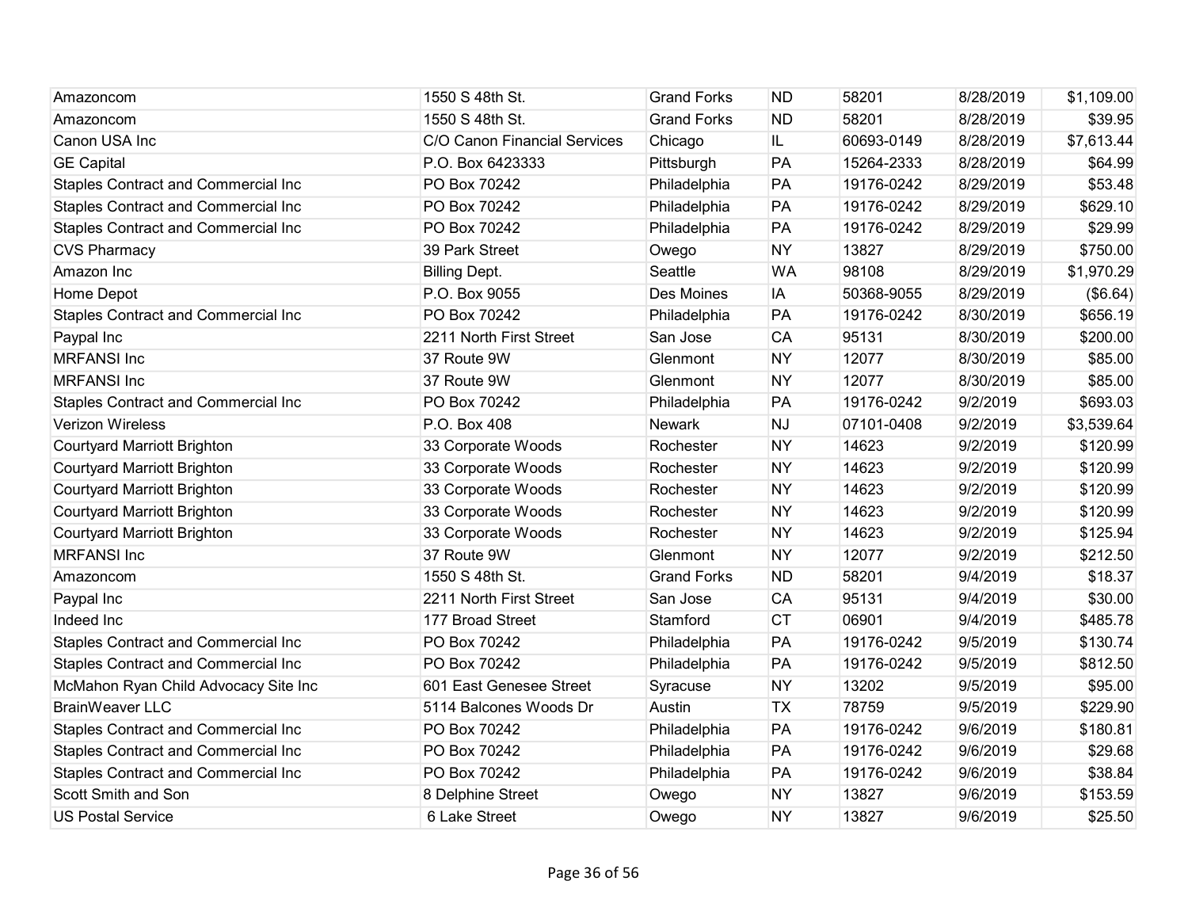| | | | | | | |
|---|---|---|---|---|---|---|
| Amazoncom | 1550 S 48th St. | Grand Forks | ND | 58201 | 8/28/2019 | $1,109.00 |
| Amazoncom | 1550 S 48th St. | Grand Forks | ND | 58201 | 8/28/2019 | $39.95 |
| Canon USA Inc | C/O Canon Financial Services | Chicago | IL | 60693-0149 | 8/28/2019 | $7,613.44 |
| GE Capital | P.O. Box 6423333 | Pittsburgh | PA | 15264-2333 | 8/28/2019 | $64.99 |
| Staples Contract and Commercial Inc | PO Box 70242 | Philadelphia | PA | 19176-0242 | 8/29/2019 | $53.48 |
| Staples Contract and Commercial Inc | PO Box 70242 | Philadelphia | PA | 19176-0242 | 8/29/2019 | $629.10 |
| Staples Contract and Commercial Inc | PO Box 70242 | Philadelphia | PA | 19176-0242 | 8/29/2019 | $29.99 |
| CVS Pharmacy | 39 Park Street | Owego | NY | 13827 | 8/29/2019 | $750.00 |
| Amazon Inc | Billing Dept. | Seattle | WA | 98108 | 8/29/2019 | $1,970.29 |
| Home Depot | P.O. Box 9055 | Des Moines | IA | 50368-9055 | 8/29/2019 | ($6.64) |
| Staples Contract and Commercial Inc | PO Box 70242 | Philadelphia | PA | 19176-0242 | 8/30/2019 | $656.19 |
| Paypal Inc | 2211 North First Street | San Jose | CA | 95131 | 8/30/2019 | $200.00 |
| MRFANSI Inc | 37 Route 9W | Glenmont | NY | 12077 | 8/30/2019 | $85.00 |
| MRFANSI Inc | 37 Route 9W | Glenmont | NY | 12077 | 8/30/2019 | $85.00 |
| Staples Contract and Commercial Inc | PO Box 70242 | Philadelphia | PA | 19176-0242 | 9/2/2019 | $693.03 |
| Verizon Wireless | P.O. Box 408 | Newark | NJ | 07101-0408 | 9/2/2019 | $3,539.64 |
| Courtyard Marriott Brighton | 33 Corporate Woods | Rochester | NY | 14623 | 9/2/2019 | $120.99 |
| Courtyard Marriott Brighton | 33 Corporate Woods | Rochester | NY | 14623 | 9/2/2019 | $120.99 |
| Courtyard Marriott Brighton | 33 Corporate Woods | Rochester | NY | 14623 | 9/2/2019 | $120.99 |
| Courtyard Marriott Brighton | 33 Corporate Woods | Rochester | NY | 14623 | 9/2/2019 | $120.99 |
| Courtyard Marriott Brighton | 33 Corporate Woods | Rochester | NY | 14623 | 9/2/2019 | $125.94 |
| MRFANSI Inc | 37 Route 9W | Glenmont | NY | 12077 | 9/2/2019 | $212.50 |
| Amazoncom | 1550 S 48th St. | Grand Forks | ND | 58201 | 9/4/2019 | $18.37 |
| Paypal Inc | 2211 North First Street | San Jose | CA | 95131 | 9/4/2019 | $30.00 |
| Indeed Inc | 177 Broad Street | Stamford | CT | 06901 | 9/4/2019 | $485.78 |
| Staples Contract and Commercial Inc | PO Box 70242 | Philadelphia | PA | 19176-0242 | 9/5/2019 | $130.74 |
| Staples Contract and Commercial Inc | PO Box 70242 | Philadelphia | PA | 19176-0242 | 9/5/2019 | $812.50 |
| McMahon Ryan Child Advocacy Site Inc | 601 East Genesee Street | Syracuse | NY | 13202 | 9/5/2019 | $95.00 |
| BrainWeaver LLC | 5114 Balcones Woods Dr | Austin | TX | 78759 | 9/5/2019 | $229.90 |
| Staples Contract and Commercial Inc | PO Box 70242 | Philadelphia | PA | 19176-0242 | 9/6/2019 | $180.81 |
| Staples Contract and Commercial Inc | PO Box 70242 | Philadelphia | PA | 19176-0242 | 9/6/2019 | $29.68 |
| Staples Contract and Commercial Inc | PO Box 70242 | Philadelphia | PA | 19176-0242 | 9/6/2019 | $38.84 |
| Scott Smith and Son | 8 Delphine Street | Owego | NY | 13827 | 9/6/2019 | $153.59 |
| US Postal Service | 6 Lake Street | Owego | NY | 13827 | 9/6/2019 | $25.50 |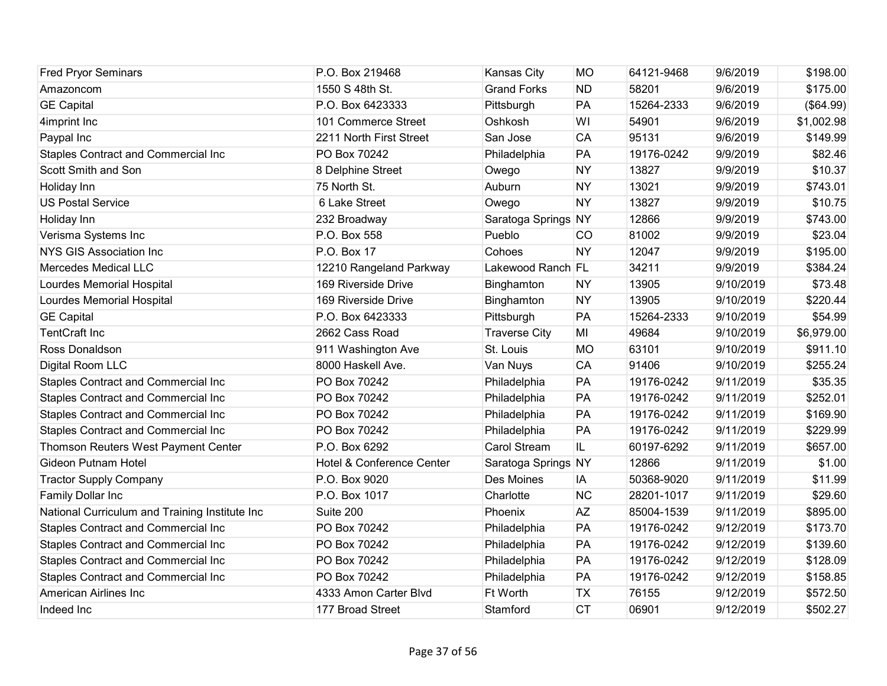| | | | | | | |
|---|---|---|---|---|---|---|
| Fred Pryor Seminars | P.O. Box 219468 | Kansas City | MO | 64121-9468 | 9/6/2019 | $198.00 |
| Amazoncom | 1550 S 48th St. | Grand Forks | ND | 58201 | 9/6/2019 | $175.00 |
| GE Capital | P.O. Box 6423333 | Pittsburgh | PA | 15264-2333 | 9/6/2019 | ($64.99) |
| 4imprint Inc | 101 Commerce Street | Oshkosh | WI | 54901 | 9/6/2019 | $1,002.98 |
| Paypal Inc | 2211 North First Street | San Jose | CA | 95131 | 9/6/2019 | $149.99 |
| Staples Contract and Commercial Inc | PO Box 70242 | Philadelphia | PA | 19176-0242 | 9/9/2019 | $82.46 |
| Scott Smith and Son | 8 Delphine Street | Owego | NY | 13827 | 9/9/2019 | $10.37 |
| Holiday Inn | 75 North St. | Auburn | NY | 13021 | 9/9/2019 | $743.01 |
| US Postal Service | 6 Lake Street | Owego | NY | 13827 | 9/9/2019 | $10.75 |
| Holiday Inn | 232 Broadway | Saratoga Springs | NY | 12866 | 9/9/2019 | $743.00 |
| Verisma Systems Inc | P.O. Box 558 | Pueblo | CO | 81002 | 9/9/2019 | $23.04 |
| NYS GIS Association Inc | P.O. Box 17 | Cohoes | NY | 12047 | 9/9/2019 | $195.00 |
| Mercedes Medical LLC | 12210 Rangeland Parkway | Lakewood Ranch | FL | 34211 | 9/9/2019 | $384.24 |
| Lourdes Memorial Hospital | 169 Riverside Drive | Binghamton | NY | 13905 | 9/10/2019 | $73.48 |
| Lourdes Memorial Hospital | 169 Riverside Drive | Binghamton | NY | 13905 | 9/10/2019 | $220.44 |
| GE Capital | P.O. Box 6423333 | Pittsburgh | PA | 15264-2333 | 9/10/2019 | $54.99 |
| TentCraft Inc | 2662 Cass Road | Traverse City | MI | 49684 | 9/10/2019 | $6,979.00 |
| Ross Donaldson | 911 Washington Ave | St. Louis | MO | 63101 | 9/10/2019 | $911.10 |
| Digital Room LLC | 8000 Haskell Ave. | Van Nuys | CA | 91406 | 9/10/2019 | $255.24 |
| Staples Contract and Commercial Inc | PO Box 70242 | Philadelphia | PA | 19176-0242 | 9/11/2019 | $35.35 |
| Staples Contract and Commercial Inc | PO Box 70242 | Philadelphia | PA | 19176-0242 | 9/11/2019 | $252.01 |
| Staples Contract and Commercial Inc | PO Box 70242 | Philadelphia | PA | 19176-0242 | 9/11/2019 | $169.90 |
| Staples Contract and Commercial Inc | PO Box 70242 | Philadelphia | PA | 19176-0242 | 9/11/2019 | $229.99 |
| Thomson Reuters West Payment Center | P.O. Box 6292 | Carol Stream | IL | 60197-6292 | 9/11/2019 | $657.00 |
| Gideon Putnam Hotel | Hotel & Conference Center | Saratoga Springs | NY | 12866 | 9/11/2019 | $1.00 |
| Tractor Supply Company | P.O. Box 9020 | Des Moines | IA | 50368-9020 | 9/11/2019 | $11.99 |
| Family Dollar Inc | P.O. Box 1017 | Charlotte | NC | 28201-1017 | 9/11/2019 | $29.60 |
| National Curriculum and Training Institute Inc | Suite 200 | Phoenix | AZ | 85004-1539 | 9/11/2019 | $895.00 |
| Staples Contract and Commercial Inc | PO Box 70242 | Philadelphia | PA | 19176-0242 | 9/12/2019 | $173.70 |
| Staples Contract and Commercial Inc | PO Box 70242 | Philadelphia | PA | 19176-0242 | 9/12/2019 | $139.60 |
| Staples Contract and Commercial Inc | PO Box 70242 | Philadelphia | PA | 19176-0242 | 9/12/2019 | $128.09 |
| Staples Contract and Commercial Inc | PO Box 70242 | Philadelphia | PA | 19176-0242 | 9/12/2019 | $158.85 |
| American Airlines Inc | 4333 Amon Carter Blvd | Ft Worth | TX | 76155 | 9/12/2019 | $572.50 |
| Indeed Inc | 177 Broad Street | Stamford | CT | 06901 | 9/12/2019 | $502.27 |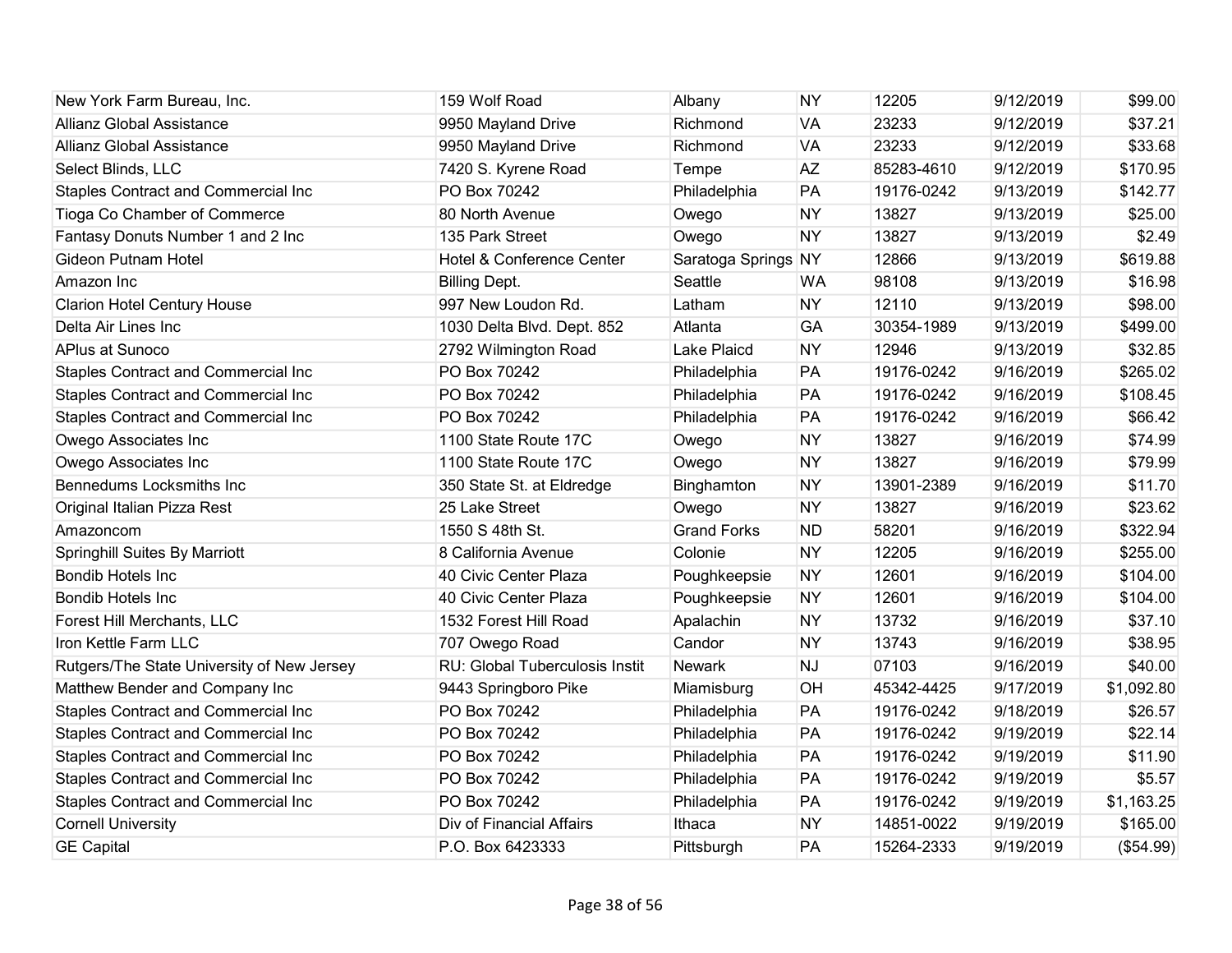| | | | | | | |
|---|---|---|---|---|---|---|
| New York Farm Bureau, Inc. | 159 Wolf Road | Albany | NY | 12205 | 9/12/2019 | $99.00 |
| Allianz Global Assistance | 9950 Mayland Drive | Richmond | VA | 23233 | 9/12/2019 | $37.21 |
| Allianz Global Assistance | 9950 Mayland Drive | Richmond | VA | 23233 | 9/12/2019 | $33.68 |
| Select Blinds, LLC | 7420 S. Kyrene Road | Tempe | AZ | 85283-4610 | 9/12/2019 | $170.95 |
| Staples Contract and Commercial Inc | PO Box 70242 | Philadelphia | PA | 19176-0242 | 9/13/2019 | $142.77 |
| Tioga Co Chamber of Commerce | 80 North Avenue | Owego | NY | 13827 | 9/13/2019 | $25.00 |
| Fantasy Donuts Number 1 and 2 Inc | 135 Park Street | Owego | NY | 13827 | 9/13/2019 | $2.49 |
| Gideon Putnam Hotel | Hotel & Conference Center | Saratoga Springs | NY | 12866 | 9/13/2019 | $619.88 |
| Amazon Inc | Billing Dept. | Seattle | WA | 98108 | 9/13/2019 | $16.98 |
| Clarion Hotel Century House | 997 New Loudon Rd. | Latham | NY | 12110 | 9/13/2019 | $98.00 |
| Delta Air Lines Inc | 1030 Delta Blvd. Dept. 852 | Atlanta | GA | 30354-1989 | 9/13/2019 | $499.00 |
| APlus at Sunoco | 2792 Wilmington Road | Lake Plaicd | NY | 12946 | 9/13/2019 | $32.85 |
| Staples Contract and Commercial Inc | PO Box 70242 | Philadelphia | PA | 19176-0242 | 9/16/2019 | $265.02 |
| Staples Contract and Commercial Inc | PO Box 70242 | Philadelphia | PA | 19176-0242 | 9/16/2019 | $108.45 |
| Staples Contract and Commercial Inc | PO Box 70242 | Philadelphia | PA | 19176-0242 | 9/16/2019 | $66.42 |
| Owego Associates Inc | 1100 State Route 17C | Owego | NY | 13827 | 9/16/2019 | $74.99 |
| Owego Associates Inc | 1100 State Route 17C | Owego | NY | 13827 | 9/16/2019 | $79.99 |
| Bennedums Locksmiths Inc | 350 State St. at Eldredge | Binghamton | NY | 13901-2389 | 9/16/2019 | $11.70 |
| Original Italian Pizza Rest | 25 Lake Street | Owego | NY | 13827 | 9/16/2019 | $23.62 |
| Amazoncom | 1550 S 48th St. | Grand Forks | ND | 58201 | 9/16/2019 | $322.94 |
| Springhill Suites By Marriott | 8 California Avenue | Colonie | NY | 12205 | 9/16/2019 | $255.00 |
| Bondib Hotels Inc | 40 Civic Center Plaza | Poughkeepsie | NY | 12601 | 9/16/2019 | $104.00 |
| Bondib Hotels Inc | 40 Civic Center Plaza | Poughkeepsie | NY | 12601 | 9/16/2019 | $104.00 |
| Forest Hill Merchants, LLC | 1532 Forest Hill Road | Apalachin | NY | 13732 | 9/16/2019 | $37.10 |
| Iron Kettle Farm LLC | 707 Owego Road | Candor | NY | 13743 | 9/16/2019 | $38.95 |
| Rutgers/The State University of New Jersey | RU: Global Tuberculosis Instit | Newark | NJ | 07103 | 9/16/2019 | $40.00 |
| Matthew Bender and Company Inc | 9443 Springboro Pike | Miamisburg | OH | 45342-4425 | 9/17/2019 | $1,092.80 |
| Staples Contract and Commercial Inc | PO Box 70242 | Philadelphia | PA | 19176-0242 | 9/18/2019 | $26.57 |
| Staples Contract and Commercial Inc | PO Box 70242 | Philadelphia | PA | 19176-0242 | 9/19/2019 | $22.14 |
| Staples Contract and Commercial Inc | PO Box 70242 | Philadelphia | PA | 19176-0242 | 9/19/2019 | $11.90 |
| Staples Contract and Commercial Inc | PO Box 70242 | Philadelphia | PA | 19176-0242 | 9/19/2019 | $5.57 |
| Staples Contract and Commercial Inc | PO Box 70242 | Philadelphia | PA | 19176-0242 | 9/19/2019 | $1,163.25 |
| Cornell University | Div of Financial Affairs | Ithaca | NY | 14851-0022 | 9/19/2019 | $165.00 |
| GE Capital | P.O. Box 6423333 | Pittsburgh | PA | 15264-2333 | 9/19/2019 | ($54.99) |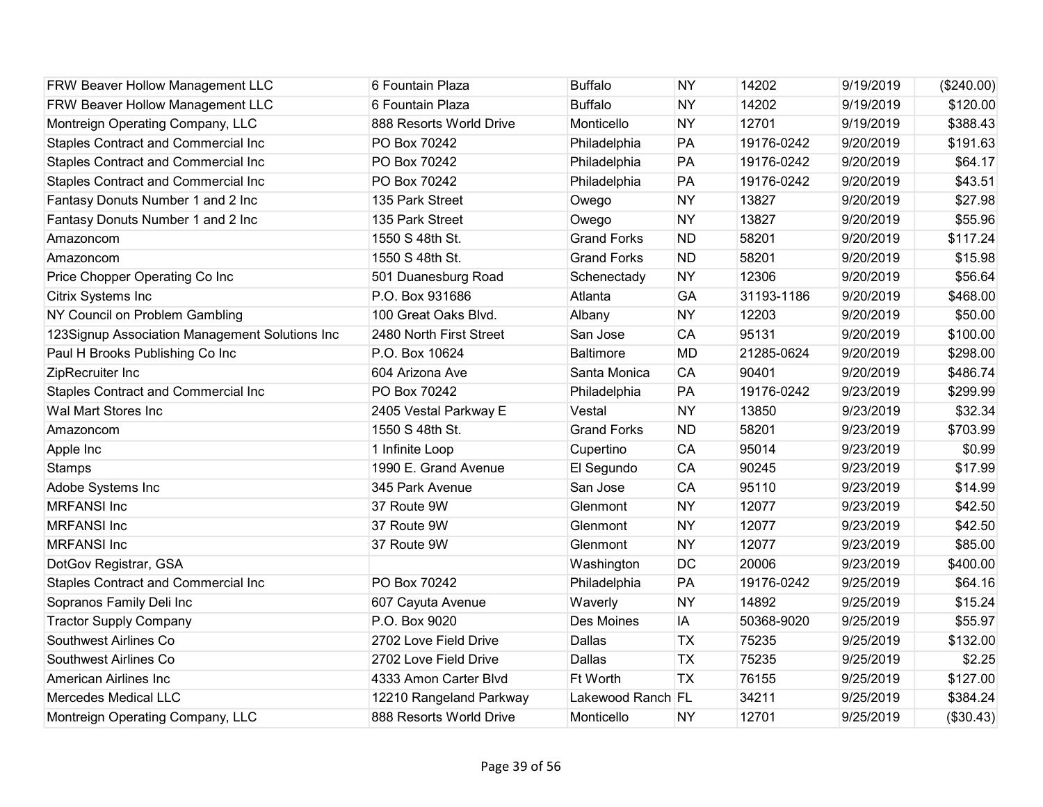| | | | | | | |
|---|---|---|---|---|---|---|
| FRW Beaver Hollow Management LLC | 6 Fountain Plaza | Buffalo | NY | 14202 | 9/19/2019 | ($240.00) |
| FRW Beaver Hollow Management LLC | 6 Fountain Plaza | Buffalo | NY | 14202 | 9/19/2019 | $120.00 |
| Montreign Operating Company, LLC | 888 Resorts World Drive | Monticello | NY | 12701 | 9/19/2019 | $388.43 |
| Staples Contract and Commercial Inc | PO Box 70242 | Philadelphia | PA | 19176-0242 | 9/20/2019 | $191.63 |
| Staples Contract and Commercial Inc | PO Box 70242 | Philadelphia | PA | 19176-0242 | 9/20/2019 | $64.17 |
| Staples Contract and Commercial Inc | PO Box 70242 | Philadelphia | PA | 19176-0242 | 9/20/2019 | $43.51 |
| Fantasy Donuts Number 1 and 2 Inc | 135 Park Street | Owego | NY | 13827 | 9/20/2019 | $27.98 |
| Fantasy Donuts Number 1 and 2 Inc | 135 Park Street | Owego | NY | 13827 | 9/20/2019 | $55.96 |
| Amazoncom | 1550 S 48th St. | Grand Forks | ND | 58201 | 9/20/2019 | $117.24 |
| Amazoncom | 1550 S 48th St. | Grand Forks | ND | 58201 | 9/20/2019 | $15.98 |
| Price Chopper Operating Co Inc | 501 Duanesburg Road | Schenectady | NY | 12306 | 9/20/2019 | $56.64 |
| Citrix Systems Inc | P.O. Box 931686 | Atlanta | GA | 31193-1186 | 9/20/2019 | $468.00 |
| NY Council on Problem Gambling | 100 Great Oaks Blvd. | Albany | NY | 12203 | 9/20/2019 | $50.00 |
| 123Signup Association Management Solutions Inc | 2480 North First Street | San Jose | CA | 95131 | 9/20/2019 | $100.00 |
| Paul H Brooks Publishing Co Inc | P.O. Box 10624 | Baltimore | MD | 21285-0624 | 9/20/2019 | $298.00 |
| ZipRecruiter Inc | 604 Arizona Ave | Santa Monica | CA | 90401 | 9/20/2019 | $486.74 |
| Staples Contract and Commercial Inc | PO Box 70242 | Philadelphia | PA | 19176-0242 | 9/23/2019 | $299.99 |
| Wal Mart Stores Inc | 2405 Vestal Parkway E | Vestal | NY | 13850 | 9/23/2019 | $32.34 |
| Amazoncom | 1550 S 48th St. | Grand Forks | ND | 58201 | 9/23/2019 | $703.99 |
| Apple Inc | 1 Infinite Loop | Cupertino | CA | 95014 | 9/23/2019 | $0.99 |
| Stamps | 1990 E. Grand Avenue | El Segundo | CA | 90245 | 9/23/2019 | $17.99 |
| Adobe Systems Inc | 345 Park Avenue | San Jose | CA | 95110 | 9/23/2019 | $14.99 |
| MRFANSI Inc | 37 Route 9W | Glenmont | NY | 12077 | 9/23/2019 | $42.50 |
| MRFANSI Inc | 37 Route 9W | Glenmont | NY | 12077 | 9/23/2019 | $42.50 |
| MRFANSI Inc | 37 Route 9W | Glenmont | NY | 12077 | 9/23/2019 | $85.00 |
| DotGov Registrar, GSA | | Washington | DC | 20006 | 9/23/2019 | $400.00 |
| Staples Contract and Commercial Inc | PO Box 70242 | Philadelphia | PA | 19176-0242 | 9/25/2019 | $64.16 |
| Sopranos Family Deli Inc | 607 Cayuta Avenue | Waverly | NY | 14892 | 9/25/2019 | $15.24 |
| Tractor Supply Company | P.O. Box 9020 | Des Moines | IA | 50368-9020 | 9/25/2019 | $55.97 |
| Southwest Airlines Co | 2702 Love Field Drive | Dallas | TX | 75235 | 9/25/2019 | $132.00 |
| Southwest Airlines Co | 2702 Love Field Drive | Dallas | TX | 75235 | 9/25/2019 | $2.25 |
| American Airlines Inc | 4333 Amon Carter Blvd | Ft Worth | TX | 76155 | 9/25/2019 | $127.00 |
| Mercedes Medical LLC | 12210 Rangeland Parkway | Lakewood Ranch | FL | 34211 | 9/25/2019 | $384.24 |
| Montreign Operating Company, LLC | 888 Resorts World Drive | Monticello | NY | 12701 | 9/25/2019 | ($30.43) |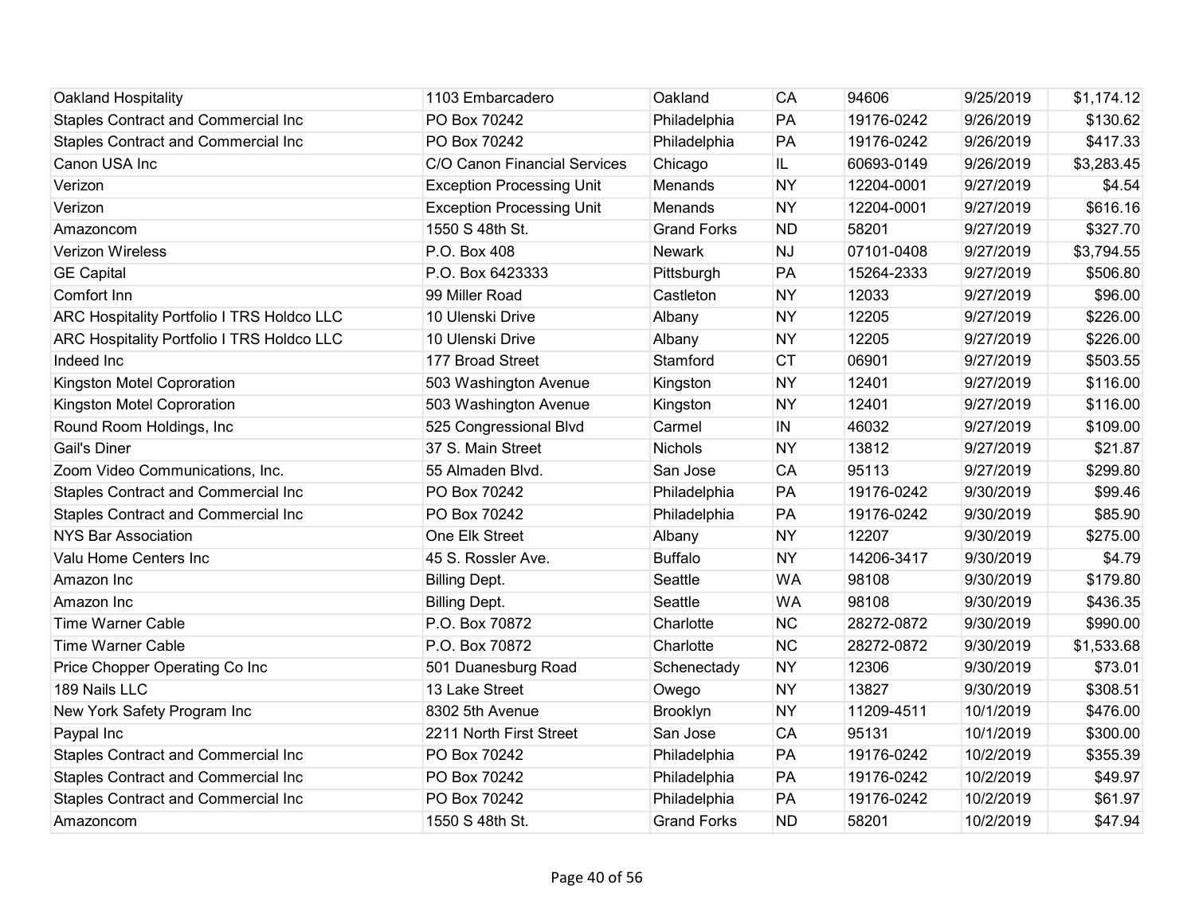| Oakland Hospitality | 1103 Embarcadero | Oakland | CA | 94606 | 9/25/2019 | $1,174.12 |
|---|---|---|---|---|---|---|
| Staples Contract and Commercial Inc | PO Box 70242 | Philadelphia | PA | 19176-0242 | 9/26/2019 | $130.62 |
| Staples Contract and Commercial Inc | PO Box 70242 | Philadelphia | PA | 19176-0242 | 9/26/2019 | $417.33 |
| Canon USA Inc | C/O Canon Financial Services | Chicago | IL | 60693-0149 | 9/26/2019 | $3,283.45 |
| Verizon | Exception Processing Unit | Menands | NY | 12204-0001 | 9/27/2019 | $4.54 |
| Verizon | Exception Processing Unit | Menands | NY | 12204-0001 | 9/27/2019 | $616.16 |
| Amazoncom | 1550 S 48th St. | Grand Forks | ND | 58201 | 9/27/2019 | $327.70 |
| Verizon Wireless | P.O. Box 408 | Newark | NJ | 07101-0408 | 9/27/2019 | $3,794.55 |
| GE Capital | P.O. Box 6423333 | Pittsburgh | PA | 15264-2333 | 9/27/2019 | $506.80 |
| Comfort Inn | 99 Miller Road | Castleton | NY | 12033 | 9/27/2019 | $96.00 |
| ARC Hospitality Portfolio I TRS Holdco LLC | 10 Ulenski Drive | Albany | NY | 12205 | 9/27/2019 | $226.00 |
| ARC Hospitality Portfolio I TRS Holdco LLC | 10 Ulenski Drive | Albany | NY | 12205 | 9/27/2019 | $226.00 |
| Indeed Inc | 177 Broad Street | Stamford | CT | 06901 | 9/27/2019 | $503.55 |
| Kingston Motel Coproration | 503 Washington Avenue | Kingston | NY | 12401 | 9/27/2019 | $116.00 |
| Kingston Motel Coproration | 503 Washington Avenue | Kingston | NY | 12401 | 9/27/2019 | $116.00 |
| Round Room Holdings, Inc | 525 Congressional Blvd | Carmel | IN | 46032 | 9/27/2019 | $109.00 |
| Gail's Diner | 37 S. Main Street | Nichols | NY | 13812 | 9/27/2019 | $21.87 |
| Zoom Video Communications, Inc. | 55 Almaden Blvd. | San Jose | CA | 95113 | 9/27/2019 | $299.80 |
| Staples Contract and Commercial Inc | PO Box 70242 | Philadelphia | PA | 19176-0242 | 9/30/2019 | $99.46 |
| Staples Contract and Commercial Inc | PO Box 70242 | Philadelphia | PA | 19176-0242 | 9/30/2019 | $85.90 |
| NYS Bar Association | One Elk Street | Albany | NY | 12207 | 9/30/2019 | $275.00 |
| Valu Home Centers Inc | 45 S. Rossler Ave. | Buffalo | NY | 14206-3417 | 9/30/2019 | $4.79 |
| Amazon Inc | Billing Dept. | Seattle | WA | 98108 | 9/30/2019 | $179.80 |
| Amazon Inc | Billing Dept. | Seattle | WA | 98108 | 9/30/2019 | $436.35 |
| Time Warner Cable | P.O. Box 70872 | Charlotte | NC | 28272-0872 | 9/30/2019 | $990.00 |
| Time Warner Cable | P.O. Box 70872 | Charlotte | NC | 28272-0872 | 9/30/2019 | $1,533.68 |
| Price Chopper Operating Co Inc | 501 Duanesburg Road | Schenectady | NY | 12306 | 9/30/2019 | $73.01 |
| 189 Nails LLC | 13 Lake Street | Owego | NY | 13827 | 9/30/2019 | $308.51 |
| New York Safety Program Inc | 8302 5th Avenue | Brooklyn | NY | 11209-4511 | 10/1/2019 | $476.00 |
| Paypal Inc | 2211 North First Street | San Jose | CA | 95131 | 10/1/2019 | $300.00 |
| Staples Contract and Commercial Inc | PO Box 70242 | Philadelphia | PA | 19176-0242 | 10/2/2019 | $355.39 |
| Staples Contract and Commercial Inc | PO Box 70242 | Philadelphia | PA | 19176-0242 | 10/2/2019 | $49.97 |
| Staples Contract and Commercial Inc | PO Box 70242 | Philadelphia | PA | 19176-0242 | 10/2/2019 | $61.97 |
| Amazoncom | 1550 S 48th St. | Grand Forks | ND | 58201 | 10/2/2019 | $47.94 |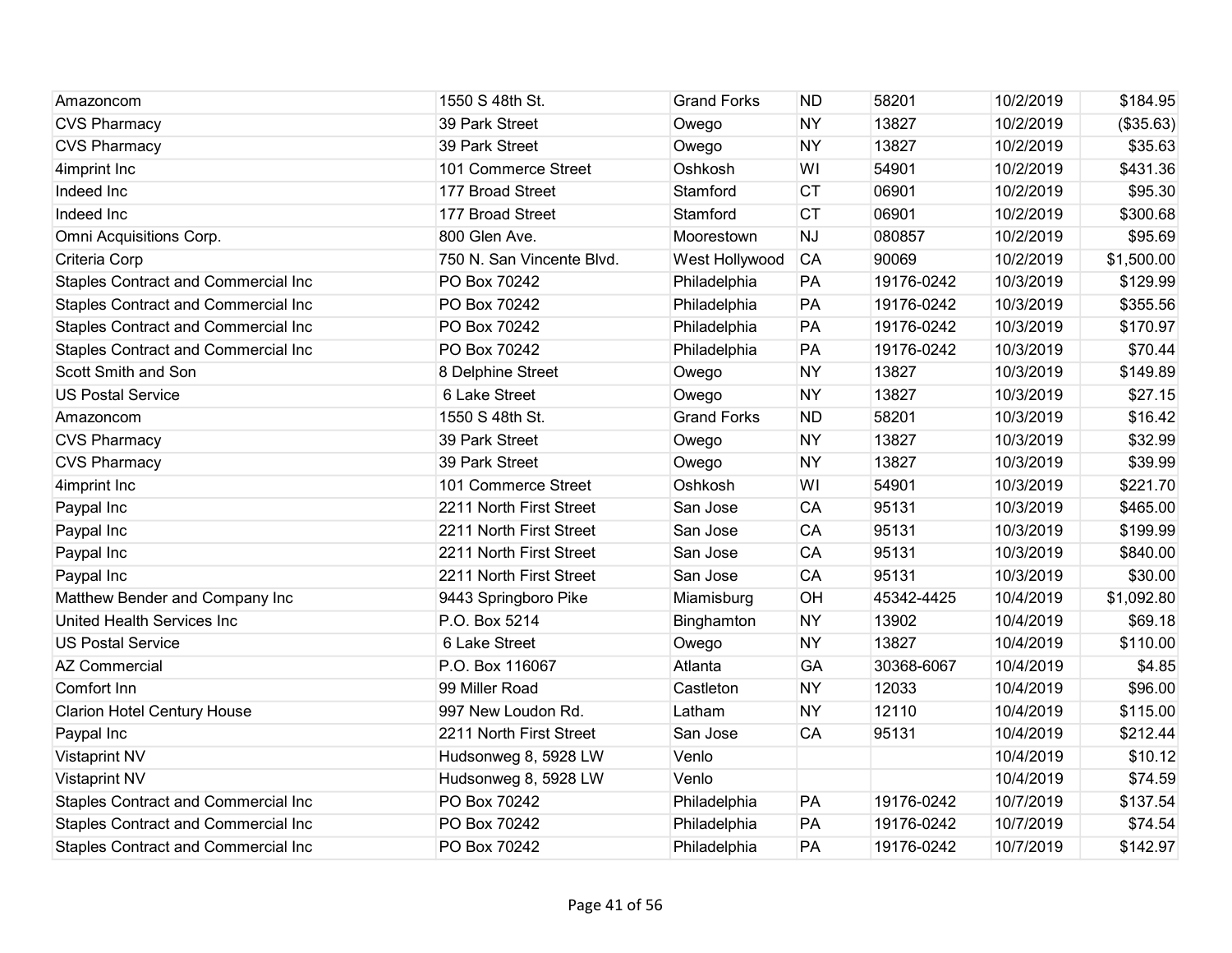| | | | | | | |
|---|---|---|---|---|---|---|
| Amazoncom | 1550 S 48th St. | Grand Forks | ND | 58201 | 10/2/2019 | $184.95 |
| CVS Pharmacy | 39 Park Street | Owego | NY | 13827 | 10/2/2019 | ($35.63) |
| CVS Pharmacy | 39 Park Street | Owego | NY | 13827 | 10/2/2019 | $35.63 |
| 4imprint Inc | 101 Commerce Street | Oshkosh | WI | 54901 | 10/2/2019 | $431.36 |
| Indeed Inc | 177 Broad Street | Stamford | CT | 06901 | 10/2/2019 | $95.30 |
| Indeed Inc | 177 Broad Street | Stamford | CT | 06901 | 10/2/2019 | $300.68 |
| Omni Acquisitions Corp. | 800 Glen Ave. | Moorestown | NJ | 080857 | 10/2/2019 | $95.69 |
| Criteria Corp | 750 N. San Vincente Blvd. | West Hollywood | CA | 90069 | 10/2/2019 | $1,500.00 |
| Staples Contract and Commercial Inc | PO Box 70242 | Philadelphia | PA | 19176-0242 | 10/3/2019 | $129.99 |
| Staples Contract and Commercial Inc | PO Box 70242 | Philadelphia | PA | 19176-0242 | 10/3/2019 | $355.56 |
| Staples Contract and Commercial Inc | PO Box 70242 | Philadelphia | PA | 19176-0242 | 10/3/2019 | $170.97 |
| Staples Contract and Commercial Inc | PO Box 70242 | Philadelphia | PA | 19176-0242 | 10/3/2019 | $70.44 |
| Scott Smith and Son | 8 Delphine Street | Owego | NY | 13827 | 10/3/2019 | $149.89 |
| US Postal Service | 6 Lake Street | Owego | NY | 13827 | 10/3/2019 | $27.15 |
| Amazoncom | 1550 S 48th St. | Grand Forks | ND | 58201 | 10/3/2019 | $16.42 |
| CVS Pharmacy | 39 Park Street | Owego | NY | 13827 | 10/3/2019 | $32.99 |
| CVS Pharmacy | 39 Park Street | Owego | NY | 13827 | 10/3/2019 | $39.99 |
| 4imprint Inc | 101 Commerce Street | Oshkosh | WI | 54901 | 10/3/2019 | $221.70 |
| Paypal Inc | 2211 North First Street | San Jose | CA | 95131 | 10/3/2019 | $465.00 |
| Paypal Inc | 2211 North First Street | San Jose | CA | 95131 | 10/3/2019 | $199.99 |
| Paypal Inc | 2211 North First Street | San Jose | CA | 95131 | 10/3/2019 | $840.00 |
| Paypal Inc | 2211 North First Street | San Jose | CA | 95131 | 10/3/2019 | $30.00 |
| Matthew Bender and Company Inc | 9443 Springboro Pike | Miamisburg | OH | 45342-4425 | 10/4/2019 | $1,092.80 |
| United Health Services Inc | P.O. Box 5214 | Binghamton | NY | 13902 | 10/4/2019 | $69.18 |
| US Postal Service | 6 Lake Street | Owego | NY | 13827 | 10/4/2019 | $110.00 |
| AZ Commercial | P.O. Box 116067 | Atlanta | GA | 30368-6067 | 10/4/2019 | $4.85 |
| Comfort Inn | 99 Miller Road | Castleton | NY | 12033 | 10/4/2019 | $96.00 |
| Clarion Hotel Century House | 997 New Loudon Rd. | Latham | NY | 12110 | 10/4/2019 | $115.00 |
| Paypal Inc | 2211 North First Street | San Jose | CA | 95131 | 10/4/2019 | $212.44 |
| Vistaprint NV | Hudsonweg 8, 5928 LW | Venlo | | | 10/4/2019 | $10.12 |
| Vistaprint NV | Hudsonweg 8, 5928 LW | Venlo | | | 10/4/2019 | $74.59 |
| Staples Contract and Commercial Inc | PO Box 70242 | Philadelphia | PA | 19176-0242 | 10/7/2019 | $137.54 |
| Staples Contract and Commercial Inc | PO Box 70242 | Philadelphia | PA | 19176-0242 | 10/7/2019 | $74.54 |
| Staples Contract and Commercial Inc | PO Box 70242 | Philadelphia | PA | 19176-0242 | 10/7/2019 | $142.97 |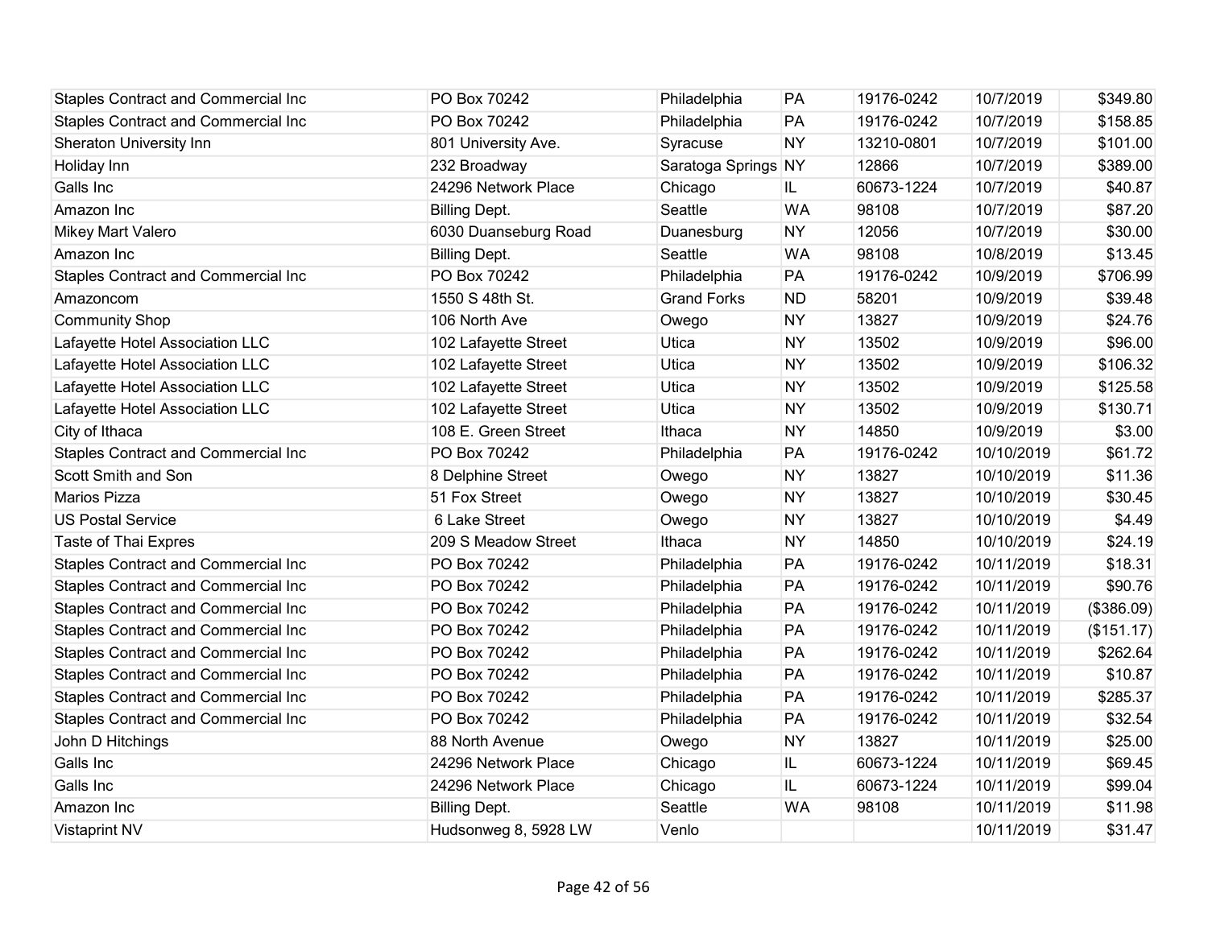| Staples Contract and Commercial Inc | PO Box 70242 | Philadelphia | PA | 19176-0242 | 10/7/2019 | $349.80 |
|---|---|---|---|---|---|---|
| Staples Contract and Commercial Inc | PO Box 70242 | Philadelphia | PA | 19176-0242 | 10/7/2019 | $158.85 |
| Sheraton University Inn | 801 University Ave. | Syracuse | NY | 13210-0801 | 10/7/2019 | $101.00 |
| Holiday Inn | 232 Broadway | Saratoga Springs | NY | 12866 | 10/7/2019 | $389.00 |
| Galls Inc | 24296 Network Place | Chicago | IL | 60673-1224 | 10/7/2019 | $40.87 |
| Amazon Inc | Billing Dept. | Seattle | WA | 98108 | 10/7/2019 | $87.20 |
| Mikey Mart Valero | 6030 Duanseburg Road | Duanesburg | NY | 12056 | 10/7/2019 | $30.00 |
| Amazon Inc | Billing Dept. | Seattle | WA | 98108 | 10/8/2019 | $13.45 |
| Staples Contract and Commercial Inc | PO Box 70242 | Philadelphia | PA | 19176-0242 | 10/9/2019 | $706.99 |
| Amazoncom | 1550 S 48th St. | Grand Forks | ND | 58201 | 10/9/2019 | $39.48 |
| Community Shop | 106 North Ave | Owego | NY | 13827 | 10/9/2019 | $24.76 |
| Lafayette Hotel Association LLC | 102 Lafayette Street | Utica | NY | 13502 | 10/9/2019 | $96.00 |
| Lafayette Hotel Association LLC | 102 Lafayette Street | Utica | NY | 13502 | 10/9/2019 | $106.32 |
| Lafayette Hotel Association LLC | 102 Lafayette Street | Utica | NY | 13502 | 10/9/2019 | $125.58 |
| Lafayette Hotel Association LLC | 102 Lafayette Street | Utica | NY | 13502 | 10/9/2019 | $130.71 |
| City of Ithaca | 108 E. Green Street | Ithaca | NY | 14850 | 10/9/2019 | $3.00 |
| Staples Contract and Commercial Inc | PO Box 70242 | Philadelphia | PA | 19176-0242 | 10/10/2019 | $61.72 |
| Scott Smith and Son | 8 Delphine Street | Owego | NY | 13827 | 10/10/2019 | $11.36 |
| Marios Pizza | 51 Fox Street | Owego | NY | 13827 | 10/10/2019 | $30.45 |
| US Postal Service | 6 Lake Street | Owego | NY | 13827 | 10/10/2019 | $4.49 |
| Taste of Thai Expres | 209 S Meadow Street | Ithaca | NY | 14850 | 10/10/2019 | $24.19 |
| Staples Contract and Commercial Inc | PO Box 70242 | Philadelphia | PA | 19176-0242 | 10/11/2019 | $18.31 |
| Staples Contract and Commercial Inc | PO Box 70242 | Philadelphia | PA | 19176-0242 | 10/11/2019 | $90.76 |
| Staples Contract and Commercial Inc | PO Box 70242 | Philadelphia | PA | 19176-0242 | 10/11/2019 | ($386.09) |
| Staples Contract and Commercial Inc | PO Box 70242 | Philadelphia | PA | 19176-0242 | 10/11/2019 | ($151.17) |
| Staples Contract and Commercial Inc | PO Box 70242 | Philadelphia | PA | 19176-0242 | 10/11/2019 | $262.64 |
| Staples Contract and Commercial Inc | PO Box 70242 | Philadelphia | PA | 19176-0242 | 10/11/2019 | $10.87 |
| Staples Contract and Commercial Inc | PO Box 70242 | Philadelphia | PA | 19176-0242 | 10/11/2019 | $285.37 |
| Staples Contract and Commercial Inc | PO Box 70242 | Philadelphia | PA | 19176-0242 | 10/11/2019 | $32.54 |
| John D Hitchings | 88 North Avenue | Owego | NY | 13827 | 10/11/2019 | $25.00 |
| Galls Inc | 24296 Network Place | Chicago | IL | 60673-1224 | 10/11/2019 | $69.45 |
| Galls Inc | 24296 Network Place | Chicago | IL | 60673-1224 | 10/11/2019 | $99.04 |
| Amazon Inc | Billing Dept. | Seattle | WA | 98108 | 10/11/2019 | $11.98 |
| Vistaprint NV | Hudsonweg 8, 5928 LW | Venlo | | | 10/11/2019 | $31.47 |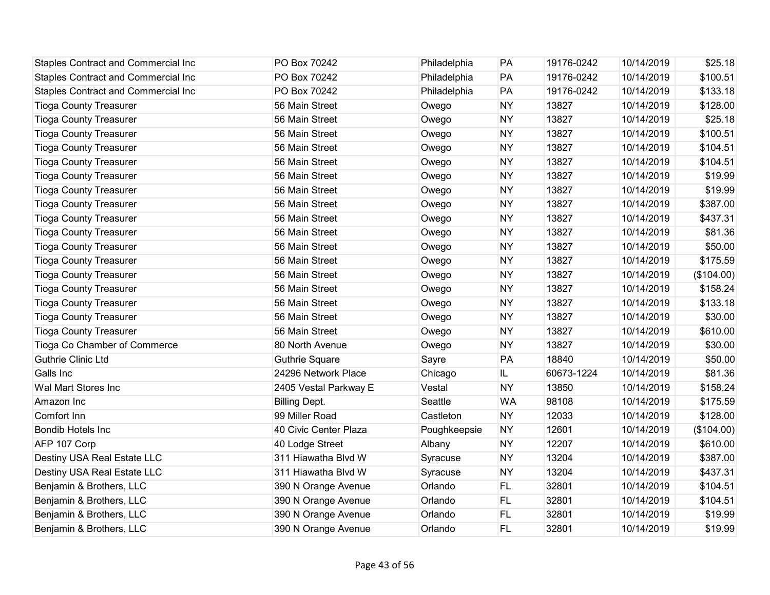| | | | | | | |
|---|---|---|---|---|---|---|
| Staples Contract and Commercial Inc | PO Box 70242 | Philadelphia | PA | 19176-0242 | 10/14/2019 | $25.18 |
| Staples Contract and Commercial Inc | PO Box 70242 | Philadelphia | PA | 19176-0242 | 10/14/2019 | $100.51 |
| Staples Contract and Commercial Inc | PO Box 70242 | Philadelphia | PA | 19176-0242 | 10/14/2019 | $133.18 |
| Tioga County Treasurer | 56 Main Street | Owego | NY | 13827 | 10/14/2019 | $128.00 |
| Tioga County Treasurer | 56 Main Street | Owego | NY | 13827 | 10/14/2019 | $25.18 |
| Tioga County Treasurer | 56 Main Street | Owego | NY | 13827 | 10/14/2019 | $100.51 |
| Tioga County Treasurer | 56 Main Street | Owego | NY | 13827 | 10/14/2019 | $104.51 |
| Tioga County Treasurer | 56 Main Street | Owego | NY | 13827 | 10/14/2019 | $104.51 |
| Tioga County Treasurer | 56 Main Street | Owego | NY | 13827 | 10/14/2019 | $19.99 |
| Tioga County Treasurer | 56 Main Street | Owego | NY | 13827 | 10/14/2019 | $19.99 |
| Tioga County Treasurer | 56 Main Street | Owego | NY | 13827 | 10/14/2019 | $387.00 |
| Tioga County Treasurer | 56 Main Street | Owego | NY | 13827 | 10/14/2019 | $437.31 |
| Tioga County Treasurer | 56 Main Street | Owego | NY | 13827 | 10/14/2019 | $81.36 |
| Tioga County Treasurer | 56 Main Street | Owego | NY | 13827 | 10/14/2019 | $50.00 |
| Tioga County Treasurer | 56 Main Street | Owego | NY | 13827 | 10/14/2019 | $175.59 |
| Tioga County Treasurer | 56 Main Street | Owego | NY | 13827 | 10/14/2019 | ($104.00) |
| Tioga County Treasurer | 56 Main Street | Owego | NY | 13827 | 10/14/2019 | $158.24 |
| Tioga County Treasurer | 56 Main Street | Owego | NY | 13827 | 10/14/2019 | $133.18 |
| Tioga County Treasurer | 56 Main Street | Owego | NY | 13827 | 10/14/2019 | $30.00 |
| Tioga County Treasurer | 56 Main Street | Owego | NY | 13827 | 10/14/2019 | $610.00 |
| Tioga Co Chamber of Commerce | 80 North Avenue | Owego | NY | 13827 | 10/14/2019 | $30.00 |
| Guthrie Clinic Ltd | Guthrie Square | Sayre | PA | 18840 | 10/14/2019 | $50.00 |
| Galls Inc | 24296 Network Place | Chicago | IL | 60673-1224 | 10/14/2019 | $81.36 |
| Wal Mart Stores Inc | 2405 Vestal Parkway E | Vestal | NY | 13850 | 10/14/2019 | $158.24 |
| Amazon Inc | Billing Dept. | Seattle | WA | 98108 | 10/14/2019 | $175.59 |
| Comfort Inn | 99 Miller Road | Castleton | NY | 12033 | 10/14/2019 | $128.00 |
| Bondib Hotels Inc | 40 Civic Center Plaza | Poughkeepsie | NY | 12601 | 10/14/2019 | ($104.00) |
| AFP 107 Corp | 40 Lodge Street | Albany | NY | 12207 | 10/14/2019 | $610.00 |
| Destiny USA Real Estate LLC | 311 Hiawatha Blvd W | Syracuse | NY | 13204 | 10/14/2019 | $387.00 |
| Destiny USA Real Estate LLC | 311 Hiawatha Blvd W | Syracuse | NY | 13204 | 10/14/2019 | $437.31 |
| Benjamin & Brothers, LLC | 390 N Orange Avenue | Orlando | FL | 32801 | 10/14/2019 | $104.51 |
| Benjamin & Brothers, LLC | 390 N Orange Avenue | Orlando | FL | 32801 | 10/14/2019 | $104.51 |
| Benjamin & Brothers, LLC | 390 N Orange Avenue | Orlando | FL | 32801 | 10/14/2019 | $19.99 |
| Benjamin & Brothers, LLC | 390 N Orange Avenue | Orlando | FL | 32801 | 10/14/2019 | $19.99 |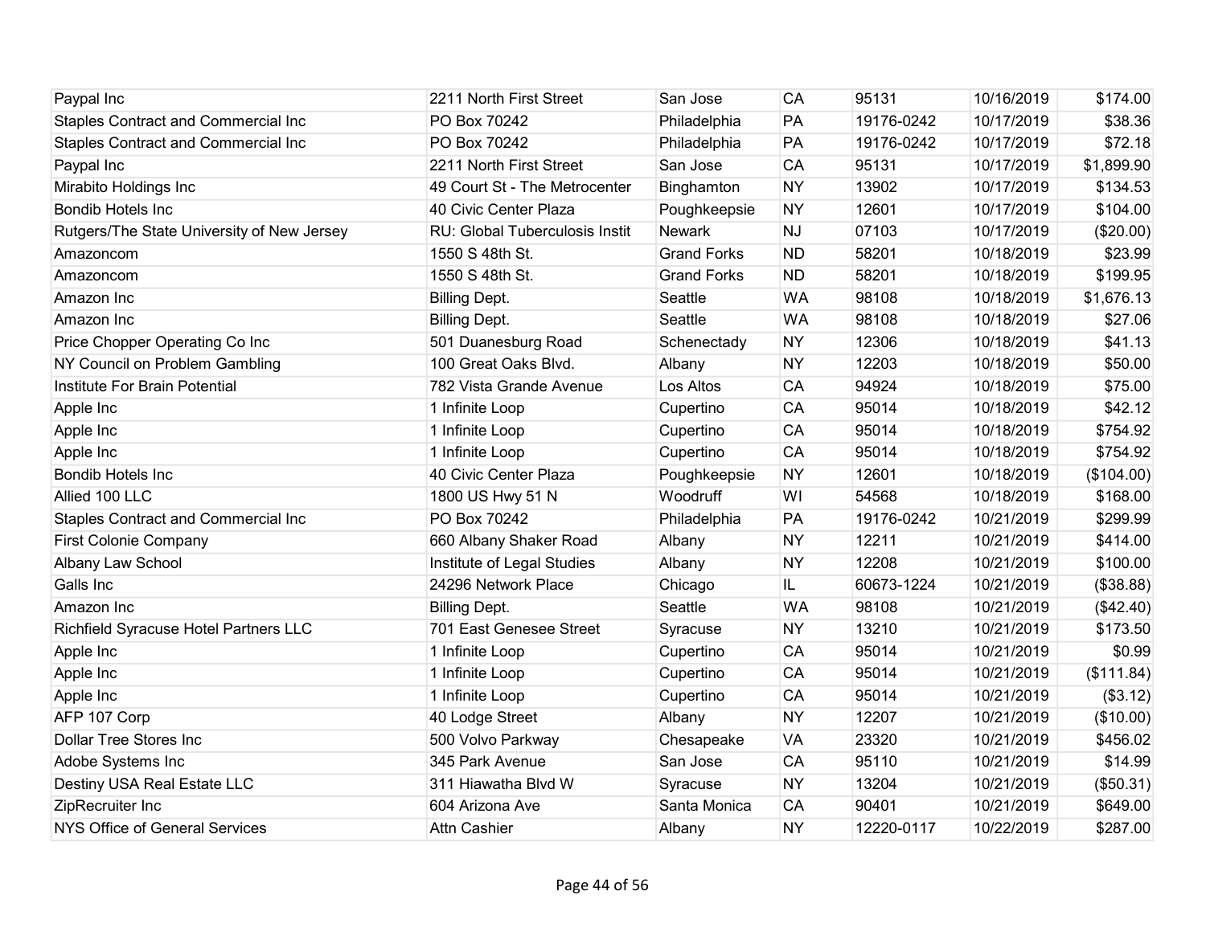| | | | | | | |
|---|---|---|---|---|---|---|
| Paypal Inc | 2211 North First Street | San Jose | CA | 95131 | 10/16/2019 | $174.00 |
| Staples Contract and Commercial Inc | PO Box 70242 | Philadelphia | PA | 19176-0242 | 10/17/2019 | $38.36 |
| Staples Contract and Commercial Inc | PO Box 70242 | Philadelphia | PA | 19176-0242 | 10/17/2019 | $72.18 |
| Paypal Inc | 2211 North First Street | San Jose | CA | 95131 | 10/17/2019 | $1,899.90 |
| Mirabito Holdings Inc | 49 Court St - The Metrocenter | Binghamton | NY | 13902 | 10/17/2019 | $134.53 |
| Bondib Hotels Inc | 40 Civic Center Plaza | Poughkeepsie | NY | 12601 | 10/17/2019 | $104.00 |
| Rutgers/The State University of New Jersey | RU: Global Tuberculosis Instit | Newark | NJ | 07103 | 10/17/2019 | ($20.00) |
| Amazoncom | 1550 S 48th St. | Grand Forks | ND | 58201 | 10/18/2019 | $23.99 |
| Amazoncom | 1550 S 48th St. | Grand Forks | ND | 58201 | 10/18/2019 | $199.95 |
| Amazon Inc | Billing Dept. | Seattle | WA | 98108 | 10/18/2019 | $1,676.13 |
| Amazon Inc | Billing Dept. | Seattle | WA | 98108 | 10/18/2019 | $27.06 |
| Price Chopper Operating Co Inc | 501 Duanesburg Road | Schenectady | NY | 12306 | 10/18/2019 | $41.13 |
| NY Council on Problem Gambling | 100 Great Oaks Blvd. | Albany | NY | 12203 | 10/18/2019 | $50.00 |
| Institute For Brain Potential | 782 Vista Grande Avenue | Los Altos | CA | 94924 | 10/18/2019 | $75.00 |
| Apple Inc | 1 Infinite Loop | Cupertino | CA | 95014 | 10/18/2019 | $42.12 |
| Apple Inc | 1 Infinite Loop | Cupertino | CA | 95014 | 10/18/2019 | $754.92 |
| Apple Inc | 1 Infinite Loop | Cupertino | CA | 95014 | 10/18/2019 | $754.92 |
| Bondib Hotels Inc | 40 Civic Center Plaza | Poughkeepsie | NY | 12601 | 10/18/2019 | ($104.00) |
| Allied 100 LLC | 1800 US Hwy 51 N | Woodruff | WI | 54568 | 10/18/2019 | $168.00 |
| Staples Contract and Commercial Inc | PO Box 70242 | Philadelphia | PA | 19176-0242 | 10/21/2019 | $299.99 |
| First Colonie Company | 660 Albany Shaker Road | Albany | NY | 12211 | 10/21/2019 | $414.00 |
| Albany Law School | Institute of Legal Studies | Albany | NY | 12208 | 10/21/2019 | $100.00 |
| Galls Inc | 24296 Network Place | Chicago | IL | 60673-1224 | 10/21/2019 | ($38.88) |
| Amazon Inc | Billing Dept. | Seattle | WA | 98108 | 10/21/2019 | ($42.40) |
| Richfield Syracuse Hotel Partners LLC | 701 East Genesee Street | Syracuse | NY | 13210 | 10/21/2019 | $173.50 |
| Apple Inc | 1 Infinite Loop | Cupertino | CA | 95014 | 10/21/2019 | $0.99 |
| Apple Inc | 1 Infinite Loop | Cupertino | CA | 95014 | 10/21/2019 | ($111.84) |
| Apple Inc | 1 Infinite Loop | Cupertino | CA | 95014 | 10/21/2019 | ($3.12) |
| AFP 107 Corp | 40 Lodge Street | Albany | NY | 12207 | 10/21/2019 | ($10.00) |
| Dollar Tree Stores Inc | 500 Volvo Parkway | Chesapeake | VA | 23320 | 10/21/2019 | $456.02 |
| Adobe Systems Inc | 345 Park Avenue | San Jose | CA | 95110 | 10/21/2019 | $14.99 |
| Destiny USA Real Estate LLC | 311 Hiawatha Blvd W | Syracuse | NY | 13204 | 10/21/2019 | ($50.31) |
| ZipRecruiter Inc | 604 Arizona Ave | Santa Monica | CA | 90401 | 10/21/2019 | $649.00 |
| NYS Office of General Services | Attn Cashier | Albany | NY | 12220-0117 | 10/22/2019 | $287.00 |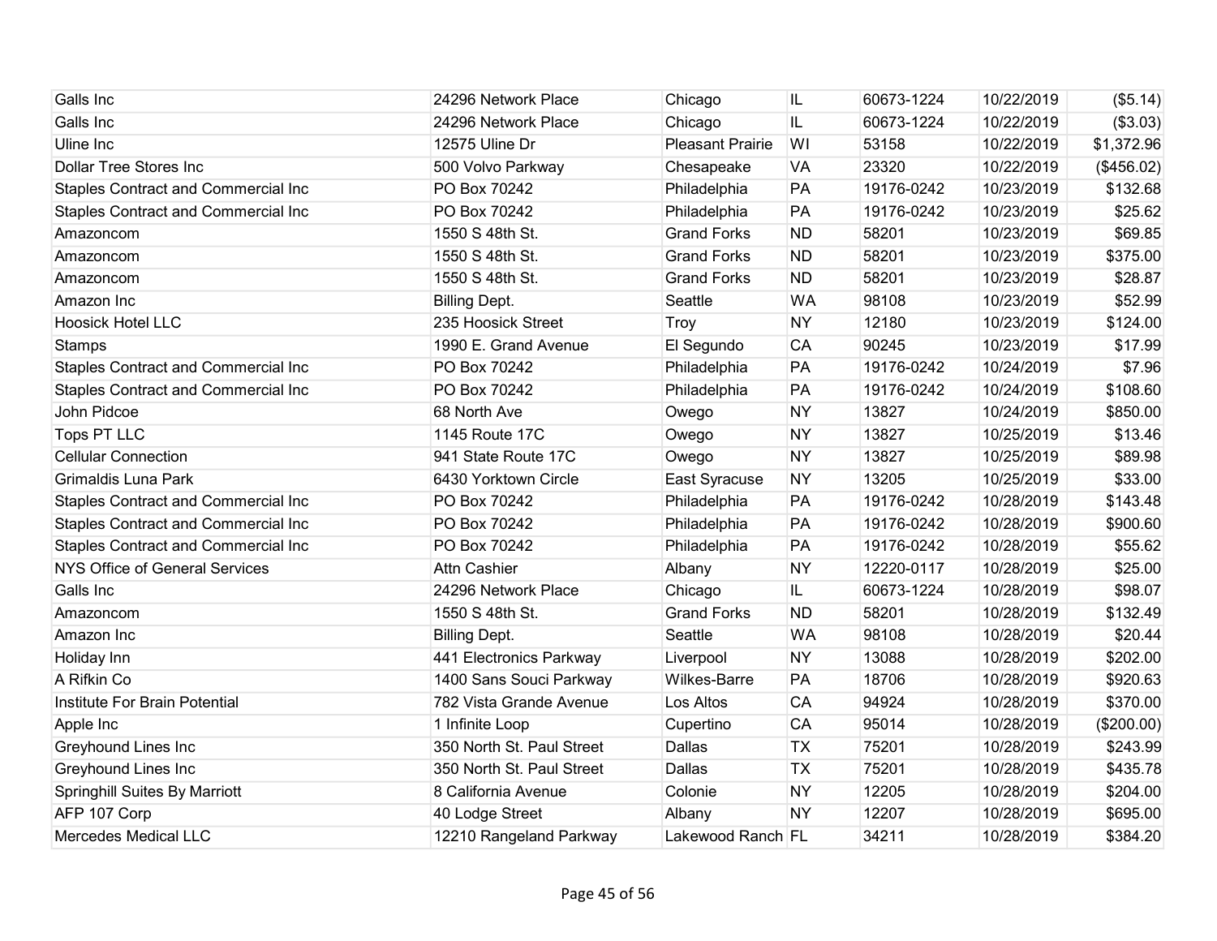| Galls Inc | 24296 Network Place | Chicago | IL | 60673-1224 | 10/22/2019 | ($5.14) |
|---|---|---|---|---|---|---|
| Galls Inc | 24296 Network Place | Chicago | IL | 60673-1224 | 10/22/2019 | ($3.03) |
| Uline Inc | 12575 Uline Dr | Pleasant Prairie | WI | 53158 | 10/22/2019 | $1,372.96 |
| Dollar Tree Stores Inc | 500 Volvo Parkway | Chesapeake | VA | 23320 | 10/22/2019 | ($456.02) |
| Staples Contract and Commercial Inc | PO Box 70242 | Philadelphia | PA | 19176-0242 | 10/23/2019 | $132.68 |
| Staples Contract and Commercial Inc | PO Box 70242 | Philadelphia | PA | 19176-0242 | 10/23/2019 | $25.62 |
| Amazoncom | 1550 S 48th St. | Grand Forks | ND | 58201 | 10/23/2019 | $69.85 |
| Amazoncom | 1550 S 48th St. | Grand Forks | ND | 58201 | 10/23/2019 | $375.00 |
| Amazoncom | 1550 S 48th St. | Grand Forks | ND | 58201 | 10/23/2019 | $28.87 |
| Amazon Inc | Billing Dept. | Seattle | WA | 98108 | 10/23/2019 | $52.99 |
| Hoosick Hotel LLC | 235 Hoosick Street | Troy | NY | 12180 | 10/23/2019 | $124.00 |
| Stamps | 1990 E. Grand Avenue | El Segundo | CA | 90245 | 10/23/2019 | $17.99 |
| Staples Contract and Commercial Inc | PO Box 70242 | Philadelphia | PA | 19176-0242 | 10/24/2019 | $7.96 |
| Staples Contract and Commercial Inc | PO Box 70242 | Philadelphia | PA | 19176-0242 | 10/24/2019 | $108.60 |
| John Pidcoe | 68 North Ave | Owego | NY | 13827 | 10/24/2019 | $850.00 |
| Tops PT LLC | 1145 Route 17C | Owego | NY | 13827 | 10/25/2019 | $13.46 |
| Cellular Connection | 941 State Route 17C | Owego | NY | 13827 | 10/25/2019 | $89.98 |
| Grimaldis Luna Park | 6430 Yorktown Circle | East Syracuse | NY | 13205 | 10/25/2019 | $33.00 |
| Staples Contract and Commercial Inc | PO Box 70242 | Philadelphia | PA | 19176-0242 | 10/28/2019 | $143.48 |
| Staples Contract and Commercial Inc | PO Box 70242 | Philadelphia | PA | 19176-0242 | 10/28/2019 | $900.60 |
| Staples Contract and Commercial Inc | PO Box 70242 | Philadelphia | PA | 19176-0242 | 10/28/2019 | $55.62 |
| NYS Office of General Services | Attn Cashier | Albany | NY | 12220-0117 | 10/28/2019 | $25.00 |
| Galls Inc | 24296 Network Place | Chicago | IL | 60673-1224 | 10/28/2019 | $98.07 |
| Amazoncom | 1550 S 48th St. | Grand Forks | ND | 58201 | 10/28/2019 | $132.49 |
| Amazon Inc | Billing Dept. | Seattle | WA | 98108 | 10/28/2019 | $20.44 |
| Holiday Inn | 441 Electronics Parkway | Liverpool | NY | 13088 | 10/28/2019 | $202.00 |
| A Rifkin Co | 1400 Sans Souci Parkway | Wilkes-Barre | PA | 18706 | 10/28/2019 | $920.63 |
| Institute For Brain Potential | 782 Vista Grande Avenue | Los Altos | CA | 94924 | 10/28/2019 | $370.00 |
| Apple Inc | 1 Infinite Loop | Cupertino | CA | 95014 | 10/28/2019 | ($200.00) |
| Greyhound Lines Inc | 350 North St. Paul Street | Dallas | TX | 75201 | 10/28/2019 | $243.99 |
| Greyhound Lines Inc | 350 North St. Paul Street | Dallas | TX | 75201 | 10/28/2019 | $435.78 |
| Springhill Suites By Marriott | 8 California Avenue | Colonie | NY | 12205 | 10/28/2019 | $204.00 |
| AFP 107 Corp | 40 Lodge Street | Albany | NY | 12207 | 10/28/2019 | $695.00 |
| Mercedes Medical LLC | 12210 Rangeland Parkway | Lakewood Ranch | FL | 34211 | 10/28/2019 | $384.20 |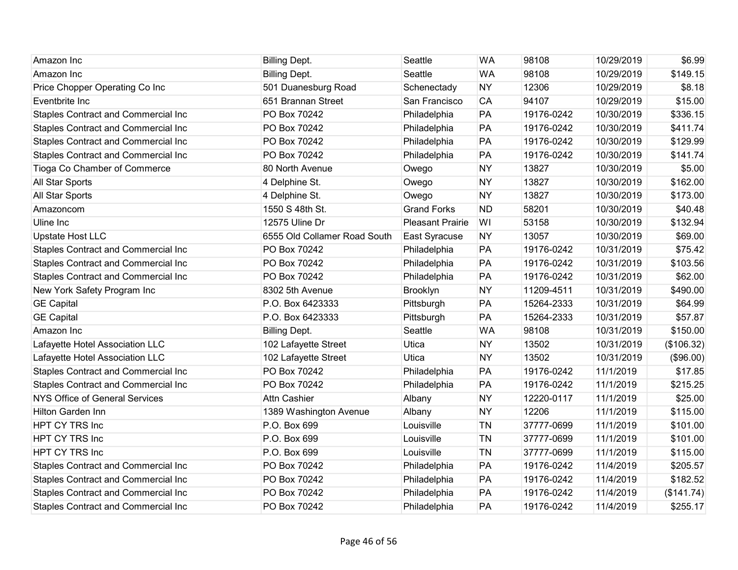| | | | | | | |
|---|---|---|---|---|---|---|
| Amazon Inc | Billing Dept. | Seattle | WA | 98108 | 10/29/2019 | $6.99 |
| Amazon Inc | Billing Dept. | Seattle | WA | 98108 | 10/29/2019 | $149.15 |
| Price Chopper Operating Co Inc | 501 Duanesburg Road | Schenectady | NY | 12306 | 10/29/2019 | $8.18 |
| Eventbrite Inc | 651 Brannan Street | San Francisco | CA | 94107 | 10/29/2019 | $15.00 |
| Staples Contract and Commercial Inc | PO Box 70242 | Philadelphia | PA | 19176-0242 | 10/30/2019 | $336.15 |
| Staples Contract and Commercial Inc | PO Box 70242 | Philadelphia | PA | 19176-0242 | 10/30/2019 | $411.74 |
| Staples Contract and Commercial Inc | PO Box 70242 | Philadelphia | PA | 19176-0242 | 10/30/2019 | $129.99 |
| Staples Contract and Commercial Inc | PO Box 70242 | Philadelphia | PA | 19176-0242 | 10/30/2019 | $141.74 |
| Tioga Co Chamber of Commerce | 80 North Avenue | Owego | NY | 13827 | 10/30/2019 | $5.00 |
| All Star Sports | 4 Delphine St. | Owego | NY | 13827 | 10/30/2019 | $162.00 |
| All Star Sports | 4 Delphine St. | Owego | NY | 13827 | 10/30/2019 | $173.00 |
| Amazoncom | 1550 S 48th St. | Grand Forks | ND | 58201 | 10/30/2019 | $40.48 |
| Uline Inc | 12575 Uline Dr | Pleasant Prairie | WI | 53158 | 10/30/2019 | $132.94 |
| Upstate Host LLC | 6555 Old Collamer Road South | East Syracuse | NY | 13057 | 10/30/2019 | $69.00 |
| Staples Contract and Commercial Inc | PO Box 70242 | Philadelphia | PA | 19176-0242 | 10/31/2019 | $75.42 |
| Staples Contract and Commercial Inc | PO Box 70242 | Philadelphia | PA | 19176-0242 | 10/31/2019 | $103.56 |
| Staples Contract and Commercial Inc | PO Box 70242 | Philadelphia | PA | 19176-0242 | 10/31/2019 | $62.00 |
| New York Safety Program Inc | 8302 5th Avenue | Brooklyn | NY | 11209-4511 | 10/31/2019 | $490.00 |
| GE Capital | P.O. Box 6423333 | Pittsburgh | PA | 15264-2333 | 10/31/2019 | $64.99 |
| GE Capital | P.O. Box 6423333 | Pittsburgh | PA | 15264-2333 | 10/31/2019 | $57.87 |
| Amazon Inc | Billing Dept. | Seattle | WA | 98108 | 10/31/2019 | $150.00 |
| Lafayette Hotel Association LLC | 102 Lafayette Street | Utica | NY | 13502 | 10/31/2019 | ($106.32) |
| Lafayette Hotel Association LLC | 102 Lafayette Street | Utica | NY | 13502 | 10/31/2019 | ($96.00) |
| Staples Contract and Commercial Inc | PO Box 70242 | Philadelphia | PA | 19176-0242 | 11/1/2019 | $17.85 |
| Staples Contract and Commercial Inc | PO Box 70242 | Philadelphia | PA | 19176-0242 | 11/1/2019 | $215.25 |
| NYS Office of General Services | Attn Cashier | Albany | NY | 12220-0117 | 11/1/2019 | $25.00 |
| Hilton Garden Inn | 1389 Washington Avenue | Albany | NY | 12206 | 11/1/2019 | $115.00 |
| HPT CY TRS Inc | P.O. Box 699 | Louisville | TN | 37777-0699 | 11/1/2019 | $101.00 |
| HPT CY TRS Inc | P.O. Box 699 | Louisville | TN | 37777-0699 | 11/1/2019 | $101.00 |
| HPT CY TRS Inc | P.O. Box 699 | Louisville | TN | 37777-0699 | 11/1/2019 | $115.00 |
| Staples Contract and Commercial Inc | PO Box 70242 | Philadelphia | PA | 19176-0242 | 11/4/2019 | $205.57 |
| Staples Contract and Commercial Inc | PO Box 70242 | Philadelphia | PA | 19176-0242 | 11/4/2019 | $182.52 |
| Staples Contract and Commercial Inc | PO Box 70242 | Philadelphia | PA | 19176-0242 | 11/4/2019 | ($141.74) |
| Staples Contract and Commercial Inc | PO Box 70242 | Philadelphia | PA | 19176-0242 | 11/4/2019 | $255.17 |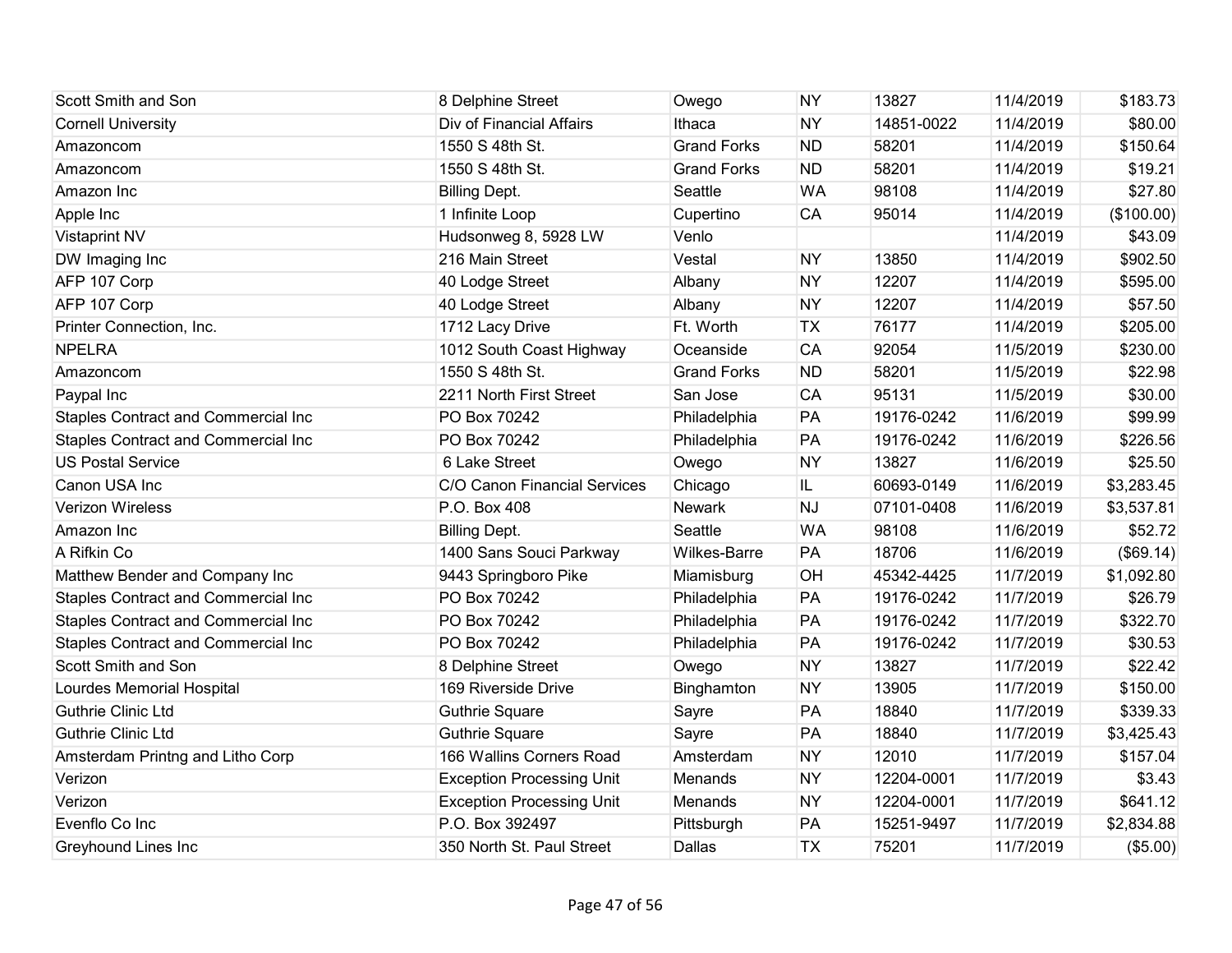| | | | | | | |
|---|---|---|---|---|---|---|
| Scott Smith and Son | 8 Delphine Street | Owego | NY | 13827 | 11/4/2019 | $183.73 |
| Cornell University | Div of Financial Affairs | Ithaca | NY | 14851-0022 | 11/4/2019 | $80.00 |
| Amazoncom | 1550 S 48th St. | Grand Forks | ND | 58201 | 11/4/2019 | $150.64 |
| Amazoncom | 1550 S 48th St. | Grand Forks | ND | 58201 | 11/4/2019 | $19.21 |
| Amazon Inc | Billing Dept. | Seattle | WA | 98108 | 11/4/2019 | $27.80 |
| Apple Inc | 1 Infinite Loop | Cupertino | CA | 95014 | 11/4/2019 | ($100.00) |
| Vistaprint NV | Hudsonweg 8, 5928 LW | Venlo | | | 11/4/2019 | $43.09 |
| DW Imaging Inc | 216 Main Street | Vestal | NY | 13850 | 11/4/2019 | $902.50 |
| AFP 107 Corp | 40 Lodge Street | Albany | NY | 12207 | 11/4/2019 | $595.00 |
| AFP 107 Corp | 40 Lodge Street | Albany | NY | 12207 | 11/4/2019 | $57.50 |
| Printer Connection, Inc. | 1712 Lacy Drive | Ft. Worth | TX | 76177 | 11/4/2019 | $205.00 |
| NPELRA | 1012 South Coast Highway | Oceanside | CA | 92054 | 11/5/2019 | $230.00 |
| Amazoncom | 1550 S 48th St. | Grand Forks | ND | 58201 | 11/5/2019 | $22.98 |
| Paypal Inc | 2211 North First Street | San Jose | CA | 95131 | 11/5/2019 | $30.00 |
| Staples Contract and Commercial Inc | PO Box 70242 | Philadelphia | PA | 19176-0242 | 11/6/2019 | $99.99 |
| Staples Contract and Commercial Inc | PO Box 70242 | Philadelphia | PA | 19176-0242 | 11/6/2019 | $226.56 |
| US Postal Service | 6 Lake Street | Owego | NY | 13827 | 11/6/2019 | $25.50 |
| Canon USA Inc | C/O Canon Financial Services | Chicago | IL | 60693-0149 | 11/6/2019 | $3,283.45 |
| Verizon Wireless | P.O. Box 408 | Newark | NJ | 07101-0408 | 11/6/2019 | $3,537.81 |
| Amazon Inc | Billing Dept. | Seattle | WA | 98108 | 11/6/2019 | $52.72 |
| A Rifkin Co | 1400 Sans Souci Parkway | Wilkes-Barre | PA | 18706 | 11/6/2019 | ($69.14) |
| Matthew Bender and Company Inc | 9443 Springboro Pike | Miamisburg | OH | 45342-4425 | 11/7/2019 | $1,092.80 |
| Staples Contract and Commercial Inc | PO Box 70242 | Philadelphia | PA | 19176-0242 | 11/7/2019 | $26.79 |
| Staples Contract and Commercial Inc | PO Box 70242 | Philadelphia | PA | 19176-0242 | 11/7/2019 | $322.70 |
| Staples Contract and Commercial Inc | PO Box 70242 | Philadelphia | PA | 19176-0242 | 11/7/2019 | $30.53 |
| Scott Smith and Son | 8 Delphine Street | Owego | NY | 13827 | 11/7/2019 | $22.42 |
| Lourdes Memorial Hospital | 169 Riverside Drive | Binghamton | NY | 13905 | 11/7/2019 | $150.00 |
| Guthrie Clinic Ltd | Guthrie Square | Sayre | PA | 18840 | 11/7/2019 | $339.33 |
| Guthrie Clinic Ltd | Guthrie Square | Sayre | PA | 18840 | 11/7/2019 | $3,425.43 |
| Amsterdam Printng and Litho Corp | 166 Wallins Corners Road | Amsterdam | NY | 12010 | 11/7/2019 | $157.04 |
| Verizon | Exception Processing Unit | Menands | NY | 12204-0001 | 11/7/2019 | $3.43 |
| Verizon | Exception Processing Unit | Menands | NY | 12204-0001 | 11/7/2019 | $641.12 |
| Evenflo Co Inc | P.O. Box 392497 | Pittsburgh | PA | 15251-9497 | 11/7/2019 | $2,834.88 |
| Greyhound Lines Inc | 350 North St. Paul Street | Dallas | TX | 75201 | 11/7/2019 | ($5.00) |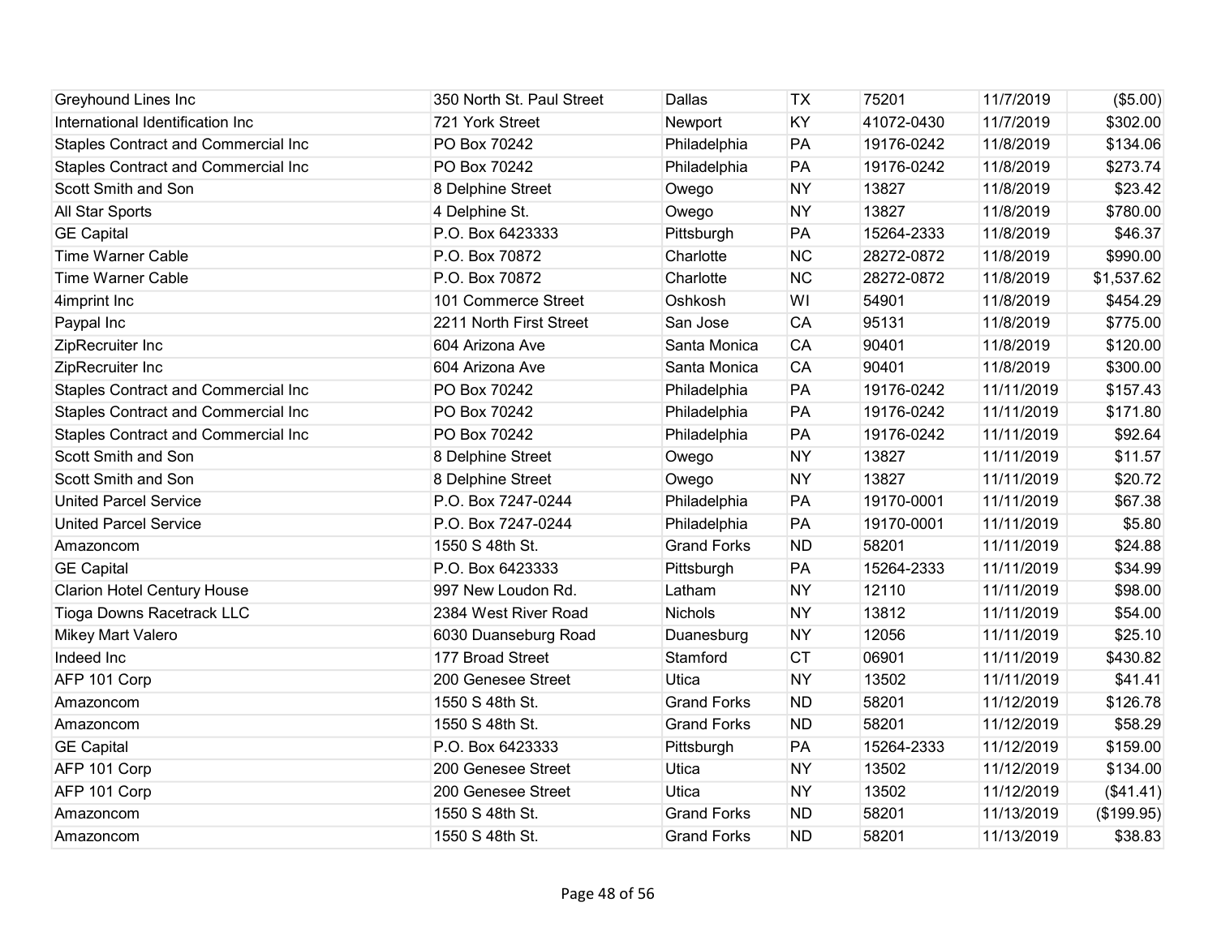| Greyhound Lines Inc | 350 North St. Paul Street | Dallas | TX | 75201 | 11/7/2019 | ($5.00) |
|---|---|---|---|---|---|---|
| International Identification Inc | 721 York Street | Newport | KY | 41072-0430 | 11/7/2019 | $302.00 |
| Staples Contract and Commercial Inc | PO Box 70242 | Philadelphia | PA | 19176-0242 | 11/8/2019 | $134.06 |
| Staples Contract and Commercial Inc | PO Box 70242 | Philadelphia | PA | 19176-0242 | 11/8/2019 | $273.74 |
| Scott Smith and Son | 8 Delphine Street | Owego | NY | 13827 | 11/8/2019 | $23.42 |
| All Star Sports | 4 Delphine St. | Owego | NY | 13827 | 11/8/2019 | $780.00 |
| GE Capital | P.O. Box 6423333 | Pittsburgh | PA | 15264-2333 | 11/8/2019 | $46.37 |
| Time Warner Cable | P.O. Box 70872 | Charlotte | NC | 28272-0872 | 11/8/2019 | $990.00 |
| Time Warner Cable | P.O. Box 70872 | Charlotte | NC | 28272-0872 | 11/8/2019 | $1,537.62 |
| 4imprint Inc | 101 Commerce Street | Oshkosh | WI | 54901 | 11/8/2019 | $454.29 |
| Paypal Inc | 2211 North First Street | San Jose | CA | 95131 | 11/8/2019 | $775.00 |
| ZipRecruiter Inc | 604 Arizona Ave | Santa Monica | CA | 90401 | 11/8/2019 | $120.00 |
| ZipRecruiter Inc | 604 Arizona Ave | Santa Monica | CA | 90401 | 11/8/2019 | $300.00 |
| Staples Contract and Commercial Inc | PO Box 70242 | Philadelphia | PA | 19176-0242 | 11/11/2019 | $157.43 |
| Staples Contract and Commercial Inc | PO Box 70242 | Philadelphia | PA | 19176-0242 | 11/11/2019 | $171.80 |
| Staples Contract and Commercial Inc | PO Box 70242 | Philadelphia | PA | 19176-0242 | 11/11/2019 | $92.64 |
| Scott Smith and Son | 8 Delphine Street | Owego | NY | 13827 | 11/11/2019 | $11.57 |
| Scott Smith and Son | 8 Delphine Street | Owego | NY | 13827 | 11/11/2019 | $20.72 |
| United Parcel Service | P.O. Box 7247-0244 | Philadelphia | PA | 19170-0001 | 11/11/2019 | $67.38 |
| United Parcel Service | P.O. Box 7247-0244 | Philadelphia | PA | 19170-0001 | 11/11/2019 | $5.80 |
| Amazoncom | 1550 S 48th St. | Grand Forks | ND | 58201 | 11/11/2019 | $24.88 |
| GE Capital | P.O. Box 6423333 | Pittsburgh | PA | 15264-2333 | 11/11/2019 | $34.99 |
| Clarion Hotel Century House | 997 New Loudon Rd. | Latham | NY | 12110 | 11/11/2019 | $98.00 |
| Tioga Downs Racetrack LLC | 2384 West River Road | Nichols | NY | 13812 | 11/11/2019 | $54.00 |
| Mikey Mart Valero | 6030 Duanesburg Road | Duanesburg | NY | 12056 | 11/11/2019 | $25.10 |
| Indeed Inc | 177 Broad Street | Stamford | CT | 06901 | 11/11/2019 | $430.82 |
| AFP 101 Corp | 200 Genesee Street | Utica | NY | 13502 | 11/11/2019 | $41.41 |
| Amazoncom | 1550 S 48th St. | Grand Forks | ND | 58201 | 11/12/2019 | $126.78 |
| Amazoncom | 1550 S 48th St. | Grand Forks | ND | 58201 | 11/12/2019 | $58.29 |
| GE Capital | P.O. Box 6423333 | Pittsburgh | PA | 15264-2333 | 11/12/2019 | $159.00 |
| AFP 101 Corp | 200 Genesee Street | Utica | NY | 13502 | 11/12/2019 | $134.00 |
| AFP 101 Corp | 200 Genesee Street | Utica | NY | 13502 | 11/12/2019 | ($41.41) |
| Amazoncom | 1550 S 48th St. | Grand Forks | ND | 58201 | 11/13/2019 | ($199.95) |
| Amazoncom | 1550 S 48th St. | Grand Forks | ND | 58201 | 11/13/2019 | $38.83 |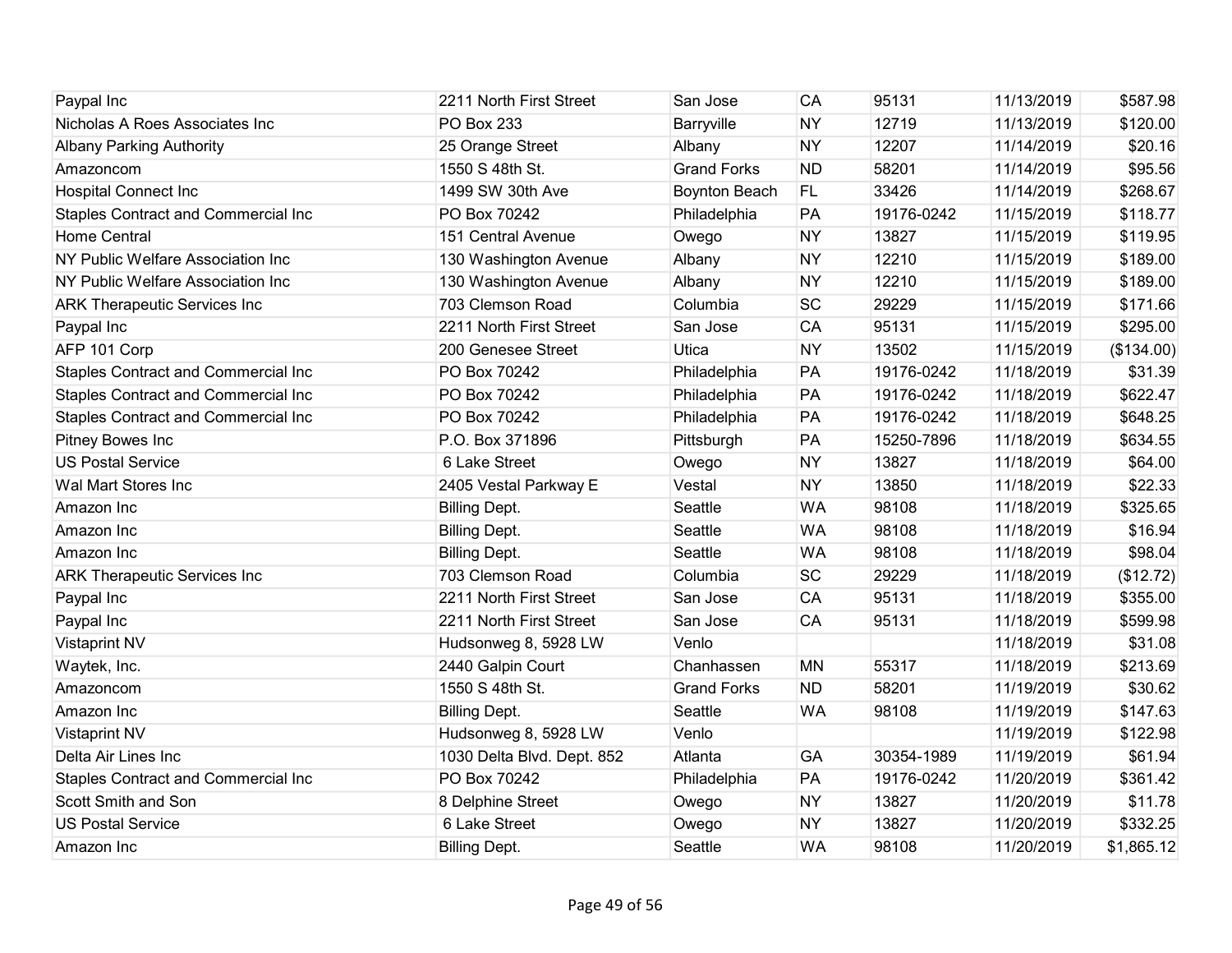| | | | | | | |
|---|---|---|---|---|---|---|
| Paypal Inc | 2211 North First Street | San Jose | CA | 95131 | 11/13/2019 | $587.98 |
| Nicholas A Roes Associates Inc | PO Box 233 | Barryville | NY | 12719 | 11/13/2019 | $120.00 |
| Albany Parking Authority | 25 Orange Street | Albany | NY | 12207 | 11/14/2019 | $20.16 |
| Amazoncom | 1550 S 48th St. | Grand Forks | ND | 58201 | 11/14/2019 | $95.56 |
| Hospital Connect Inc | 1499 SW 30th Ave | Boynton Beach | FL | 33426 | 11/14/2019 | $268.67 |
| Staples Contract and Commercial Inc | PO Box 70242 | Philadelphia | PA | 19176-0242 | 11/15/2019 | $118.77 |
| Home Central | 151 Central Avenue | Owego | NY | 13827 | 11/15/2019 | $119.95 |
| NY Public Welfare Association Inc | 130 Washington Avenue | Albany | NY | 12210 | 11/15/2019 | $189.00 |
| NY Public Welfare Association Inc | 130 Washington Avenue | Albany | NY | 12210 | 11/15/2019 | $189.00 |
| ARK Therapeutic Services Inc | 703 Clemson Road | Columbia | SC | 29229 | 11/15/2019 | $171.66 |
| Paypal Inc | 2211 North First Street | San Jose | CA | 95131 | 11/15/2019 | $295.00 |
| AFP 101 Corp | 200 Genesee Street | Utica | NY | 13502 | 11/15/2019 | ($134.00) |
| Staples Contract and Commercial Inc | PO Box 70242 | Philadelphia | PA | 19176-0242 | 11/18/2019 | $31.39 |
| Staples Contract and Commercial Inc | PO Box 70242 | Philadelphia | PA | 19176-0242 | 11/18/2019 | $622.47 |
| Staples Contract and Commercial Inc | PO Box 70242 | Philadelphia | PA | 19176-0242 | 11/18/2019 | $648.25 |
| Pitney Bowes Inc | P.O. Box 371896 | Pittsburgh | PA | 15250-7896 | 11/18/2019 | $634.55 |
| US Postal Service | 6 Lake Street | Owego | NY | 13827 | 11/18/2019 | $64.00 |
| Wal Mart Stores Inc | 2405 Vestal Parkway E | Vestal | NY | 13850 | 11/18/2019 | $22.33 |
| Amazon Inc | Billing Dept. | Seattle | WA | 98108 | 11/18/2019 | $325.65 |
| Amazon Inc | Billing Dept. | Seattle | WA | 98108 | 11/18/2019 | $16.94 |
| Amazon Inc | Billing Dept. | Seattle | WA | 98108 | 11/18/2019 | $98.04 |
| ARK Therapeutic Services Inc | 703 Clemson Road | Columbia | SC | 29229 | 11/18/2019 | ($12.72) |
| Paypal Inc | 2211 North First Street | San Jose | CA | 95131 | 11/18/2019 | $355.00 |
| Paypal Inc | 2211 North First Street | San Jose | CA | 95131 | 11/18/2019 | $599.98 |
| Vistaprint NV | Hudsonweg 8, 5928 LW | Venlo | | | 11/18/2019 | $31.08 |
| Waytek, Inc. | 2440 Galpin Court | Chanhassen | MN | 55317 | 11/18/2019 | $213.69 |
| Amazoncom | 1550 S 48th St. | Grand Forks | ND | 58201 | 11/19/2019 | $30.62 |
| Amazon Inc | Billing Dept. | Seattle | WA | 98108 | 11/19/2019 | $147.63 |
| Vistaprint NV | Hudsonweg 8, 5928 LW | Venlo | | | 11/19/2019 | $122.98 |
| Delta Air Lines Inc | 1030 Delta Blvd. Dept. 852 | Atlanta | GA | 30354-1989 | 11/19/2019 | $61.94 |
| Staples Contract and Commercial Inc | PO Box 70242 | Philadelphia | PA | 19176-0242 | 11/20/2019 | $361.42 |
| Scott Smith and Son | 8 Delphine Street | Owego | NY | 13827 | 11/20/2019 | $11.78 |
| US Postal Service | 6 Lake Street | Owego | NY | 13827 | 11/20/2019 | $332.25 |
| Amazon Inc | Billing Dept. | Seattle | WA | 98108 | 11/20/2019 | $1,865.12 |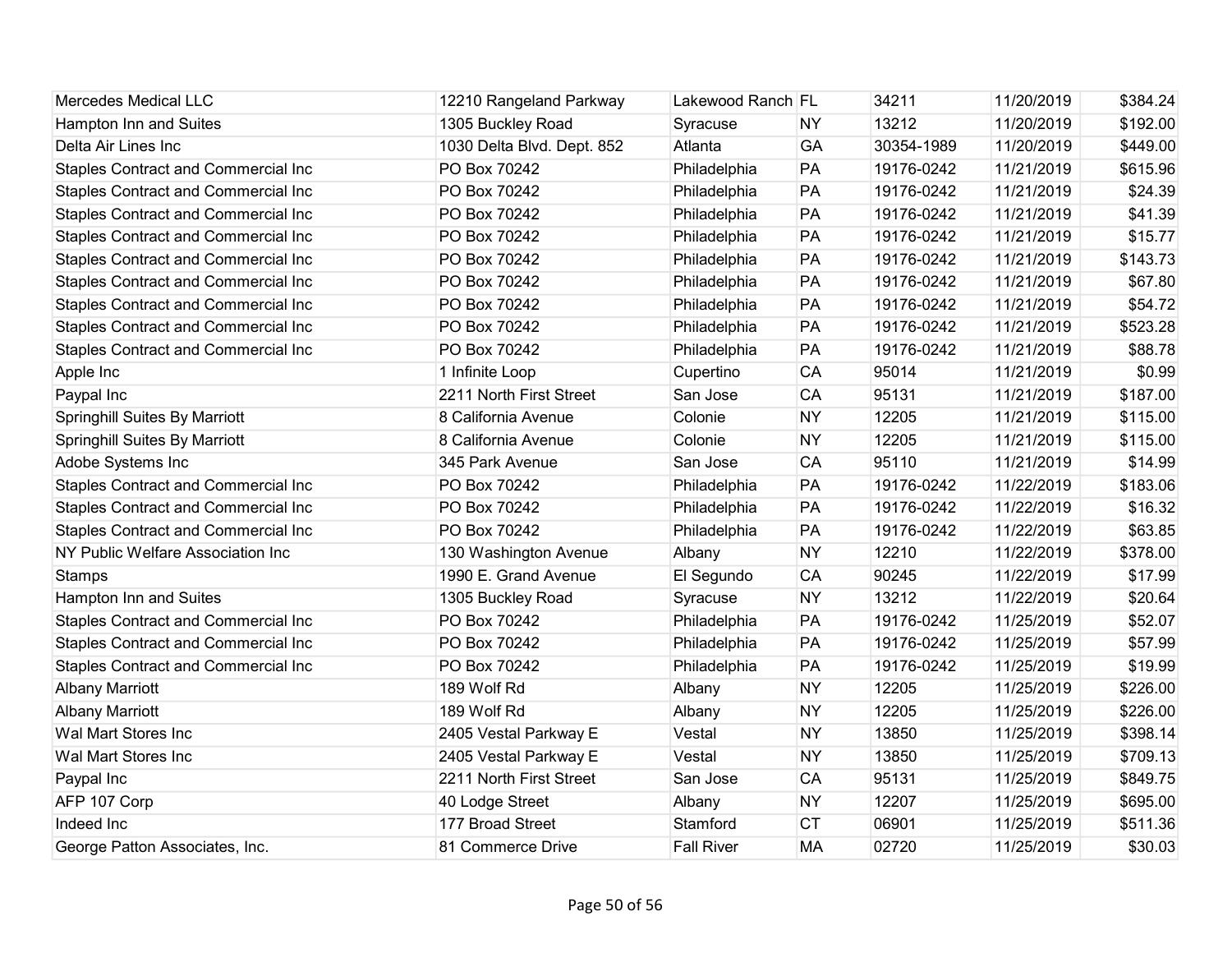| | | | | | | |
|---|---|---|---|---|---|---|
| Mercedes Medical LLC | 12210 Rangeland Parkway | Lakewood Ranch | FL | 34211 | 11/20/2019 | $384.24 |
| Hampton Inn and Suites | 1305 Buckley Road | Syracuse | NY | 13212 | 11/20/2019 | $192.00 |
| Delta Air Lines Inc | 1030 Delta Blvd. Dept. 852 | Atlanta | GA | 30354-1989 | 11/20/2019 | $449.00 |
| Staples Contract and Commercial Inc | PO Box 70242 | Philadelphia | PA | 19176-0242 | 11/21/2019 | $615.96 |
| Staples Contract and Commercial Inc | PO Box 70242 | Philadelphia | PA | 19176-0242 | 11/21/2019 | $24.39 |
| Staples Contract and Commercial Inc | PO Box 70242 | Philadelphia | PA | 19176-0242 | 11/21/2019 | $41.39 |
| Staples Contract and Commercial Inc | PO Box 70242 | Philadelphia | PA | 19176-0242 | 11/21/2019 | $15.77 |
| Staples Contract and Commercial Inc | PO Box 70242 | Philadelphia | PA | 19176-0242 | 11/21/2019 | $143.73 |
| Staples Contract and Commercial Inc | PO Box 70242 | Philadelphia | PA | 19176-0242 | 11/21/2019 | $67.80 |
| Staples Contract and Commercial Inc | PO Box 70242 | Philadelphia | PA | 19176-0242 | 11/21/2019 | $54.72 |
| Staples Contract and Commercial Inc | PO Box 70242 | Philadelphia | PA | 19176-0242 | 11/21/2019 | $523.28 |
| Staples Contract and Commercial Inc | PO Box 70242 | Philadelphia | PA | 19176-0242 | 11/21/2019 | $88.78 |
| Apple Inc | 1 Infinite Loop | Cupertino | CA | 95014 | 11/21/2019 | $0.99 |
| Paypal Inc | 2211 North First Street | San Jose | CA | 95131 | 11/21/2019 | $187.00 |
| Springhill Suites By Marriott | 8 California Avenue | Colonie | NY | 12205 | 11/21/2019 | $115.00 |
| Springhill Suites By Marriott | 8 California Avenue | Colonie | NY | 12205 | 11/21/2019 | $115.00 |
| Adobe Systems Inc | 345 Park Avenue | San Jose | CA | 95110 | 11/21/2019 | $14.99 |
| Staples Contract and Commercial Inc | PO Box 70242 | Philadelphia | PA | 19176-0242 | 11/22/2019 | $183.06 |
| Staples Contract and Commercial Inc | PO Box 70242 | Philadelphia | PA | 19176-0242 | 11/22/2019 | $16.32 |
| Staples Contract and Commercial Inc | PO Box 70242 | Philadelphia | PA | 19176-0242 | 11/22/2019 | $63.85 |
| NY Public Welfare Association Inc | 130 Washington Avenue | Albany | NY | 12210 | 11/22/2019 | $378.00 |
| Stamps | 1990 E. Grand Avenue | El Segundo | CA | 90245 | 11/22/2019 | $17.99 |
| Hampton Inn and Suites | 1305 Buckley Road | Syracuse | NY | 13212 | 11/22/2019 | $20.64 |
| Staples Contract and Commercial Inc | PO Box 70242 | Philadelphia | PA | 19176-0242 | 11/25/2019 | $52.07 |
| Staples Contract and Commercial Inc | PO Box 70242 | Philadelphia | PA | 19176-0242 | 11/25/2019 | $57.99 |
| Staples Contract and Commercial Inc | PO Box 70242 | Philadelphia | PA | 19176-0242 | 11/25/2019 | $19.99 |
| Albany Marriott | 189 Wolf Rd | Albany | NY | 12205 | 11/25/2019 | $226.00 |
| Albany Marriott | 189 Wolf Rd | Albany | NY | 12205 | 11/25/2019 | $226.00 |
| Wal Mart Stores Inc | 2405 Vestal Parkway E | Vestal | NY | 13850 | 11/25/2019 | $398.14 |
| Wal Mart Stores Inc | 2405 Vestal Parkway E | Vestal | NY | 13850 | 11/25/2019 | $709.13 |
| Paypal Inc | 2211 North First Street | San Jose | CA | 95131 | 11/25/2019 | $849.75 |
| AFP 107 Corp | 40 Lodge Street | Albany | NY | 12207 | 11/25/2019 | $695.00 |
| Indeed Inc | 177 Broad Street | Stamford | CT | 06901 | 11/25/2019 | $511.36 |
| George Patton Associates, Inc. | 81 Commerce Drive | Fall River | MA | 02720 | 11/25/2019 | $30.03 |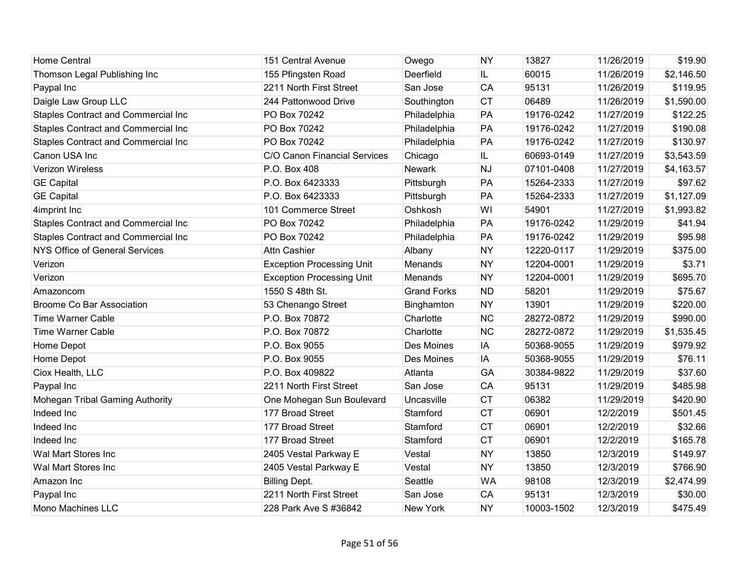| | | | | | | |
|---|---|---|---|---|---|---|
| Home Central | 151 Central Avenue | Owego | NY | 13827 | 11/26/2019 | $19.90 |
| Thomson Legal Publishing Inc | 155 Pfingsten Road | Deerfield | IL | 60015 | 11/26/2019 | $2,146.50 |
| Paypal Inc | 2211 North First Street | San Jose | CA | 95131 | 11/26/2019 | $119.95 |
| Daigle Law Group LLC | 244 Pattonwood Drive | Southington | CT | 06489 | 11/26/2019 | $1,590.00 |
| Staples Contract and Commercial Inc | PO Box 70242 | Philadelphia | PA | 19176-0242 | 11/27/2019 | $122.25 |
| Staples Contract and Commercial Inc | PO Box 70242 | Philadelphia | PA | 19176-0242 | 11/27/2019 | $190.08 |
| Staples Contract and Commercial Inc | PO Box 70242 | Philadelphia | PA | 19176-0242 | 11/27/2019 | $130.97 |
| Canon USA Inc | C/O Canon Financial Services | Chicago | IL | 60693-0149 | 11/27/2019 | $3,543.59 |
| Verizon Wireless | P.O. Box 408 | Newark | NJ | 07101-0408 | 11/27/2019 | $4,163.57 |
| GE Capital | P.O. Box 6423333 | Pittsburgh | PA | 15264-2333 | 11/27/2019 | $97.62 |
| GE Capital | P.O. Box 6423333 | Pittsburgh | PA | 15264-2333 | 11/27/2019 | $1,127.09 |
| 4imprint Inc | 101 Commerce Street | Oshkosh | WI | 54901 | 11/27/2019 | $1,993.82 |
| Staples Contract and Commercial Inc | PO Box 70242 | Philadelphia | PA | 19176-0242 | 11/29/2019 | $41.94 |
| Staples Contract and Commercial Inc | PO Box 70242 | Philadelphia | PA | 19176-0242 | 11/29/2019 | $95.98 |
| NYS Office of General Services | Attn Cashier | Albany | NY | 12220-0117 | 11/29/2019 | $375.00 |
| Verizon | Exception Processing Unit | Menands | NY | 12204-0001 | 11/29/2019 | $3.71 |
| Verizon | Exception Processing Unit | Menands | NY | 12204-0001 | 11/29/2019 | $695.70 |
| Amazoncom | 1550 S 48th St. | Grand Forks | ND | 58201 | 11/29/2019 | $75.67 |
| Broome Co Bar Association | 53 Chenango Street | Binghamton | NY | 13901 | 11/29/2019 | $220.00 |
| Time Warner Cable | P.O. Box 70872 | Charlotte | NC | 28272-0872 | 11/29/2019 | $990.00 |
| Time Warner Cable | P.O. Box 70872 | Charlotte | NC | 28272-0872 | 11/29/2019 | $1,535.45 |
| Home Depot | P.O. Box 9055 | Des Moines | IA | 50368-9055 | 11/29/2019 | $979.92 |
| Home Depot | P.O. Box 9055 | Des Moines | IA | 50368-9055 | 11/29/2019 | $76.11 |
| Ciox Health, LLC | P.O. Box 409822 | Atlanta | GA | 30384-9822 | 11/29/2019 | $37.60 |
| Paypal Inc | 2211 North First Street | San Jose | CA | 95131 | 11/29/2019 | $485.98 |
| Mohegan Tribal Gaming Authority | One Mohegan Sun Boulevard | Uncasville | CT | 06382 | 11/29/2019 | $420.90 |
| Indeed Inc | 177 Broad Street | Stamford | CT | 06901 | 12/2/2019 | $501.45 |
| Indeed Inc | 177 Broad Street | Stamford | CT | 06901 | 12/2/2019 | $32.66 |
| Indeed Inc | 177 Broad Street | Stamford | CT | 06901 | 12/2/2019 | $165.78 |
| Wal Mart Stores Inc | 2405 Vestal Parkway E | Vestal | NY | 13850 | 12/3/2019 | $149.97 |
| Wal Mart Stores Inc | 2405 Vestal Parkway E | Vestal | NY | 13850 | 12/3/2019 | $766.90 |
| Amazon Inc | Billing Dept. | Seattle | WA | 98108 | 12/3/2019 | $2,474.99 |
| Paypal Inc | 2211 North First Street | San Jose | CA | 95131 | 12/3/2019 | $30.00 |
| Mono Machines LLC | 228 Park Ave S #36842 | New York | NY | 10003-1502 | 12/3/2019 | $475.49 |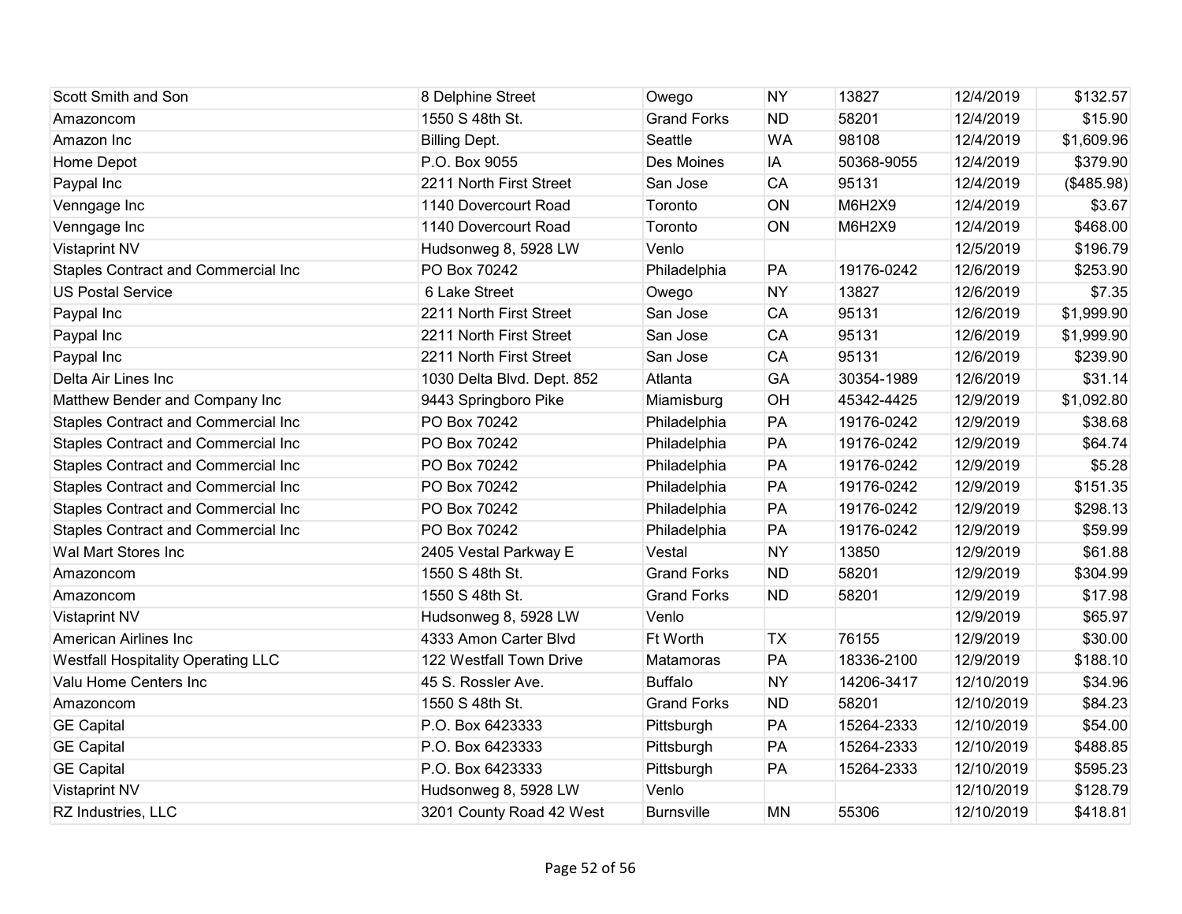| | | | | | | |
|---|---|---|---|---|---|---|
| Scott Smith and Son | 8 Delphine Street | Owego | NY | 13827 | 12/4/2019 | $132.57 |
| Amazoncom | 1550 S 48th St. | Grand Forks | ND | 58201 | 12/4/2019 | $15.90 |
| Amazon Inc | Billing Dept. | Seattle | WA | 98108 | 12/4/2019 | $1,609.96 |
| Home Depot | P.O. Box 9055 | Des Moines | IA | 50368-9055 | 12/4/2019 | $379.90 |
| Paypal Inc | 2211 North First Street | San Jose | CA | 95131 | 12/4/2019 | ($485.98) |
| Venngage Inc | 1140 Dovercourt Road | Toronto | ON | M6H2X9 | 12/4/2019 | $3.67 |
| Venngage Inc | 1140 Dovercourt Road | Toronto | ON | M6H2X9 | 12/4/2019 | $468.00 |
| Vistaprint NV | Hudsonweg 8, 5928 LW | Venlo | | | 12/5/2019 | $196.79 |
| Staples Contract and Commercial Inc | PO Box 70242 | Philadelphia | PA | 19176-0242 | 12/6/2019 | $253.90 |
| US Postal Service | 6 Lake Street | Owego | NY | 13827 | 12/6/2019 | $7.35 |
| Paypal Inc | 2211 North First Street | San Jose | CA | 95131 | 12/6/2019 | $1,999.90 |
| Paypal Inc | 2211 North First Street | San Jose | CA | 95131 | 12/6/2019 | $1,999.90 |
| Paypal Inc | 2211 North First Street | San Jose | CA | 95131 | 12/6/2019 | $239.90 |
| Delta Air Lines Inc | 1030 Delta Blvd. Dept. 852 | Atlanta | GA | 30354-1989 | 12/6/2019 | $31.14 |
| Matthew Bender and Company Inc | 9443 Springboro Pike | Miamisburg | OH | 45342-4425 | 12/9/2019 | $1,092.80 |
| Staples Contract and Commercial Inc | PO Box 70242 | Philadelphia | PA | 19176-0242 | 12/9/2019 | $38.68 |
| Staples Contract and Commercial Inc | PO Box 70242 | Philadelphia | PA | 19176-0242 | 12/9/2019 | $64.74 |
| Staples Contract and Commercial Inc | PO Box 70242 | Philadelphia | PA | 19176-0242 | 12/9/2019 | $5.28 |
| Staples Contract and Commercial Inc | PO Box 70242 | Philadelphia | PA | 19176-0242 | 12/9/2019 | $151.35 |
| Staples Contract and Commercial Inc | PO Box 70242 | Philadelphia | PA | 19176-0242 | 12/9/2019 | $298.13 |
| Staples Contract and Commercial Inc | PO Box 70242 | Philadelphia | PA | 19176-0242 | 12/9/2019 | $59.99 |
| Wal Mart Stores Inc | 2405 Vestal Parkway E | Vestal | NY | 13850 | 12/9/2019 | $61.88 |
| Amazoncom | 1550 S 48th St. | Grand Forks | ND | 58201 | 12/9/2019 | $304.99 |
| Amazoncom | 1550 S 48th St. | Grand Forks | ND | 58201 | 12/9/2019 | $17.98 |
| Vistaprint NV | Hudsonweg 8, 5928 LW | Venlo | | | 12/9/2019 | $65.97 |
| American Airlines Inc | 4333 Amon Carter Blvd | Ft Worth | TX | 76155 | 12/9/2019 | $30.00 |
| Westfall Hospitality Operating LLC | 122 Westfall Town Drive | Matamoras | PA | 18336-2100 | 12/9/2019 | $188.10 |
| Valu Home Centers Inc | 45 S. Rossler Ave. | Buffalo | NY | 14206-3417 | 12/10/2019 | $34.96 |
| Amazoncom | 1550 S 48th St. | Grand Forks | ND | 58201 | 12/10/2019 | $84.23 |
| GE Capital | P.O. Box 6423333 | Pittsburgh | PA | 15264-2333 | 12/10/2019 | $54.00 |
| GE Capital | P.O. Box 6423333 | Pittsburgh | PA | 15264-2333 | 12/10/2019 | $488.85 |
| GE Capital | P.O. Box 6423333 | Pittsburgh | PA | 15264-2333 | 12/10/2019 | $595.23 |
| Vistaprint NV | Hudsonweg 8, 5928 LW | Venlo | | | 12/10/2019 | $128.79 |
| RZ Industries, LLC | 3201 County Road 42 West | Burnsville | MN | 55306 | 12/10/2019 | $418.81 |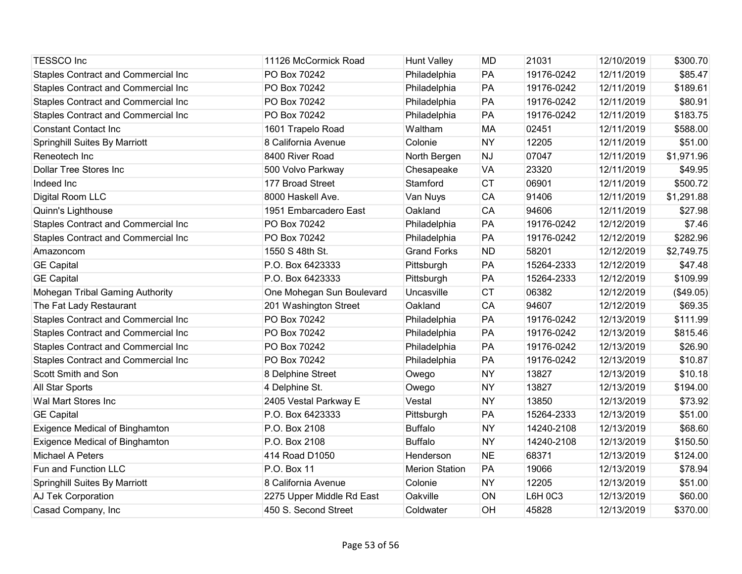| TESSCO Inc | 11126 McCormick Road | Hunt Valley | MD | 21031 | 12/10/2019 | $300.70 |
|---|---|---|---|---|---|---|
| Staples Contract and Commercial Inc | PO Box 70242 | Philadelphia | PA | 19176-0242 | 12/11/2019 | $85.47 |
| Staples Contract and Commercial Inc | PO Box 70242 | Philadelphia | PA | 19176-0242 | 12/11/2019 | $189.61 |
| Staples Contract and Commercial Inc | PO Box 70242 | Philadelphia | PA | 19176-0242 | 12/11/2019 | $80.91 |
| Staples Contract and Commercial Inc | PO Box 70242 | Philadelphia | PA | 19176-0242 | 12/11/2019 | $183.75 |
| Constant Contact Inc | 1601 Trapelo Road | Waltham | MA | 02451 | 12/11/2019 | $588.00 |
| Springhill Suites By Marriott | 8 California Avenue | Colonie | NY | 12205 | 12/11/2019 | $51.00 |
| Reneotech Inc | 8400 River Road | North Bergen | NJ | 07047 | 12/11/2019 | $1,971.96 |
| Dollar Tree Stores Inc | 500 Volvo Parkway | Chesapeake | VA | 23320 | 12/11/2019 | $49.95 |
| Indeed Inc | 177 Broad Street | Stamford | CT | 06901 | 12/11/2019 | $500.72 |
| Digital Room LLC | 8000 Haskell Ave. | Van Nuys | CA | 91406 | 12/11/2019 | $1,291.88 |
| Quinn's Lighthouse | 1951 Embarcadero East | Oakland | CA | 94606 | 12/11/2019 | $27.98 |
| Staples Contract and Commercial Inc | PO Box 70242 | Philadelphia | PA | 19176-0242 | 12/12/2019 | $7.46 |
| Staples Contract and Commercial Inc | PO Box 70242 | Philadelphia | PA | 19176-0242 | 12/12/2019 | $282.96 |
| Amazoncom | 1550 S 48th St. | Grand Forks | ND | 58201 | 12/12/2019 | $2,749.75 |
| GE Capital | P.O. Box 6423333 | Pittsburgh | PA | 15264-2333 | 12/12/2019 | $47.48 |
| GE Capital | P.O. Box 6423333 | Pittsburgh | PA | 15264-2333 | 12/12/2019 | $109.99 |
| Mohegan Tribal Gaming Authority | One Mohegan Sun Boulevard | Uncasville | CT | 06382 | 12/12/2019 | ($49.05) |
| The Fat Lady Restaurant | 201 Washington Street | Oakland | CA | 94607 | 12/12/2019 | $69.35 |
| Staples Contract and Commercial Inc | PO Box 70242 | Philadelphia | PA | 19176-0242 | 12/13/2019 | $111.99 |
| Staples Contract and Commercial Inc | PO Box 70242 | Philadelphia | PA | 19176-0242 | 12/13/2019 | $815.46 |
| Staples Contract and Commercial Inc | PO Box 70242 | Philadelphia | PA | 19176-0242 | 12/13/2019 | $26.90 |
| Staples Contract and Commercial Inc | PO Box 70242 | Philadelphia | PA | 19176-0242 | 12/13/2019 | $10.87 |
| Scott Smith and Son | 8 Delphine Street | Owego | NY | 13827 | 12/13/2019 | $10.18 |
| All Star Sports | 4 Delphine St. | Owego | NY | 13827 | 12/13/2019 | $194.00 |
| Wal Mart Stores Inc | 2405 Vestal Parkway E | Vestal | NY | 13850 | 12/13/2019 | $73.92 |
| GE Capital | P.O. Box 6423333 | Pittsburgh | PA | 15264-2333 | 12/13/2019 | $51.00 |
| Exigence Medical of Binghamton | P.O. Box 2108 | Buffalo | NY | 14240-2108 | 12/13/2019 | $68.60 |
| Exigence Medical of Binghamton | P.O. Box 2108 | Buffalo | NY | 14240-2108 | 12/13/2019 | $150.50 |
| Michael A Peters | 414 Road D1050 | Henderson | NE | 68371 | 12/13/2019 | $124.00 |
| Fun and Function LLC | P.O. Box 11 | Merion Station | PA | 19066 | 12/13/2019 | $78.94 |
| Springhill Suites By Marriott | 8 California Avenue | Colonie | NY | 12205 | 12/13/2019 | $51.00 |
| AJ Tek Corporation | 2275 Upper Middle Rd East | Oakville | ON | L6H 0C3 | 12/13/2019 | $60.00 |
| Casad Company, Inc | 450 S. Second Street | Coldwater | OH | 45828 | 12/13/2019 | $370.00 |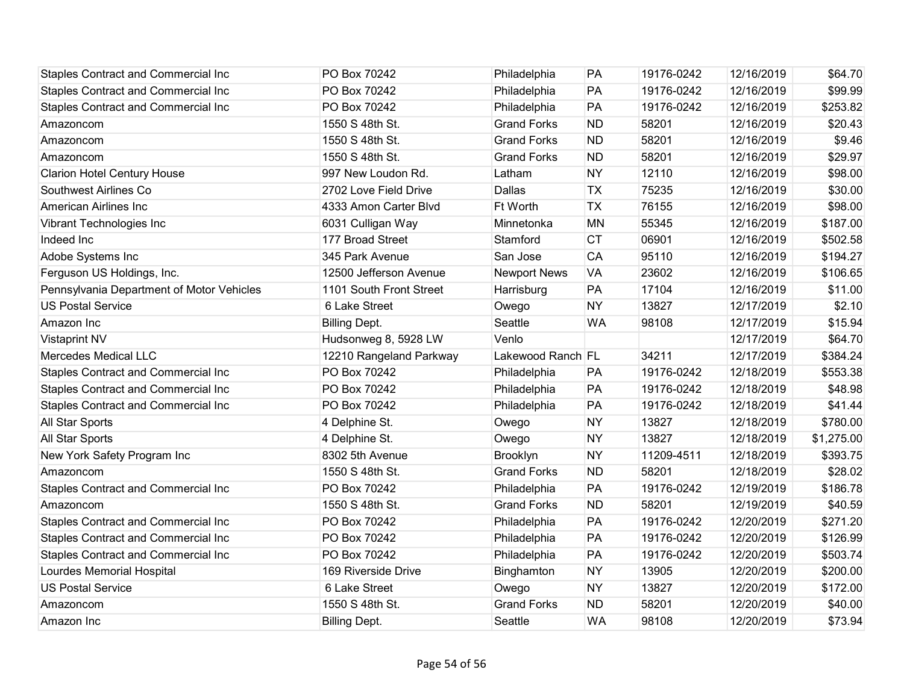| | | | | | | |
|---|---|---|---|---|---|---|
| Staples Contract and Commercial Inc | PO Box 70242 | Philadelphia | PA | 19176-0242 | 12/16/2019 | $64.70 |
| Staples Contract and Commercial Inc | PO Box 70242 | Philadelphia | PA | 19176-0242 | 12/16/2019 | $99.99 |
| Staples Contract and Commercial Inc | PO Box 70242 | Philadelphia | PA | 19176-0242 | 12/16/2019 | $253.82 |
| Amazoncom | 1550 S 48th St. | Grand Forks | ND | 58201 | 12/16/2019 | $20.43 |
| Amazoncom | 1550 S 48th St. | Grand Forks | ND | 58201 | 12/16/2019 | $9.46 |
| Amazoncom | 1550 S 48th St. | Grand Forks | ND | 58201 | 12/16/2019 | $29.97 |
| Clarion Hotel Century House | 997 New Loudon Rd. | Latham | NY | 12110 | 12/16/2019 | $98.00 |
| Southwest Airlines Co | 2702 Love Field Drive | Dallas | TX | 75235 | 12/16/2019 | $30.00 |
| American Airlines Inc | 4333 Amon Carter Blvd | Ft Worth | TX | 76155 | 12/16/2019 | $98.00 |
| Vibrant Technologies Inc | 6031 Culligan Way | Minnetonka | MN | 55345 | 12/16/2019 | $187.00 |
| Indeed Inc | 177 Broad Street | Stamford | CT | 06901 | 12/16/2019 | $502.58 |
| Adobe Systems Inc | 345 Park Avenue | San Jose | CA | 95110 | 12/16/2019 | $194.27 |
| Ferguson US Holdings, Inc. | 12500 Jefferson Avenue | Newport News | VA | 23602 | 12/16/2019 | $106.65 |
| Pennsylvania Department of Motor Vehicles | 1101 South Front Street | Harrisburg | PA | 17104 | 12/16/2019 | $11.00 |
| US Postal Service | 6 Lake Street | Owego | NY | 13827 | 12/17/2019 | $2.10 |
| Amazon Inc | Billing Dept. | Seattle | WA | 98108 | 12/17/2019 | $15.94 |
| Vistaprint NV | Hudsonweg 8, 5928 LW | Venlo | | | 12/17/2019 | $64.70 |
| Mercedes Medical LLC | 12210 Rangeland Parkway | Lakewood Ranch | FL | 34211 | 12/17/2019 | $384.24 |
| Staples Contract and Commercial Inc | PO Box 70242 | Philadelphia | PA | 19176-0242 | 12/18/2019 | $553.38 |
| Staples Contract and Commercial Inc | PO Box 70242 | Philadelphia | PA | 19176-0242 | 12/18/2019 | $48.98 |
| Staples Contract and Commercial Inc | PO Box 70242 | Philadelphia | PA | 19176-0242 | 12/18/2019 | $41.44 |
| All Star Sports | 4 Delphine St. | Owego | NY | 13827 | 12/18/2019 | $780.00 |
| All Star Sports | 4 Delphine St. | Owego | NY | 13827 | 12/18/2019 | $1,275.00 |
| New York Safety Program Inc | 8302 5th Avenue | Brooklyn | NY | 11209-4511 | 12/18/2019 | $393.75 |
| Amazoncom | 1550 S 48th St. | Grand Forks | ND | 58201 | 12/18/2019 | $28.02 |
| Staples Contract and Commercial Inc | PO Box 70242 | Philadelphia | PA | 19176-0242 | 12/19/2019 | $186.78 |
| Amazoncom | 1550 S 48th St. | Grand Forks | ND | 58201 | 12/19/2019 | $40.59 |
| Staples Contract and Commercial Inc | PO Box 70242 | Philadelphia | PA | 19176-0242 | 12/20/2019 | $271.20 |
| Staples Contract and Commercial Inc | PO Box 70242 | Philadelphia | PA | 19176-0242 | 12/20/2019 | $126.99 |
| Staples Contract and Commercial Inc | PO Box 70242 | Philadelphia | PA | 19176-0242 | 12/20/2019 | $503.74 |
| Lourdes Memorial Hospital | 169 Riverside Drive | Binghamton | NY | 13905 | 12/20/2019 | $200.00 |
| US Postal Service | 6 Lake Street | Owego | NY | 13827 | 12/20/2019 | $172.00 |
| Amazoncom | 1550 S 48th St. | Grand Forks | ND | 58201 | 12/20/2019 | $40.00 |
| Amazon Inc | Billing Dept. | Seattle | WA | 98108 | 12/20/2019 | $73.94 |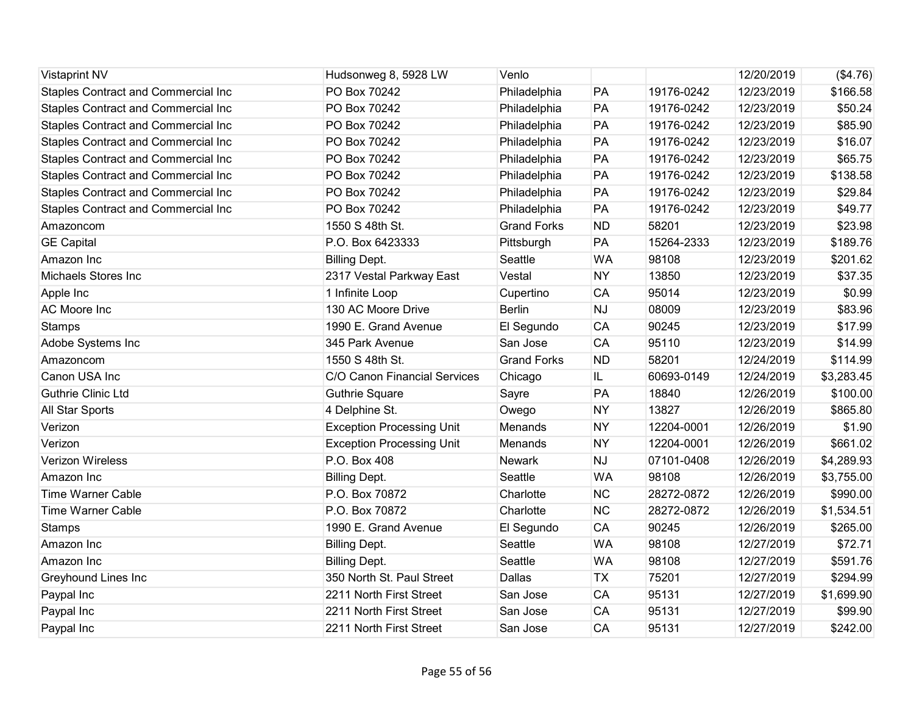| | | | | | | |
|---|---|---|---|---|---|---|
| Vistaprint NV | Hudsonweg 8, 5928 LW | Venlo | | | 12/20/2019 | ($4.76) |
| Staples Contract and Commercial Inc | PO Box 70242 | Philadelphia | PA | 19176-0242 | 12/23/2019 | $166.58 |
| Staples Contract and Commercial Inc | PO Box 70242 | Philadelphia | PA | 19176-0242 | 12/23/2019 | $50.24 |
| Staples Contract and Commercial Inc | PO Box 70242 | Philadelphia | PA | 19176-0242 | 12/23/2019 | $85.90 |
| Staples Contract and Commercial Inc | PO Box 70242 | Philadelphia | PA | 19176-0242 | 12/23/2019 | $16.07 |
| Staples Contract and Commercial Inc | PO Box 70242 | Philadelphia | PA | 19176-0242 | 12/23/2019 | $65.75 |
| Staples Contract and Commercial Inc | PO Box 70242 | Philadelphia | PA | 19176-0242 | 12/23/2019 | $138.58 |
| Staples Contract and Commercial Inc | PO Box 70242 | Philadelphia | PA | 19176-0242 | 12/23/2019 | $29.84 |
| Staples Contract and Commercial Inc | PO Box 70242 | Philadelphia | PA | 19176-0242 | 12/23/2019 | $49.77 |
| Amazoncom | 1550 S 48th St. | Grand Forks | ND | 58201 | 12/23/2019 | $23.98 |
| GE Capital | P.O. Box 6423333 | Pittsburgh | PA | 15264-2333 | 12/23/2019 | $189.76 |
| Amazon Inc | Billing Dept. | Seattle | WA | 98108 | 12/23/2019 | $201.62 |
| Michaels Stores Inc | 2317 Vestal Parkway East | Vestal | NY | 13850 | 12/23/2019 | $37.35 |
| Apple Inc | 1 Infinite Loop | Cupertino | CA | 95014 | 12/23/2019 | $0.99 |
| AC Moore Inc | 130 AC Moore Drive | Berlin | NJ | 08009 | 12/23/2019 | $83.96 |
| Stamps | 1990 E. Grand Avenue | El Segundo | CA | 90245 | 12/23/2019 | $17.99 |
| Adobe Systems Inc | 345 Park Avenue | San Jose | CA | 95110 | 12/23/2019 | $14.99 |
| Amazoncom | 1550 S 48th St. | Grand Forks | ND | 58201 | 12/24/2019 | $114.99 |
| Canon USA Inc | C/O Canon Financial Services | Chicago | IL | 60693-0149 | 12/24/2019 | $3,283.45 |
| Guthrie Clinic Ltd | Guthrie Square | Sayre | PA | 18840 | 12/26/2019 | $100.00 |
| All Star Sports | 4 Delphine St. | Owego | NY | 13827 | 12/26/2019 | $865.80 |
| Verizon | Exception Processing Unit | Menands | NY | 12204-0001 | 12/26/2019 | $1.90 |
| Verizon | Exception Processing Unit | Menands | NY | 12204-0001 | 12/26/2019 | $661.02 |
| Verizon Wireless | P.O. Box 408 | Newark | NJ | 07101-0408 | 12/26/2019 | $4,289.93 |
| Amazon Inc | Billing Dept. | Seattle | WA | 98108 | 12/26/2019 | $3,755.00 |
| Time Warner Cable | P.O. Box 70872 | Charlotte | NC | 28272-0872 | 12/26/2019 | $990.00 |
| Time Warner Cable | P.O. Box 70872 | Charlotte | NC | 28272-0872 | 12/26/2019 | $1,534.51 |
| Stamps | 1990 E. Grand Avenue | El Segundo | CA | 90245 | 12/26/2019 | $265.00 |
| Amazon Inc | Billing Dept. | Seattle | WA | 98108 | 12/27/2019 | $72.71 |
| Amazon Inc | Billing Dept. | Seattle | WA | 98108 | 12/27/2019 | $591.76 |
| Greyhound Lines Inc | 350 North St. Paul Street | Dallas | TX | 75201 | 12/27/2019 | $294.99 |
| Paypal Inc | 2211 North First Street | San Jose | CA | 95131 | 12/27/2019 | $1,699.90 |
| Paypal Inc | 2211 North First Street | San Jose | CA | 95131 | 12/27/2019 | $99.90 |
| Paypal Inc | 2211 North First Street | San Jose | CA | 95131 | 12/27/2019 | $242.00 |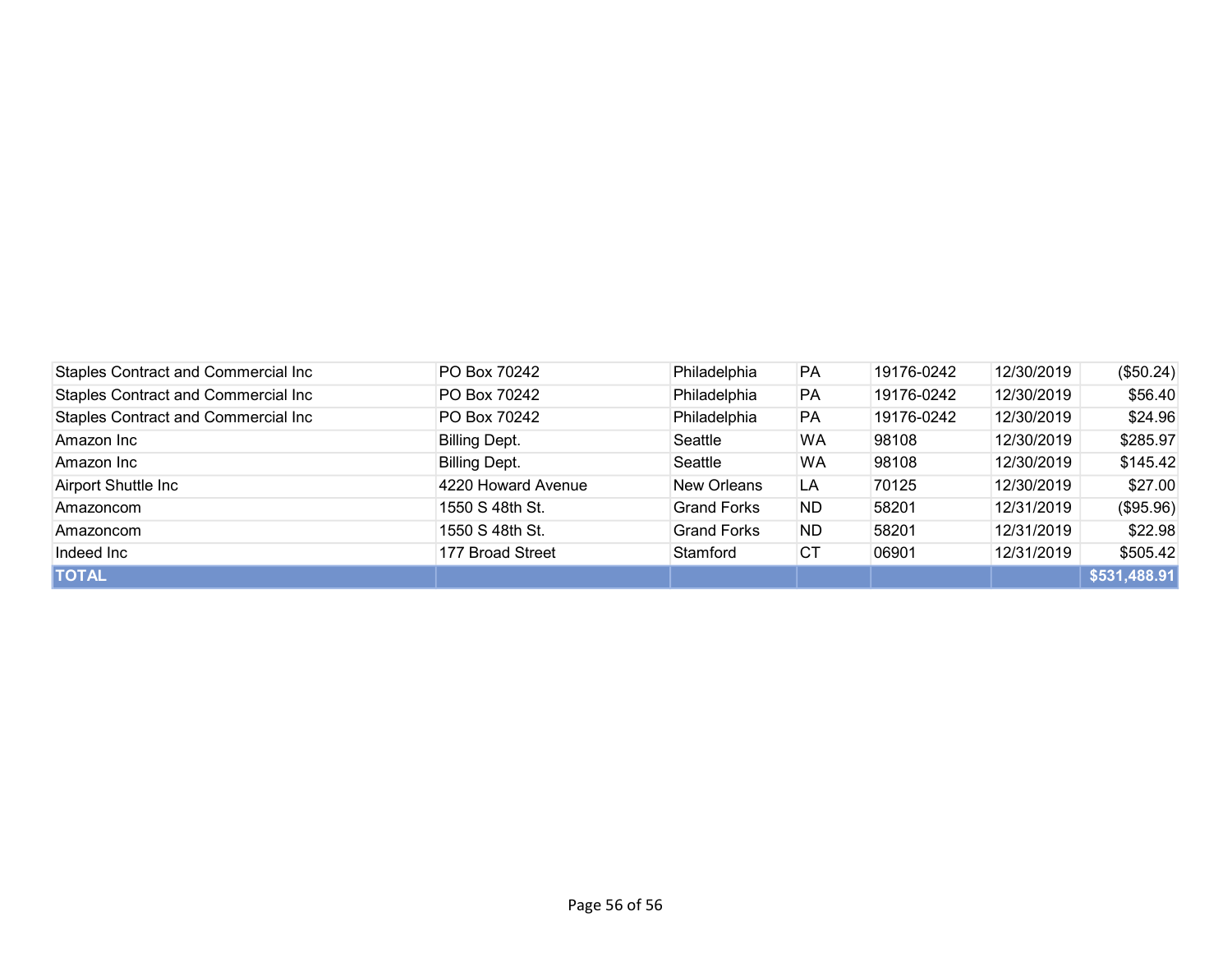| | | | | | | |
|---|---|---|---|---|---|---|
| Staples Contract and Commercial Inc | PO Box 70242 | Philadelphia | PA | 19176-0242 | 12/30/2019 | ($50.24) |
| Staples Contract and Commercial Inc | PO Box 70242 | Philadelphia | PA | 19176-0242 | 12/30/2019 | $56.40 |
| Staples Contract and Commercial Inc | PO Box 70242 | Philadelphia | PA | 19176-0242 | 12/30/2019 | $24.96 |
| Amazon Inc | Billing Dept. | Seattle | WA | 98108 | 12/30/2019 | $285.97 |
| Amazon Inc | Billing Dept. | Seattle | WA | 98108 | 12/30/2019 | $145.42 |
| Airport Shuttle Inc | 4220 Howard Avenue | New Orleans | LA | 70125 | 12/30/2019 | $27.00 |
| Amazoncom | 1550 S 48th St. | Grand Forks | ND | 58201 | 12/31/2019 | ($95.96) |
| Amazoncom | 1550 S 48th St. | Grand Forks | ND | 58201 | 12/31/2019 | $22.98 |
| Indeed Inc | 177 Broad Street | Stamford | CT | 06901 | 12/31/2019 | $505.42 |
| **TOTAL** | | | | | | **$531,488.91** |